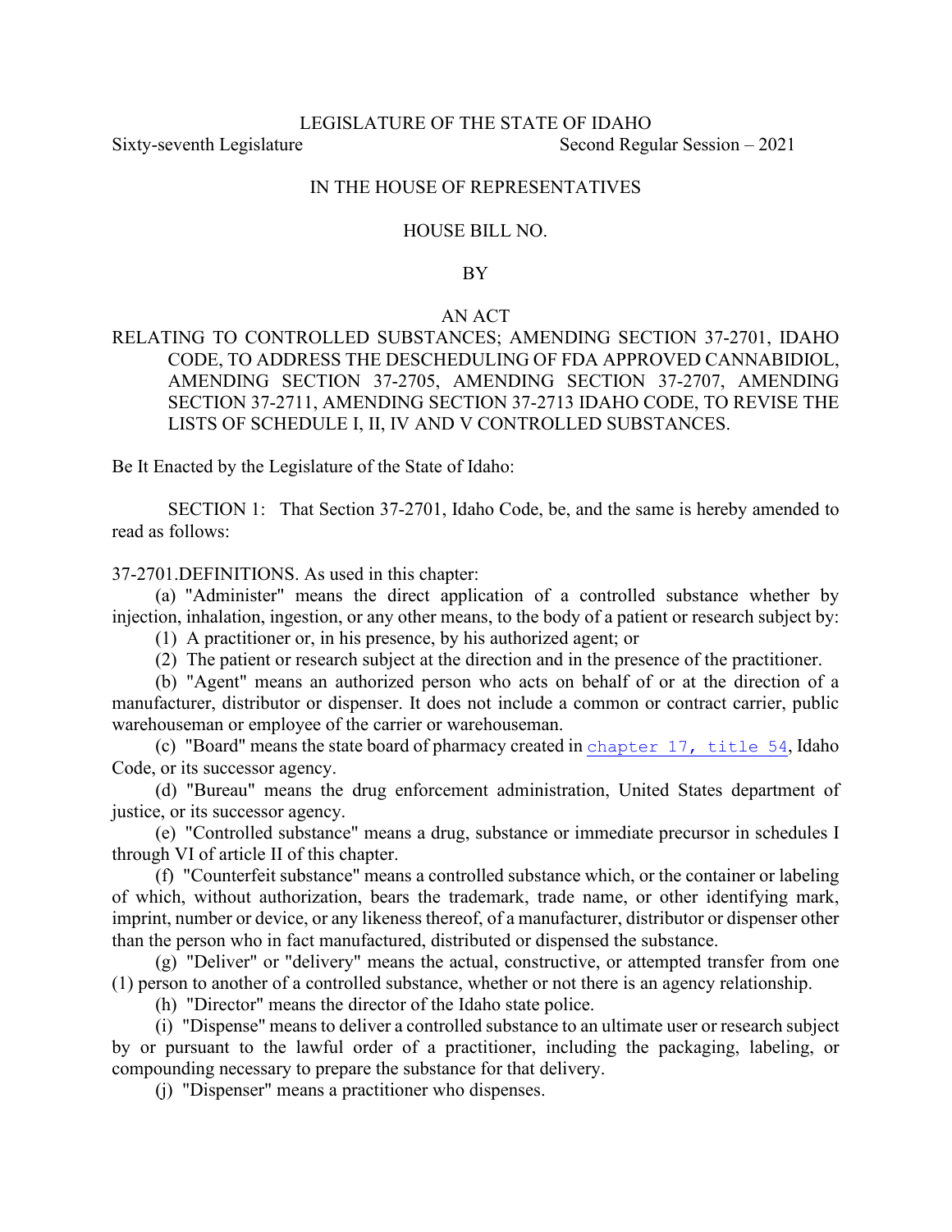LEGISLATURE OF THE STATE OF IDAHO

Sixty-seventh Legislature Second Regular Session – 2021

IN THE HOUSE OF REPRESENTATIVES

HOUSE BILL NO.

BY

AN ACT

RELATING TO CONTROLLED SUBSTANCES; AMENDING SECTION 37-2701, IDAHO CODE, TO ADDRESS THE DESCHEDULING OF FDA APPROVED CANNABIDIOL, AMENDING SECTION 37-2705, AMENDING SECTION 37-2707, AMENDING SECTION 37-2711, AMENDING SECTION 37-2713 IDAHO CODE, TO REVISE THE LISTS OF SCHEDULE I, II, IV AND V CONTROLLED SUBSTANCES.

Be It Enacted by the Legislature of the State of Idaho:

SECTION 1: That Section 37-2701, Idaho Code, be, and the same is hereby amended to read as follows:

37-2701.DEFINITIONS. As used in this chapter:

(a) "Administer" means the direct application of a controlled substance whether by injection, inhalation, ingestion, or any other means, to the body of a patient or research subject by:

(1) A practitioner or, in his presence, by his authorized agent; or

(2) The patient or research subject at the direction and in the presence of the practitioner.

(b) "Agent" means an authorized person who acts on behalf of or at the direction of a manufacturer, distributor or dispenser. It does not include a common or contract carrier, public warehouseman or employee of the carrier or warehouseman.

(c) "Board" means the state board of pharmacy created in chapter 17, title 54, Idaho Code, or its successor agency.

(d) "Bureau" means the drug enforcement administration, United States department of justice, or its successor agency.

(e) "Controlled substance" means a drug, substance or immediate precursor in schedules I through VI of article II of this chapter.

(f) "Counterfeit substance" means a controlled substance which, or the container or labeling of which, without authorization, bears the trademark, trade name, or other identifying mark, imprint, number or device, or any likeness thereof, of a manufacturer, distributor or dispenser other than the person who in fact manufactured, distributed or dispensed the substance.

(g) "Deliver" or "delivery" means the actual, constructive, or attempted transfer from one (1) person to another of a controlled substance, whether or not there is an agency relationship.

(h) "Director" means the director of the Idaho state police.

(i) "Dispense" means to deliver a controlled substance to an ultimate user or research subject by or pursuant to the lawful order of a practitioner, including the packaging, labeling, or compounding necessary to prepare the substance for that delivery.

(j) "Dispenser" means a practitioner who dispenses.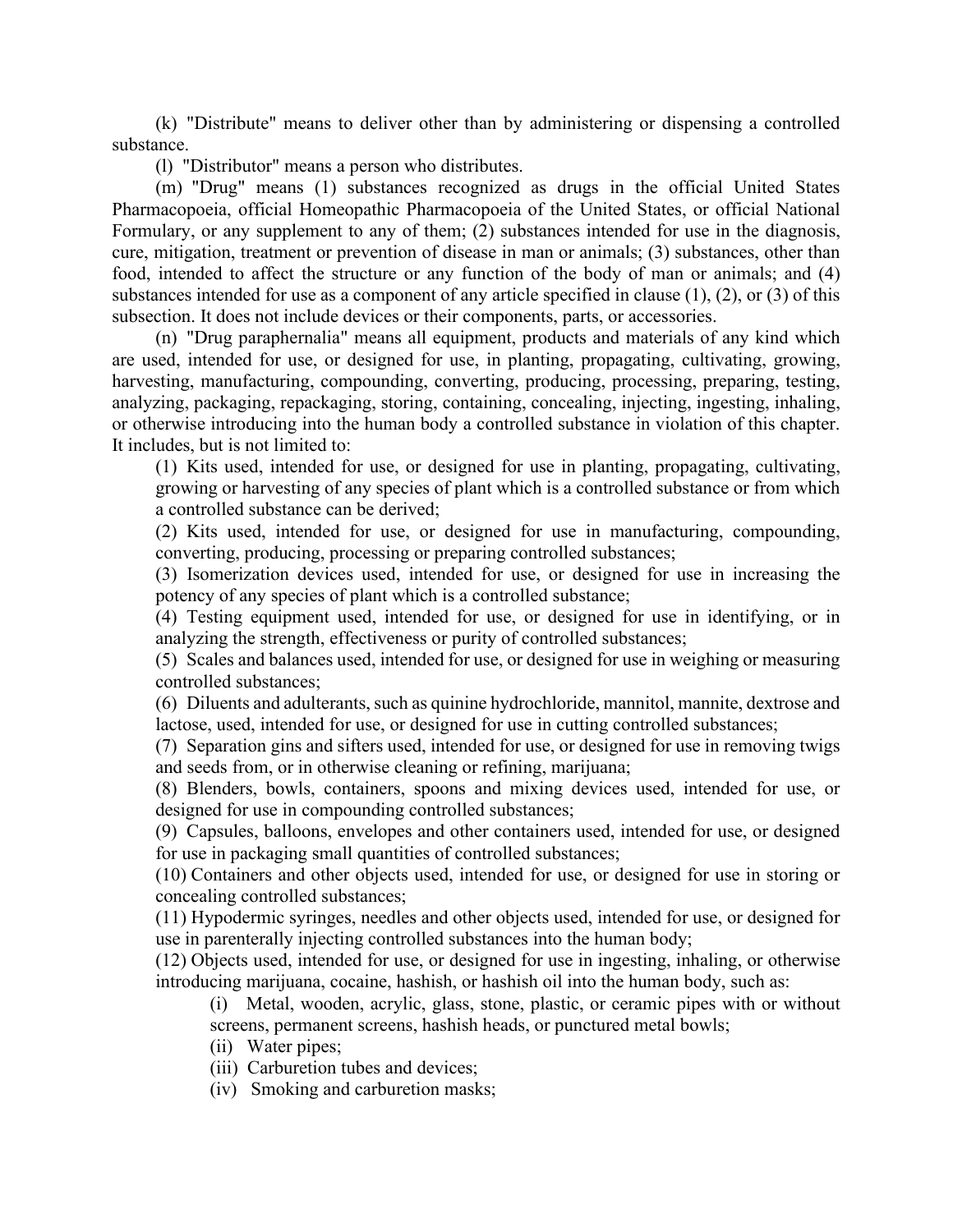(k) "Distribute" means to deliver other than by administering or dispensing a controlled substance.

(l) "Distributor" means a person who distributes.

(m) "Drug" means (1) substances recognized as drugs in the official United States Pharmacopoeia, official Homeopathic Pharmacopoeia of the United States, or official National Formulary, or any supplement to any of them; (2) substances intended for use in the diagnosis, cure, mitigation, treatment or prevention of disease in man or animals; (3) substances, other than food, intended to affect the structure or any function of the body of man or animals; and (4) substances intended for use as a component of any article specified in clause (1), (2), or (3) of this subsection. It does not include devices or their components, parts, or accessories.

(n) "Drug paraphernalia" means all equipment, products and materials of any kind which are used, intended for use, or designed for use, in planting, propagating, cultivating, growing, harvesting, manufacturing, compounding, converting, producing, processing, preparing, testing, analyzing, packaging, repackaging, storing, containing, concealing, injecting, ingesting, inhaling, or otherwise introducing into the human body a controlled substance in violation of this chapter. It includes, but is not limited to:

> (1) Kits used, intended for use, or designed for use in planting, propagating, cultivating, growing or harvesting of any species of plant which is a controlled substance or from which a controlled substance can be derived;
>
> (2) Kits used, intended for use, or designed for use in manufacturing, compounding, converting, producing, processing or preparing controlled substances;
>
> (3) Isomerization devices used, intended for use, or designed for use in increasing the potency of any species of plant which is a controlled substance;
>
> (4) Testing equipment used, intended for use, or designed for use in identifying, or in analyzing the strength, effectiveness or purity of controlled substances;
>
> (5) Scales and balances used, intended for use, or designed for use in weighing or measuring controlled substances;
>
> (6) Diluents and adulterants, such as quinine hydrochloride, mannitol, mannite, dextrose and lactose, used, intended for use, or designed for use in cutting controlled substances;
>
> (7) Separation gins and sifters used, intended for use, or designed for use in removing twigs and seeds from, or in otherwise cleaning or refining, marijuana;
>
> (8) Blenders, bowls, containers, spoons and mixing devices used, intended for use, or designed for use in compounding controlled substances;
>
> (9) Capsules, balloons, envelopes and other containers used, intended for use, or designed for use in packaging small quantities of controlled substances;
>
> (10) Containers and other objects used, intended for use, or designed for use in storing or concealing controlled substances;
>
> (11) Hypodermic syringes, needles and other objects used, intended for use, or designed for use in parenterally injecting controlled substances into the human body;
>
> (12) Objects used, intended for use, or designed for use in ingesting, inhaling, or otherwise introducing marijuana, cocaine, hashish, or hashish oil into the human body, such as:
>
> > (i) Metal, wooden, acrylic, glass, stone, plastic, or ceramic pipes with or without screens, permanent screens, hashish heads, or punctured metal bowls;
> >
> > (ii) Water pipes;
> >
> > (iii) Carburetion tubes and devices;
> >
> > (iv) Smoking and carburetion masks;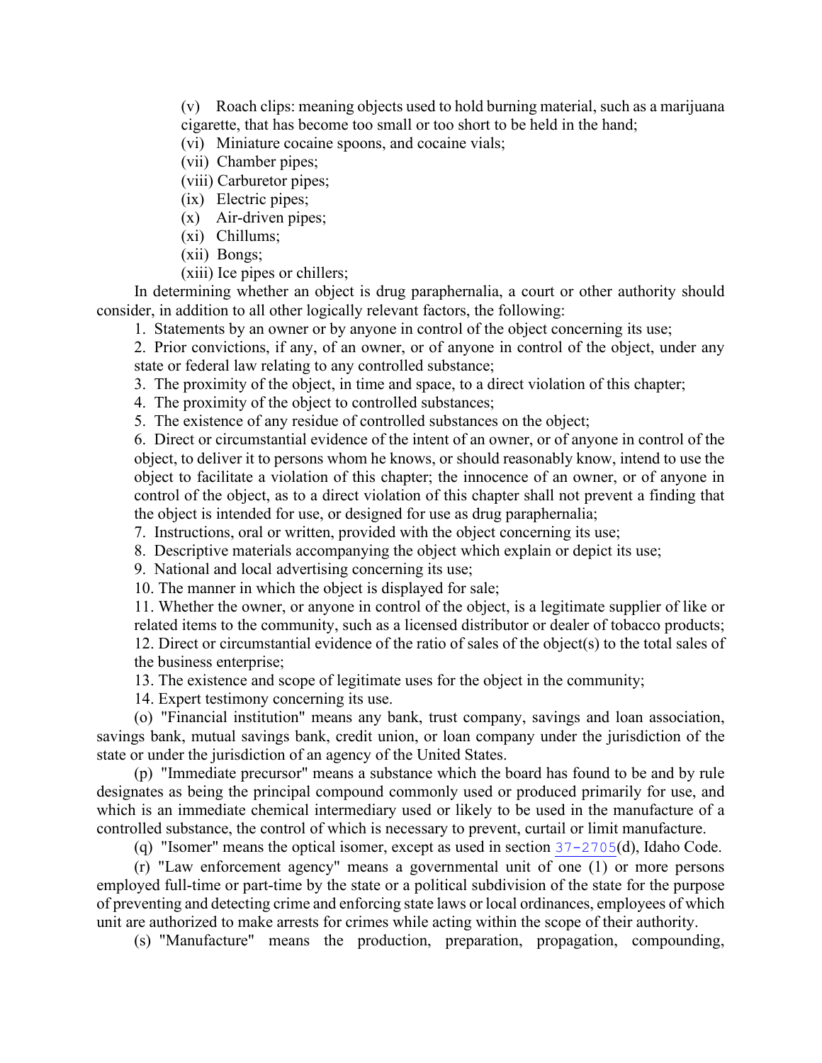(v) Roach clips: meaning objects used to hold burning material, such as a marijuana cigarette, that has become too small or too short to be held in the hand;

(vi) Miniature cocaine spoons, and cocaine vials;

(vii) Chamber pipes;

(viii) Carburetor pipes;

(ix) Electric pipes;

(x) Air-driven pipes;

(xi) Chillums;

(xii) Bongs;

(xiii) Ice pipes or chillers;

In determining whether an object is drug paraphernalia, a court or other authority should consider, in addition to all other logically relevant factors, the following:

1. Statements by an owner or by anyone in control of the object concerning its use;
2. Prior convictions, if any, of an owner, or of anyone in control of the object, under any state or federal law relating to any controlled substance;
3. The proximity of the object, in time and space, to a direct violation of this chapter;
4. The proximity of the object to controlled substances;
5. The existence of any residue of controlled substances on the object;
6. Direct or circumstantial evidence of the intent of an owner, or of anyone in control of the object, to deliver it to persons whom he knows, or should reasonably know, intend to use the object to facilitate a violation of this chapter; the innocence of an owner, or of anyone in control of the object, as to a direct violation of this chapter shall not prevent a finding that the object is intended for use, or designed for use as drug paraphernalia;
7. Instructions, oral or written, provided with the object concerning its use;
8. Descriptive materials accompanying the object which explain or depict its use;
9. National and local advertising concerning its use;
10. The manner in which the object is displayed for sale;
11. Whether the owner, or anyone in control of the object, is a legitimate supplier of like or related items to the community, such as a licensed distributor or dealer of tobacco products;
12. Direct or circumstantial evidence of the ratio of sales of the object(s) to the total sales of the business enterprise;
13. The existence and scope of legitimate uses for the object in the community;
14. Expert testimony concerning its use.

(o) "Financial institution" means any bank, trust company, savings and loan association, savings bank, mutual savings bank, credit union, or loan company under the jurisdiction of the state or under the jurisdiction of an agency of the United States.

(p) "Immediate precursor" means a substance which the board has found to be and by rule designates as being the principal compound commonly used or produced primarily for use, and which is an immediate chemical intermediary used or likely to be used in the manufacture of a controlled substance, the control of which is necessary to prevent, curtail or limit manufacture.

(q) "Isomer" means the optical isomer, except as used in section 37-2705(d), Idaho Code.

(r) "Law enforcement agency" means a governmental unit of one (1) or more persons employed full-time or part-time by the state or a political subdivision of the state for the purpose of preventing and detecting crime and enforcing state laws or local ordinances, employees of which unit are authorized to make arrests for crimes while acting within the scope of their authority.

(s) "Manufacture" means the production, preparation, propagation, compounding,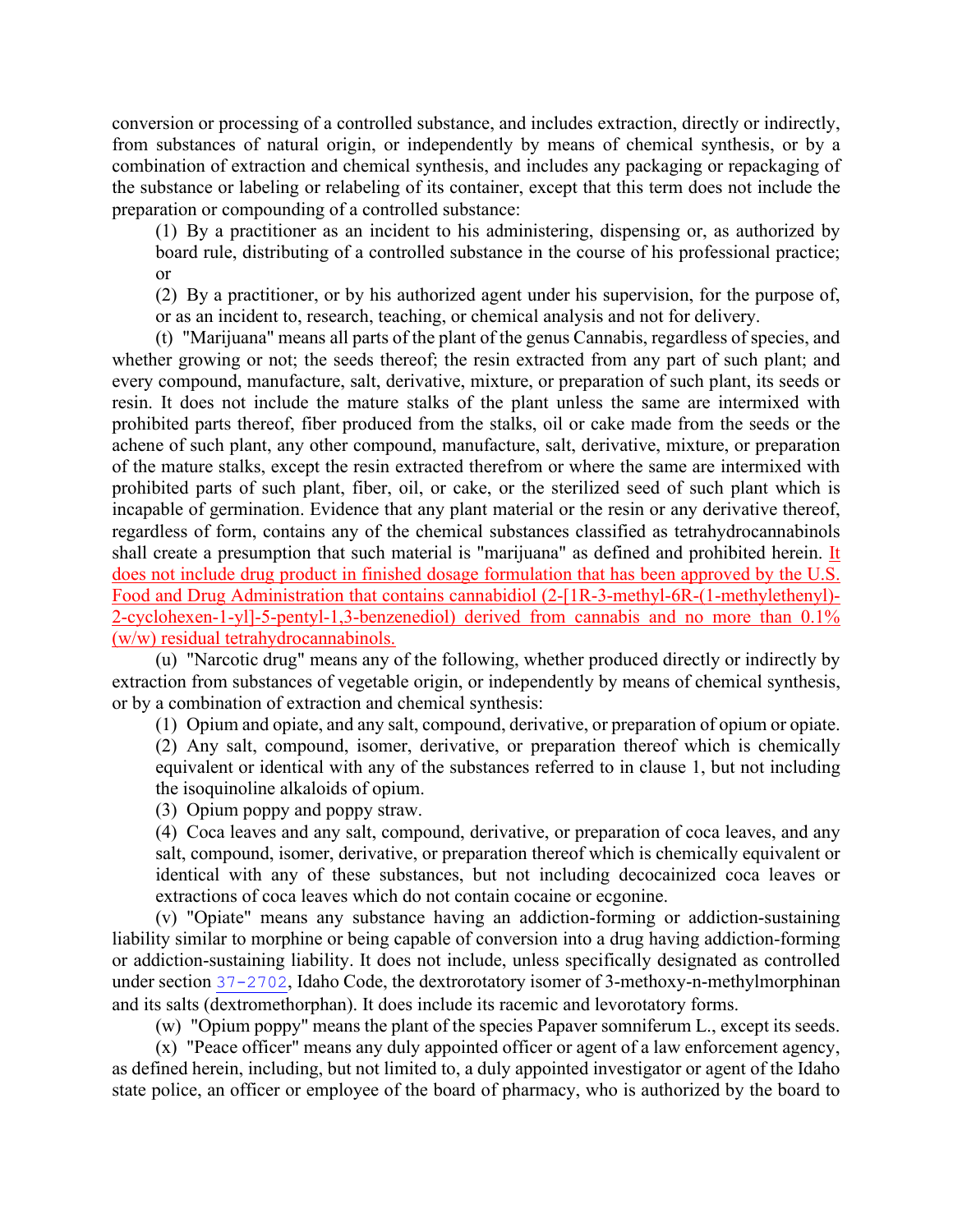conversion or processing of a controlled substance, and includes extraction, directly or indirectly, from substances of natural origin, or independently by means of chemical synthesis, or by a combination of extraction and chemical synthesis, and includes any packaging or repackaging of the substance or labeling or relabeling of its container, except that this term does not include the preparation or compounding of a controlled substance:

(1) By a practitioner as an incident to his administering, dispensing or, as authorized by board rule, distributing of a controlled substance in the course of his professional practice; or

(2) By a practitioner, or by his authorized agent under his supervision, for the purpose of, or as an incident to, research, teaching, or chemical analysis and not for delivery.

(t) "Marijuana" means all parts of the plant of the genus Cannabis, regardless of species, and whether growing or not; the seeds thereof; the resin extracted from any part of such plant; and every compound, manufacture, salt, derivative, mixture, or preparation of such plant, its seeds or resin. It does not include the mature stalks of the plant unless the same are intermixed with prohibited parts thereof, fiber produced from the stalks, oil or cake made from the seeds or the achene of such plant, any other compound, manufacture, salt, derivative, mixture, or preparation of the mature stalks, except the resin extracted therefrom or where the same are intermixed with prohibited parts of such plant, fiber, oil, or cake, or the sterilized seed of such plant which is incapable of germination. Evidence that any plant material or the resin or any derivative thereof, regardless of form, contains any of the chemical substances classified as tetrahydrocannabinols shall create a presumption that such material is "marijuana" as defined and prohibited herein. <u>It does not include drug product in finished dosage formulation that has been approved by the U.S. Food and Drug Administration that contains cannabidiol (2-[1R-3-methyl-6R-(1-methylethenyl)-2-cyclohexen-1-yl]-5-pentyl-1,3-benzenediol) derived from cannabis and no more than 0.1% (w/w) residual tetrahydrocannabinols.</u>

(u) "Narcotic drug" means any of the following, whether produced directly or indirectly by extraction from substances of vegetable origin, or independently by means of chemical synthesis, or by a combination of extraction and chemical synthesis:

(1) Opium and opiate, and any salt, compound, derivative, or preparation of opium or opiate.

(2) Any salt, compound, isomer, derivative, or preparation thereof which is chemically equivalent or identical with any of the substances referred to in clause 1, but not including the isoquinoline alkaloids of opium.

(3) Opium poppy and poppy straw.

(4) Coca leaves and any salt, compound, derivative, or preparation of coca leaves, and any salt, compound, isomer, derivative, or preparation thereof which is chemically equivalent or identical with any of these substances, but not including decocainized coca leaves or extractions of coca leaves which do not contain cocaine or ecgonine.

(v) "Opiate" means any substance having an addiction-forming or addiction-sustaining liability similar to morphine or being capable of conversion into a drug having addiction-forming or addiction-sustaining liability. It does not include, unless specifically designated as controlled under section 37-2702, Idaho Code, the dextrorotatory isomer of 3-methoxy-n-methylmorphinan and its salts (dextromethorphan). It does include its racemic and levorotatory forms.

(w) "Opium poppy" means the plant of the species Papaver somniferum L., except its seeds.

(x) "Peace officer" means any duly appointed officer or agent of a law enforcement agency, as defined herein, including, but not limited to, a duly appointed investigator or agent of the Idaho state police, an officer or employee of the board of pharmacy, who is authorized by the board to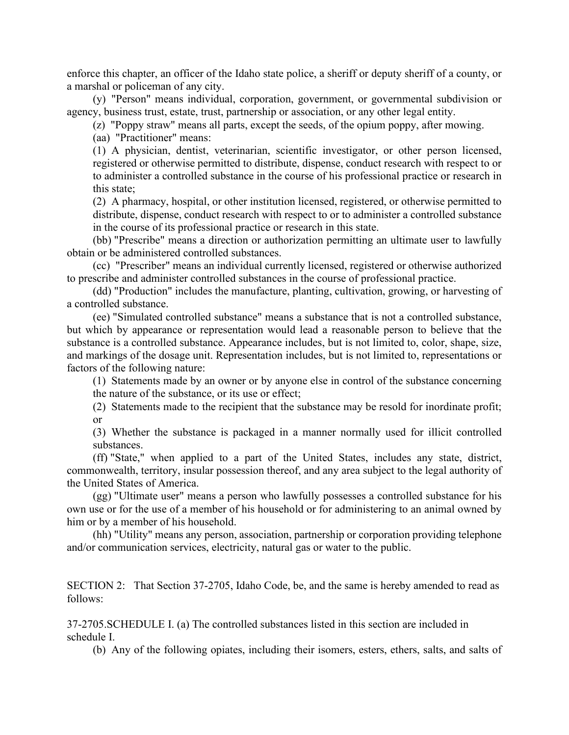enforce this chapter, an officer of the Idaho state police, a sheriff or deputy sheriff of a county, or a marshal or policeman of any city.

(y) "Person" means individual, corporation, government, or governmental subdivision or agency, business trust, estate, trust, partnership or association, or any other legal entity.

(z) "Poppy straw" means all parts, except the seeds, of the opium poppy, after mowing.

(aa) "Practitioner" means:

(1) A physician, dentist, veterinarian, scientific investigator, or other person licensed, registered or otherwise permitted to distribute, dispense, conduct research with respect to or to administer a controlled substance in the course of his professional practice or research in this state;

(2) A pharmacy, hospital, or other institution licensed, registered, or otherwise permitted to distribute, dispense, conduct research with respect to or to administer a controlled substance in the course of its professional practice or research in this state.

(bb) "Prescribe" means a direction or authorization permitting an ultimate user to lawfully obtain or be administered controlled substances.

(cc) "Prescriber" means an individual currently licensed, registered or otherwise authorized to prescribe and administer controlled substances in the course of professional practice.

(dd) "Production" includes the manufacture, planting, cultivation, growing, or harvesting of a controlled substance.

(ee) "Simulated controlled substance" means a substance that is not a controlled substance, but which by appearance or representation would lead a reasonable person to believe that the substance is a controlled substance. Appearance includes, but is not limited to, color, shape, size, and markings of the dosage unit. Representation includes, but is not limited to, representations or factors of the following nature:

(1) Statements made by an owner or by anyone else in control of the substance concerning the nature of the substance, or its use or effect;

(2) Statements made to the recipient that the substance may be resold for inordinate profit; or

(3) Whether the substance is packaged in a manner normally used for illicit controlled substances.

(ff) "State," when applied to a part of the United States, includes any state, district, commonwealth, territory, insular possession thereof, and any area subject to the legal authority of the United States of America.

(gg) "Ultimate user" means a person who lawfully possesses a controlled substance for his own use or for the use of a member of his household or for administering to an animal owned by him or by a member of his household.

(hh) "Utility" means any person, association, partnership or corporation providing telephone and/or communication services, electricity, natural gas or water to the public.

SECTION 2: That Section 37-2705, Idaho Code, be, and the same is hereby amended to read as follows:

37-2705.SCHEDULE I. (a) The controlled substances listed in this section are included in schedule I.

(b) Any of the following opiates, including their isomers, esters, ethers, salts, and salts of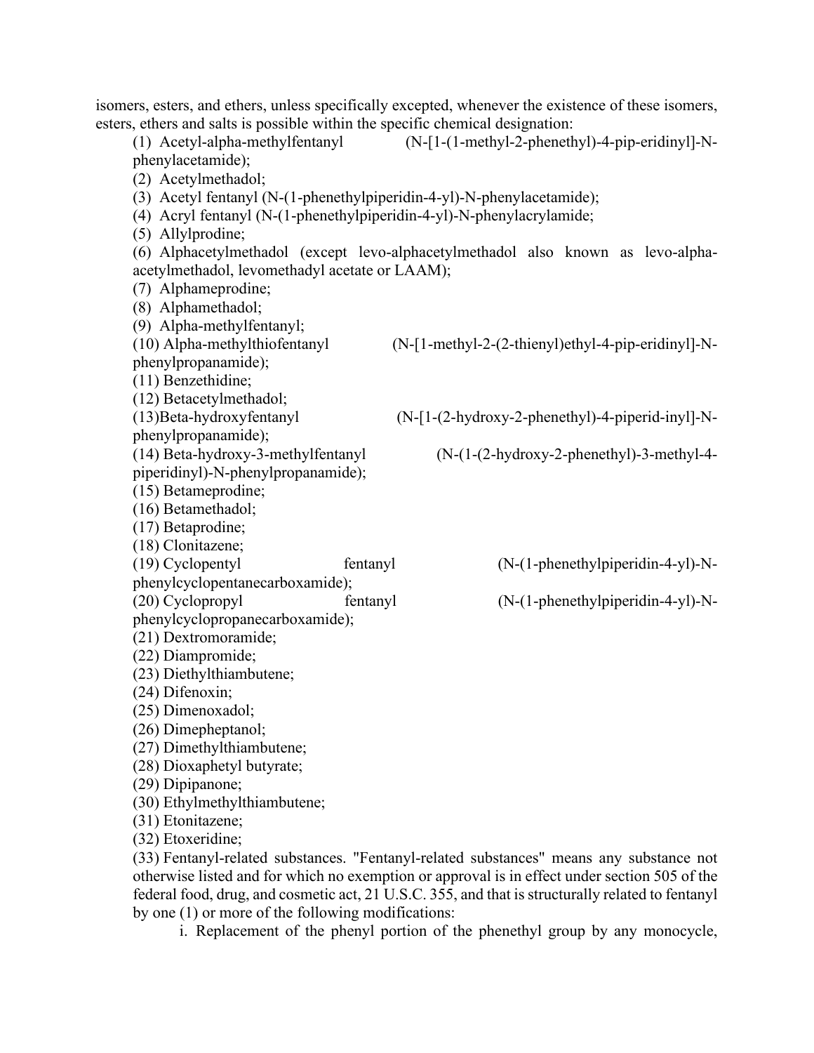isomers, esters, and ethers, unless specifically excepted, whenever the existence of these isomers, esters, ethers and salts is possible within the specific chemical designation:

(1) Acetyl-alpha-methylfentanyl (N-[1-(1-methyl-2-phenethyl)-4-pip-eridinyl]-N-phenylacetamide);

(2) Acetylmethadol;

(3) Acetyl fentanyl (N-(1-phenethylpiperidin-4-yl)-N-phenylacetamide);

(4) Acryl fentanyl (N-(1-phenethylpiperidin-4-yl)-N-phenylacrylamide;

(5) Allylprodine;

(6) Alphacetylmethadol (except levo-alphacetylmethadol also known as levo-alpha-acetylmethadol, levomethadyl acetate or LAAM);

(7) Alphameprodine;

(8) Alphamethadol;

(9) Alpha-methylfentanyl;

(10) Alpha-methylthiofentanyl (N-[1-methyl-2-(2-thienyl)ethyl-4-pip-eridinyl]-N-phenylpropanamide);

(11) Benzethidine;

(12) Betacetylmethadol;

(13)Beta-hydroxyfentanyl (N-[1-(2-hydroxy-2-phenethyl)-4-piperid-inyl]-N-phenylpropanamide);

(14) Beta-hydroxy-3-methylfentanyl (N-(1-(2-hydroxy-2-phenethyl)-3-methyl-4-piperidinyl)-N-phenylpropanamide);

(15) Betameprodine;

(16) Betamethadol;

(17) Betaprodine;

(18) Clonitazene;

(19) Cyclopentyl fentanyl (N-(1-phenethylpiperidin-4-yl)-N-phenylcyclopentanecarboxamide);

(20) Cyclopropyl fentanyl (N-(1-phenethylpiperidin-4-yl)-N-phenylcyclopropanecarboxamide);

(21) Dextromoramide;

(22) Diampromide;

(23) Diethylthiambutene;

(24) Difenoxin;

(25) Dimenoxadol;

(26) Dimepheptanol;

(27) Dimethylthiambutene;

(28) Dioxaphetyl butyrate;

(29) Dipipanone;

(30) Ethylmethylthiambutene;

(31) Etonitazene;

(32) Etoxeridine;

(33) Fentanyl-related substances. "Fentanyl-related substances" means any substance not otherwise listed and for which no exemption or approval is in effect under section 505 of the federal food, drug, and cosmetic act, 21 U.S.C. 355, and that is structurally related to fentanyl by one (1) or more of the following modifications:

i. Replacement of the phenyl portion of the phenethyl group by any monocycle,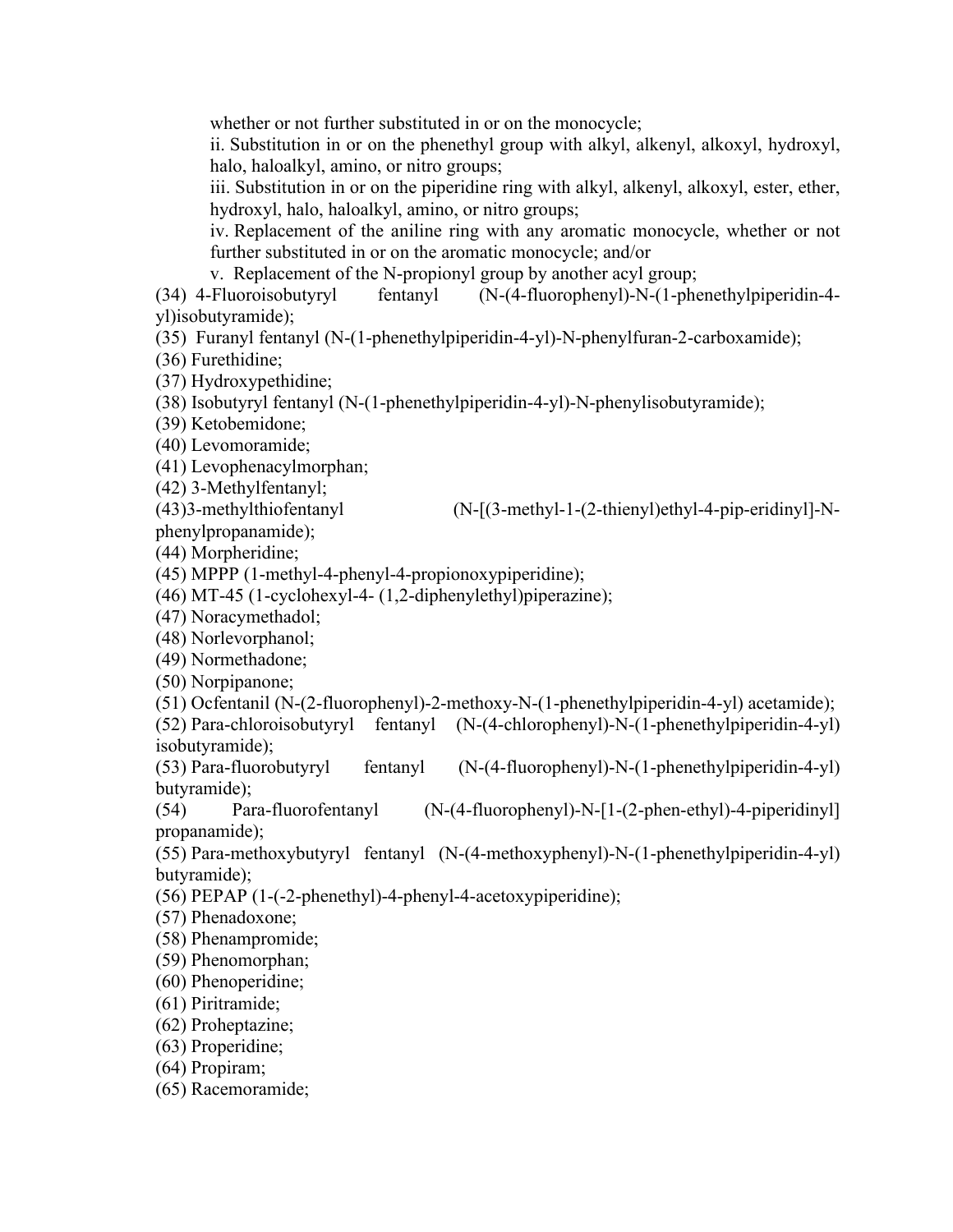whether or not further substituted in or on the monocycle;

ii. Substitution in or on the phenethyl group with alkyl, alkenyl, alkoxyl, hydroxyl, halo, haloalkyl, amino, or nitro groups;

iii. Substitution in or on the piperidine ring with alkyl, alkenyl, alkoxyl, ester, ether, hydroxyl, halo, haloalkyl, amino, or nitro groups;

iv. Replacement of the aniline ring with any aromatic monocycle, whether or not further substituted in or on the aromatic monocycle; and/or

v. Replacement of the N-propionyl group by another acyl group;

(34) 4-Fluoroisobutyryl fentanyl (N-(4-fluorophenyl)-N-(1-phenethylpiperidin-4-yl)isobutyramide);

(35) Furanyl fentanyl (N-(1-phenethylpiperidin-4-yl)-N-phenylfuran-2-carboxamide);

(36) Furethidine;

(37) Hydroxypethidine;

(38) Isobutyryl fentanyl (N-(1-phenethylpiperidin-4-yl)-N-phenylisobutyramide);

(39) Ketobemidone;

(40) Levomoramide;

(41) Levophenacylmorphan;

(42) 3-Methylfentanyl;

(43)3-methylthiofentanyl (N-[(3-methyl-1-(2-thienyl)ethyl-4-pip-eridinyl]-N-phenylpropanamide);

(44) Morpheridine;

(45) MPPP (1-methyl-4-phenyl-4-propionoxypiperidine);

(46) MT-45 (1-cyclohexyl-4- (1,2-diphenylethyl)piperazine);

(47) Noracymethadol;

(48) Norlevorphanol;

(49) Normethadone;

(50) Norpipanone;

(51) Ocfentanil (N-(2-fluorophenyl)-2-methoxy-N-(1-phenethylpiperidin-4-yl) acetamide);

(52) Para-chloroisobutyryl fentanyl (N-(4-chlorophenyl)-N-(1-phenethylpiperidin-4-yl) isobutyramide);

(53) Para-fluorobutyryl fentanyl (N-(4-fluorophenyl)-N-(1-phenethylpiperidin-4-yl) butyramide);

(54) Para-fluorofentanyl (N-(4-fluorophenyl)-N-[1-(2-phen-ethyl)-4-piperidinyl] propanamide);

(55) Para-methoxybutyryl fentanyl (N-(4-methoxyphenyl)-N-(1-phenethylpiperidin-4-yl) butyramide);

(56) PEPAP (1-(-2-phenethyl)-4-phenyl-4-acetoxypiperidine);

(57) Phenadoxone;

(58) Phenampromide;

(59) Phenomorphan;

(60) Phenoperidine;

(61) Piritramide;

(62) Proheptazine;

(63) Properidine;

(64) Propiram;

(65) Racemoramide;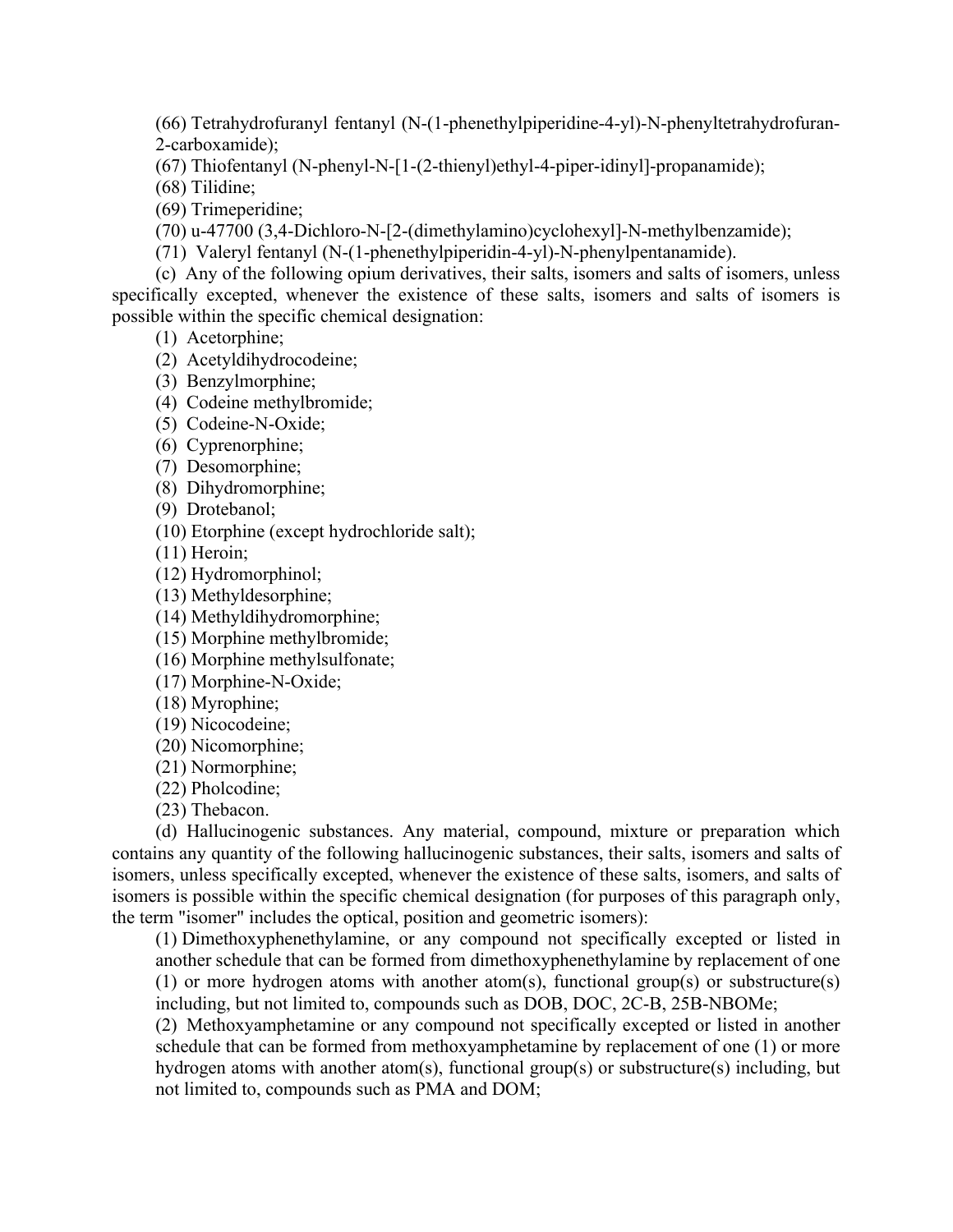(66) Tetrahydrofuranyl fentanyl (N-(1-phenethylpiperidine-4-yl)-N-phenyltetrahydrofuran-2-carboxamide);

(67) Thiofentanyl (N-phenyl-N-[1-(2-thienyl)ethyl-4-piper-idinyl]-propanamide);

(68) Tilidine;

(69) Trimeperidine;

(70) u-47700 (3,4-Dichloro-N-[2-(dimethylamino)cyclohexyl]-N-methylbenzamide);

(71) Valeryl fentanyl (N-(1-phenethylpiperidin-4-yl)-N-phenylpentanamide).

(c) Any of the following opium derivatives, their salts, isomers and salts of isomers, unless specifically excepted, whenever the existence of these salts, isomers and salts of isomers is possible within the specific chemical designation:

(1) Acetorphine;

(2) Acetyldihydrocodeine;

(3) Benzylmorphine;

(4) Codeine methylbromide;

(5) Codeine-N-Oxide;

(6) Cyprenorphine;

(7) Desomorphine;

(8) Dihydromorphine;

(9) Drotebanol;

(10) Etorphine (except hydrochloride salt);

(11) Heroin;

(12) Hydromorphinol;

(13) Methyldesorphine;

(14) Methyldihydromorphine;

(15) Morphine methylbromide;

(16) Morphine methylsulfonate;

(17) Morphine-N-Oxide;

(18) Myrophine;

(19) Nicocodeine;

(20) Nicomorphine;

(21) Normorphine;

(22) Pholcodine;

(23) Thebacon.

(d) Hallucinogenic substances. Any material, compound, mixture or preparation which contains any quantity of the following hallucinogenic substances, their salts, isomers and salts of isomers, unless specifically excepted, whenever the existence of these salts, isomers, and salts of isomers is possible within the specific chemical designation (for purposes of this paragraph only, the term "isomer" includes the optical, position and geometric isomers):

(1) Dimethoxyphenethylamine, or any compound not specifically excepted or listed in another schedule that can be formed from dimethoxyphenethylamine by replacement of one (1) or more hydrogen atoms with another atom(s), functional group(s) or substructure(s) including, but not limited to, compounds such as DOB, DOC, 2C-B, 25B-NBOMe;

(2) Methoxyamphetamine or any compound not specifically excepted or listed in another schedule that can be formed from methoxyamphetamine by replacement of one (1) or more hydrogen atoms with another atom(s), functional group(s) or substructure(s) including, but not limited to, compounds such as PMA and DOM;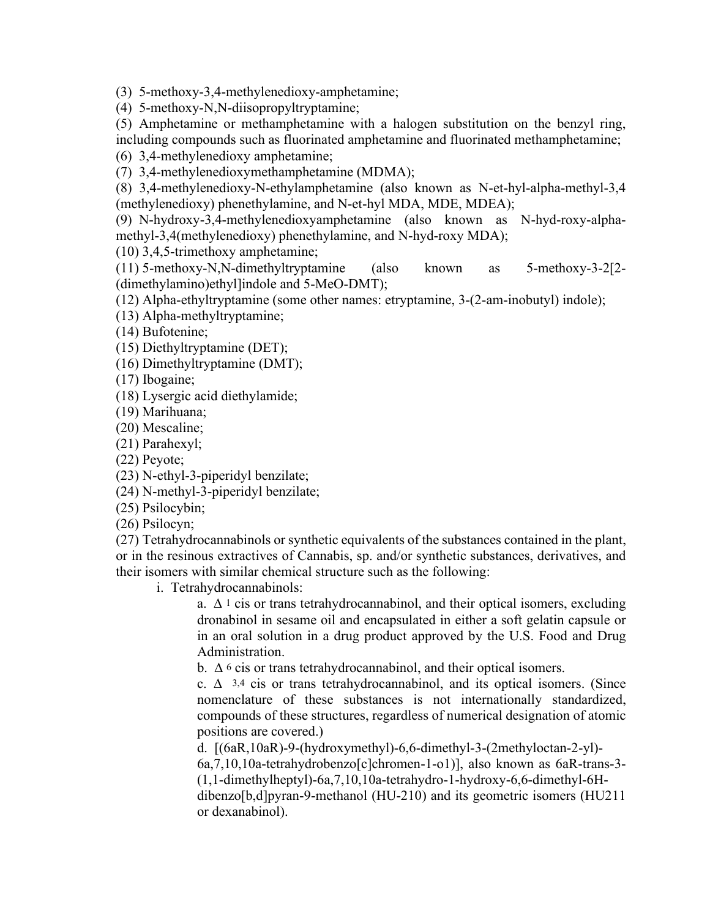(3) 5-methoxy-3,4-methylenedioxy-amphetamine;

(4) 5-methoxy-N,N-diisopropyltryptamine;

(5) Amphetamine or methamphetamine with a halogen substitution on the benzyl ring, including compounds such as fluorinated amphetamine and fluorinated methamphetamine;

(6) 3,4-methylenedioxy amphetamine;

(7) 3,4-methylenedioxymethamphetamine (MDMA);

(8) 3,4-methylenedioxy-N-ethylamphetamine (also known as N-et-hyl-alpha-methyl-3,4 (methylenedioxy) phenethylamine, and N-et-hyl MDA, MDE, MDEA);

(9) N-hydroxy-3,4-methylenedioxyamphetamine (also known as N-hyd-roxy-alpha-methyl-3,4(methylenedioxy) phenethylamine, and N-hyd-roxy MDA);

(10) 3,4,5-trimethoxy amphetamine;

(11) 5-methoxy-N,N-dimethyltryptamine (also known as 5-methoxy-3-2[2-(dimethylamino)ethyl]indole and 5-MeO-DMT);

(12) Alpha-ethyltryptamine (some other names: etryptamine, 3-(2-am-inobutyl) indole);

(13) Alpha-methyltryptamine;

(14) Bufotenine;

(15) Diethyltryptamine (DET);

(16) Dimethyltryptamine (DMT);

(17) Ibogaine;

(18) Lysergic acid diethylamide;

(19) Marihuana;

(20) Mescaline;

(21) Parahexyl;

(22) Peyote;

(23) N-ethyl-3-piperidyl benzilate;

(24) N-methyl-3-piperidyl benzilate;

(25) Psilocybin;

(26) Psilocyn;

(27) Tetrahydrocannabinols or synthetic equivalents of the substances contained in the plant, or in the resinous extractives of Cannabis, sp. and/or synthetic substances, derivatives, and their isomers with similar chemical structure such as the following:

i. Tetrahydrocannabinols:

a. $\Delta^{1}$ cis or trans tetrahydrocannabinol, and their optical isomers, excluding dronabinol in sesame oil and encapsulated in either a soft gelatin capsule or in an oral solution in a drug product approved by the U.S. Food and Drug Administration.

b. $\Delta^{6}$ cis or trans tetrahydrocannabinol, and their optical isomers.

c. $\Delta^{3,4}$ cis or trans tetrahydrocannabinol, and its optical isomers. (Since nomenclature of these substances is not internationally standardized, compounds of these structures, regardless of numerical designation of atomic positions are covered.)

d. [(6aR,10aR)-9-(hydroxymethyl)-6,6-dimethyl-3-(2methyloctan-2-yl)-6a,7,10,10a-tetrahydrobenzo[c]chromen-1-o1)], also known as 6aR-trans-3-(1,1-dimethylheptyl)-6a,7,10,10a-tetrahydro-1-hydroxy-6,6-dimethyl-6H-dibenzo[b,d]pyran-9-methanol (HU-210) and its geometric isomers (HU211 or dexanabinol).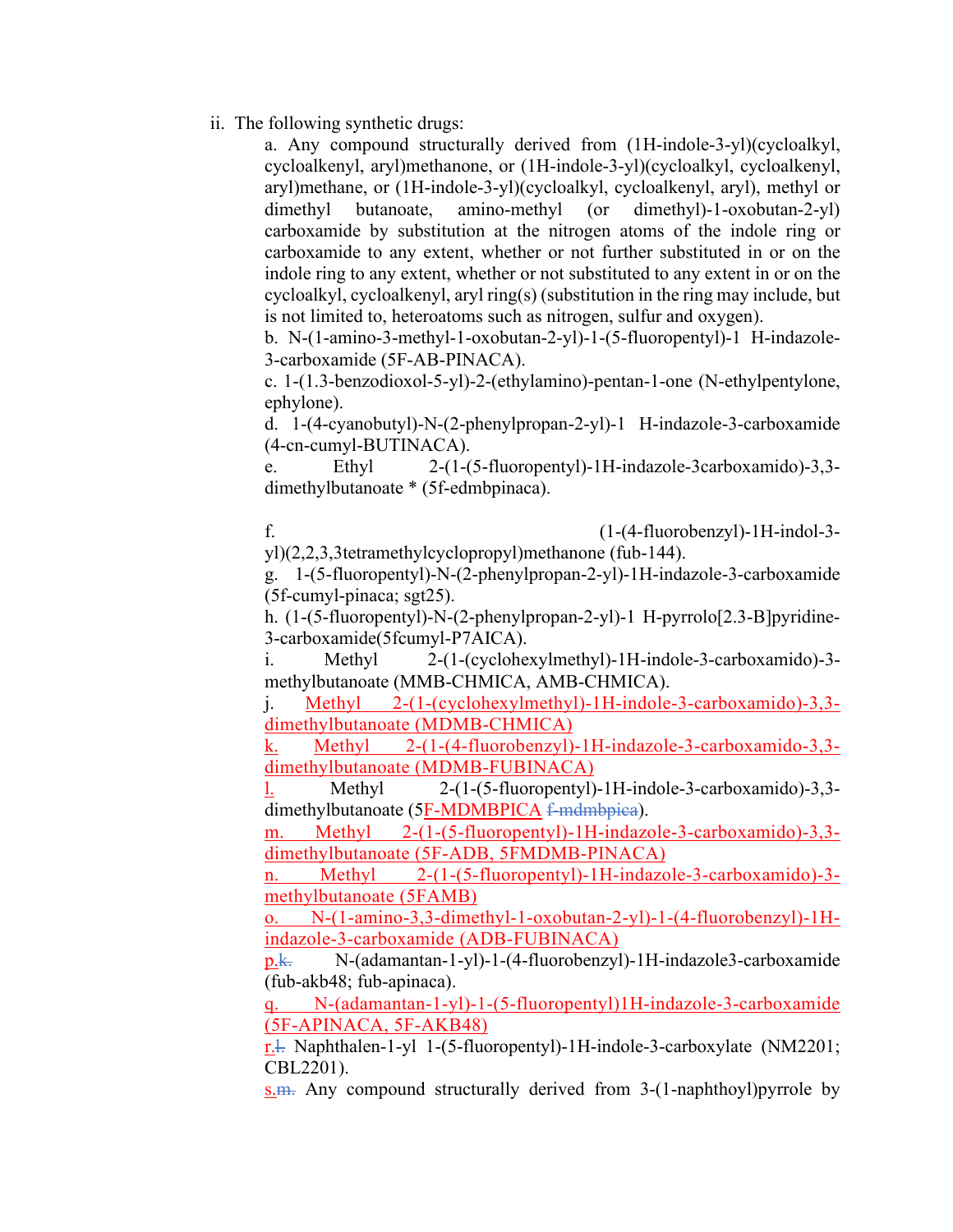ii. The following synthetic drugs:

a. Any compound structurally derived from (1H-indole-3-yl)(cycloalkyl, cycloalkenyl, aryl)methanone, or (1H-indole-3-yl)(cycloalkyl, cycloalkenyl, aryl)methane, or (1H-indole-3-yl)(cycloalkyl, cycloalkenyl, aryl), methyl or dimethyl butanoate, amino-methyl (or dimethyl)-1-oxobutan-2-yl) carboxamide by substitution at the nitrogen atoms of the indole ring or carboxamide to any extent, whether or not further substituted in or on the indole ring to any extent, whether or not substituted to any extent in or on the cycloalkyl, cycloalkenyl, aryl ring(s) (substitution in the ring may include, but is not limited to, heteroatoms such as nitrogen, sulfur and oxygen).

b. N-(1-amino-3-methyl-1-oxobutan-2-yl)-1-(5-fluoropentyl)-1 H-indazole-3-carboxamide (5F-AB-PINACA).

c. 1-(1.3-benzodioxol-5-yl)-2-(ethylamino)-pentan-1-one (N-ethylpentylone, ephylone).

d. 1-(4-cyanobutyl)-N-(2-phenylpropan-2-yl)-1 H-indazole-3-carboxamide (4-cn-cumyl-BUTINACA).

e. Ethyl 2-(1-(5-fluoropentyl)-1H-indazole-3carboxamido)-3,3-dimethylbutanoate * (5f-edmbpinaca).

f. (1-(4-fluorobenzyl)-1H-indol-3-yl)(2,2,3,3tetramethylcyclopropyl)methanone (fub-144).

g. 1-(5-fluoropentyl)-N-(2-phenylpropan-2-yl)-1H-indazole-3-carboxamide (5f-cumyl-pinaca; sgt25).

h. (1-(5-fluoropentyl)-N-(2-phenylpropan-2-yl)-1 H-pyrrolo[2.3-B]pyridine-3-carboxamide(5fcumyl-P7AICA).

i. Methyl 2-(1-(cyclohexylmethyl)-1H-indole-3-carboxamido)-3-methylbutanoate (MMB-CHMICA, AMB-CHMICA).

j. Methyl 2-(1-(cyclohexylmethyl)-1H-indole-3-carboxamido)-3,3-dimethylbutanoate (MDMB-CHMICA)

k. Methyl 2-(1-(4-fluorobenzyl)-1H-indazole-3-carboxamido-3,3-dimethylbutanoate (MDMB-FUBINACA)

l. Methyl 2-(1-(5-fluoropentyl)-1H-indole-3-carboxamido)-3,3-dimethylbutanoate (5F-MDMBPICA ~~f-mdmbpica~~).

m. Methyl 2-(1-(5-fluoropentyl)-1H-indazole-3-carboxamido)-3,3-dimethylbutanoate (5F-ADB, 5FMDMB-PINACA)

n. Methyl 2-(1-(5-fluoropentyl)-1H-indazole-3-carboxamido)-3-methylbutanoate (5FAMB)

o. N-(1-amino-3,3-dimethyl-1-oxobutan-2-yl)-1-(4-fluorobenzyl)-1H-indazole-3-carboxamide (ADB-FUBINACA)

p.~~k.~~ N-(adamantan-1-yl)-1-(4-fluorobenzyl)-1H-indazole3-carboxamide (fub-akb48; fub-apinaca).

q. N-(adamantan-1-yl)-1-(5-fluoropentyl)1H-indazole-3-carboxamide (5F-APINACA, 5F-AKB48)

r.~~l.~~ Naphthalen-1-yl 1-(5-fluoropentyl)-1H-indole-3-carboxylate (NM2201; CBL2201).

s.~~m.~~ Any compound structurally derived from 3-(1-naphthoyl)pyrrole by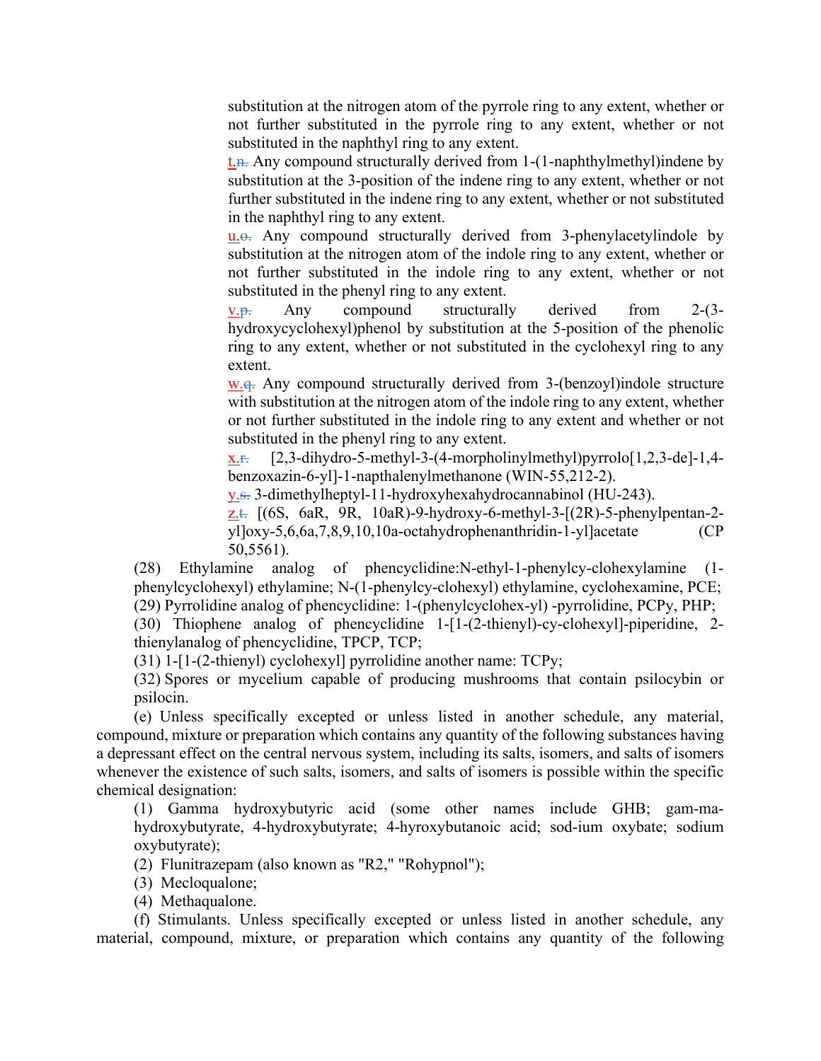substitution at the nitrogen atom of the pyrrole ring to any extent, whether or not further substituted in the pyrrole ring to any extent, whether or not substituted in the naphthyl ring to any extent.

t.~~n.~~ Any compound structurally derived from 1-(1-naphthylmethyl)indene by substitution at the 3-position of the indene ring to any extent, whether or not further substituted in the indene ring to any extent, whether or not substituted in the naphthyl ring to any extent.

u.~~o.~~ Any compound structurally derived from 3-phenylacetylindole by substitution at the nitrogen atom of the indole ring to any extent, whether or not further substituted in the indole ring to any extent, whether or not substituted in the phenyl ring to any extent.

v.~~p.~~ Any compound structurally derived from 2-(3-hydroxycyclohexyl)phenol by substitution at the 5-position of the phenolic ring to any extent, whether or not substituted in the cyclohexyl ring to any extent.

w.~~q.~~ Any compound structurally derived from 3-(benzoyl)indole structure with substitution at the nitrogen atom of the indole ring to any extent, whether or not further substituted in the indole ring to any extent and whether or not substituted in the phenyl ring to any extent.

x.~~r.~~ [2,3-dihydro-5-methyl-3-(4-morpholinylmethyl)pyrrolo[1,2,3-de]-1,4-benzoxazin-6-yl]-1-napthalenylmethanone (WIN-55,212-2).

y.~~s.~~ 3-dimethylheptyl-11-hydroxyhexahydrocannabinol (HU-243).

z.~~t.~~ [(6S, 6aR, 9R, 10aR)-9-hydroxy-6-methyl-3-[(2R)-5-phenylpentan-2-yl]oxy-5,6,6a,7,8,9,10,10a-octahydrophenanthridin-1-yl]acetate (CP 50,5561).

(28) Ethylamine analog of phencyclidine:N-ethyl-1-phenylcy-clohexylamine (1-phenylcyclohexyl) ethylamine; N-(1-phenylcy-clohexyl) ethylamine, cyclohexamine, PCE;

(29) Pyrrolidine analog of phencyclidine: 1-(phenylcyclohex-yl) -pyrrolidine, PCPy, PHP;

(30) Thiophene analog of phencyclidine 1-[1-(2-thienyl)-cy-clohexyl]-piperidine, 2-thienylanalog of phencyclidine, TPCP, TCP;

(31) 1-[1-(2-thienyl) cyclohexyl] pyrrolidine another name: TCPy;

(32) Spores or mycelium capable of producing mushrooms that contain psilocybin or psilocin.

(e) Unless specifically excepted or unless listed in another schedule, any material, compound, mixture or preparation which contains any quantity of the following substances having a depressant effect on the central nervous system, including its salts, isomers, and salts of isomers whenever the existence of such salts, isomers, and salts of isomers is possible within the specific chemical designation:

(1) Gamma hydroxybutyric acid (some other names include GHB; gam-ma-hydroxybutyrate, 4-hydroxybutyrate; 4-hyroxybutanoic acid; sod-ium oxybate; sodium oxybutyrate);

(2) Flunitrazepam (also known as "R2," "Rohypnol");

(3) Mecloqualone;

(4) Methaqualone.

(f) Stimulants. Unless specifically excepted or unless listed in another schedule, any material, compound, mixture, or preparation which contains any quantity of the following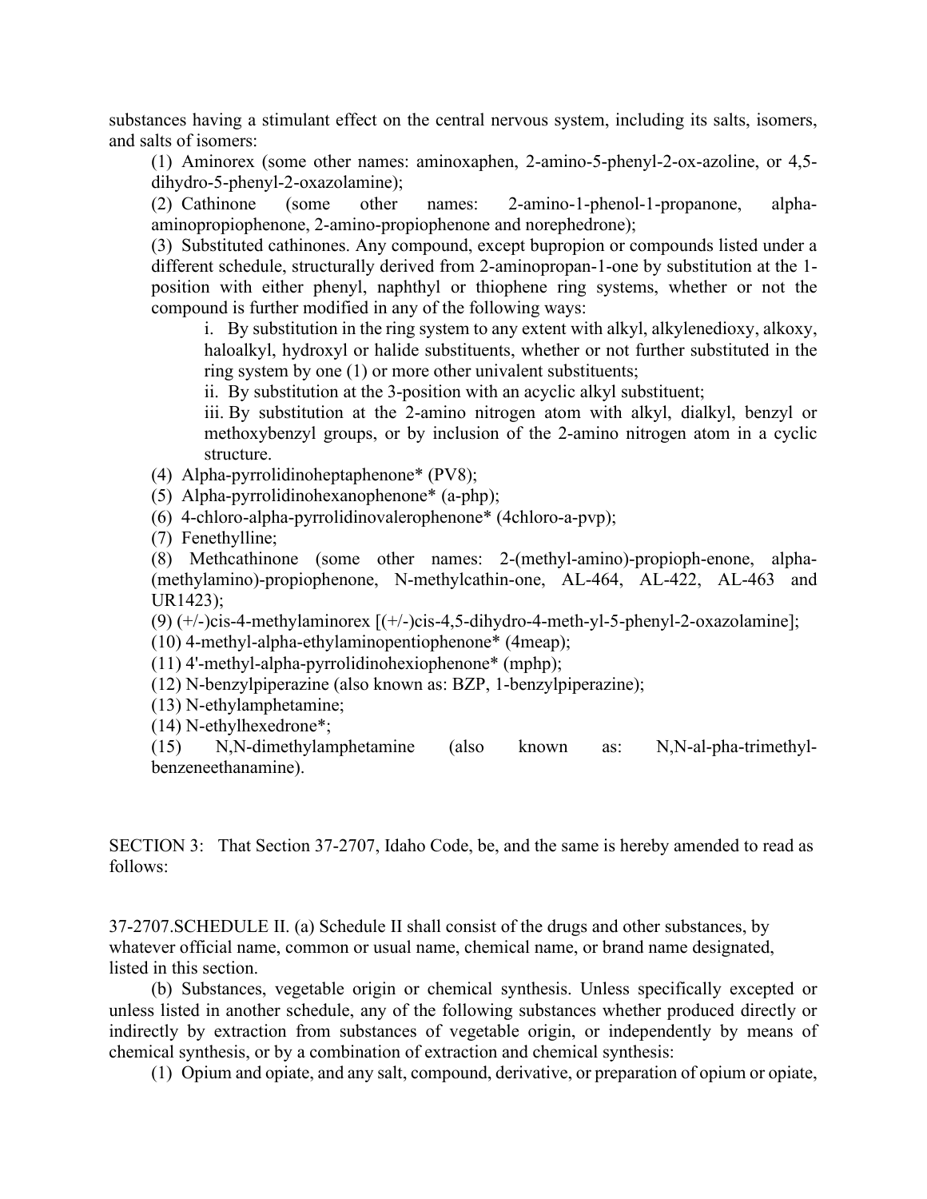substances having a stimulant effect on the central nervous system, including its salts, isomers, and salts of isomers:

(1) Aminorex (some other names: aminoxaphen, 2-amino-5-phenyl-2-ox-azoline, or 4,5-dihydro-5-phenyl-2-oxazolamine);

(2) Cathinone (some other names: 2-amino-1-phenol-1-propanone, alpha-aminopropiophenone, 2-amino-propiophenone and norephedrone);

(3) Substituted cathinones. Any compound, except bupropion or compounds listed under a different schedule, structurally derived from 2-aminopropan-1-one by substitution at the 1-position with either phenyl, naphthyl or thiophene ring systems, whether or not the compound is further modified in any of the following ways:

i. By substitution in the ring system to any extent with alkyl, alkylenedioxy, alkoxy, haloalkyl, hydroxyl or halide substituents, whether or not further substituted in the ring system by one (1) or more other univalent substituents;

ii. By substitution at the 3-position with an acyclic alkyl substituent;

iii. By substitution at the 2-amino nitrogen atom with alkyl, dialkyl, benzyl or methoxybenzyl groups, or by inclusion of the 2-amino nitrogen atom in a cyclic structure.

(4) Alpha-pyrrolidinoheptaphenone* (PV8);

(5) Alpha-pyrrolidinohexanophenone* (a-php);

(6) 4-chloro-alpha-pyrrolidinovalerophenone* (4chloro-a-pvp);

(7) Fenethylline;

(8) Methcathinone (some other names: 2-(methyl-amino)-propioph-enone, alpha-(methylamino)-propiophenone, N-methylcathin-one, AL-464, AL-422, AL-463 and UR1423);

(9) (+/-)cis-4-methylaminorex [(+/-)cis-4,5-dihydro-4-meth-yl-5-phenyl-2-oxazolamine];

(10) 4-methyl-alpha-ethylaminopentiophenone* (4meap);

(11) 4'-methyl-alpha-pyrrolidinohexiophenone* (mphp);

(12) N-benzylpiperazine (also known as: BZP, 1-benzylpiperazine);

(13) N-ethylamphetamine;

(14) N-ethylhexedrone*;

(15) N,N-dimethylamphetamine (also known as: N,N-al-pha-trimethyl-benzeneethanamine).

SECTION 3: That Section 37-2707, Idaho Code, be, and the same is hereby amended to read as follows:

37-2707.SCHEDULE II. (a) Schedule II shall consist of the drugs and other substances, by whatever official name, common or usual name, chemical name, or brand name designated, listed in this section.

(b) Substances, vegetable origin or chemical synthesis. Unless specifically excepted or unless listed in another schedule, any of the following substances whether produced directly or indirectly by extraction from substances of vegetable origin, or independently by means of chemical synthesis, or by a combination of extraction and chemical synthesis:

(1) Opium and opiate, and any salt, compound, derivative, or preparation of opium or opiate,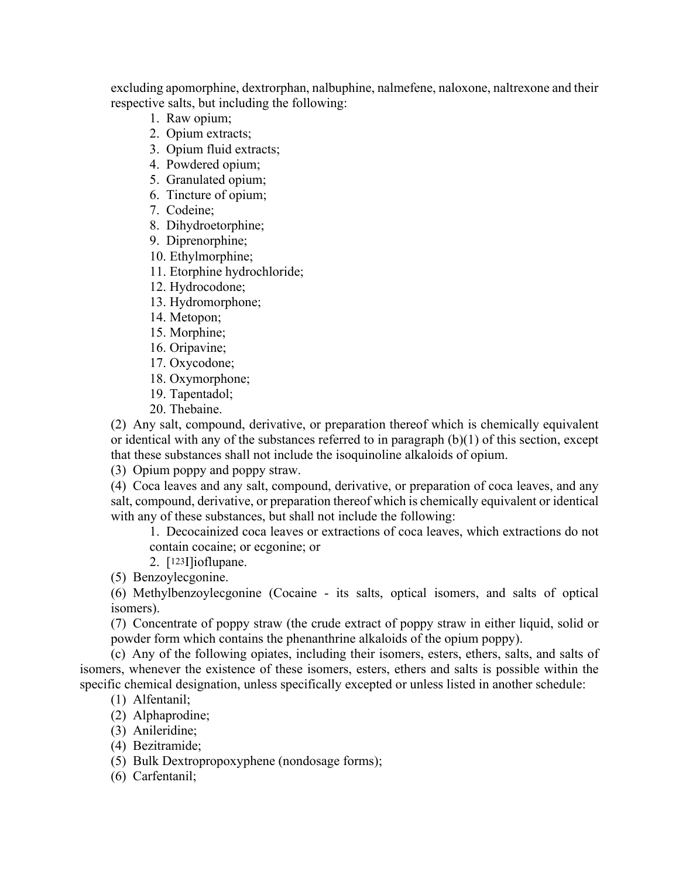excluding apomorphine, dextrorphan, nalbuphine, nalmefene, naloxone, naltrexone and their respective salts, but including the following:

1. Raw opium;
2. Opium extracts;
3. Opium fluid extracts;
4. Powdered opium;
5. Granulated opium;
6. Tincture of opium;
7. Codeine;
8. Dihydroetorphine;
9. Diprenorphine;
10. Ethylmorphine;
11. Etorphine hydrochloride;
12. Hydrocodone;
13. Hydromorphone;
14. Metopon;
15. Morphine;
16. Oripavine;
17. Oxycodone;
18. Oxymorphone;
19. Tapentadol;
20. Thebaine.

(2) Any salt, compound, derivative, or preparation thereof which is chemically equivalent or identical with any of the substances referred to in paragraph (b)(1) of this section, except that these substances shall not include the isoquinoline alkaloids of opium.

(3) Opium poppy and poppy straw.

(4) Coca leaves and any salt, compound, derivative, or preparation of coca leaves, and any salt, compound, derivative, or preparation thereof which is chemically equivalent or identical with any of these substances, but shall not include the following:

1. Decocainized coca leaves or extractions of coca leaves, which extractions do not contain cocaine; or ecgonine; or
2. [$^{123}$I]ioflupane.

(5) Benzoylecgonine.

(6) Methylbenzoylecgonine (Cocaine - its salts, optical isomers, and salts of optical isomers).

(7) Concentrate of poppy straw (the crude extract of poppy straw in either liquid, solid or powder form which contains the phenanthrine alkaloids of the opium poppy).

(c) Any of the following opiates, including their isomers, esters, ethers, salts, and salts of isomers, whenever the existence of these isomers, esters, ethers and salts is possible within the specific chemical designation, unless specifically excepted or unless listed in another schedule:

(1) Alfentanil;
(2) Alphaprodine;
(3) Anileridine;
(4) Bezitramide;
(5) Bulk Dextropropoxyphene (nondosage forms);
(6) Carfentanil;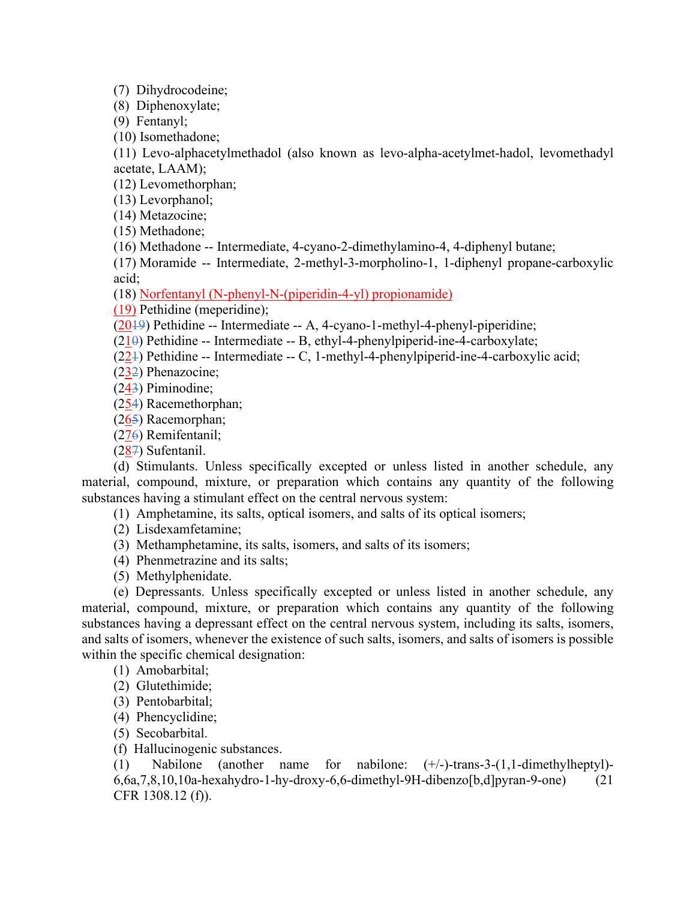(7) Dihydrocodeine;
(8) Diphenoxylate;
(9) Fentanyl;
(10) Isomethadone;
(11) Levo-alphacetylmethadol (also known as levo-alpha-acetylmet-hadol, levomethadyl acetate, LAAM);
(12) Levomethorphan;
(13) Levorphanol;
(14) Metazocine;
(15) Methadone;
(16) Methadone -- Intermediate, 4-cyano-2-dimethylamino-4, 4-diphenyl butane;
(17) Moramide -- Intermediate, 2-methyl-3-morpholino-1, 1-diphenyl propane-carboxylic acid;
(18) Norfentanyl (N-phenyl-N-(piperidin-4-yl) propionamide)
(19) Pethidine (meperidine);
(2019) Pethidine -- Intermediate -- A, 4-cyano-1-methyl-4-phenyl-piperidine;
(210) Pethidine -- Intermediate -- B, ethyl-4-phenylpiperid-ine-4-carboxylate;
(221) Pethidine -- Intermediate -- C, 1-methyl-4-phenylpiperid-ine-4-carboxylic acid;
(232) Phenazocine;
(243) Piminodine;
(254) Racemethorphan;
(265) Racemorphan;
(276) Remifentanil;
(287) Sufentanil.

(d) Stimulants. Unless specifically excepted or unless listed in another schedule, any material, compound, mixture, or preparation which contains any quantity of the following substances having a stimulant effect on the central nervous system:

(1) Amphetamine, its salts, optical isomers, and salts of its optical isomers;
(2) Lisdexamfetamine;
(3) Methamphetamine, its salts, isomers, and salts of its isomers;
(4) Phenmetrazine and its salts;
(5) Methylphenidate.

(e) Depressants. Unless specifically excepted or unless listed in another schedule, any material, compound, mixture, or preparation which contains any quantity of the following substances having a depressant effect on the central nervous system, including its salts, isomers, and salts of isomers, whenever the existence of such salts, isomers, and salts of isomers is possible within the specific chemical designation:

(1) Amobarbital;
(2) Glutethimide;
(3) Pentobarbital;
(4) Phencyclidine;
(5) Secobarbital.

(f) Hallucinogenic substances.

(1) Nabilone (another name for nabilone: (+/-)-trans-3-(1,1-dimethylheptyl)-6,6a,7,8,10,10a-hexahydro-1-hy-droxy-6,6-dimethyl-9H-dibenzo[b,d]pyran-9-one) (21 CFR 1308.12 (f)).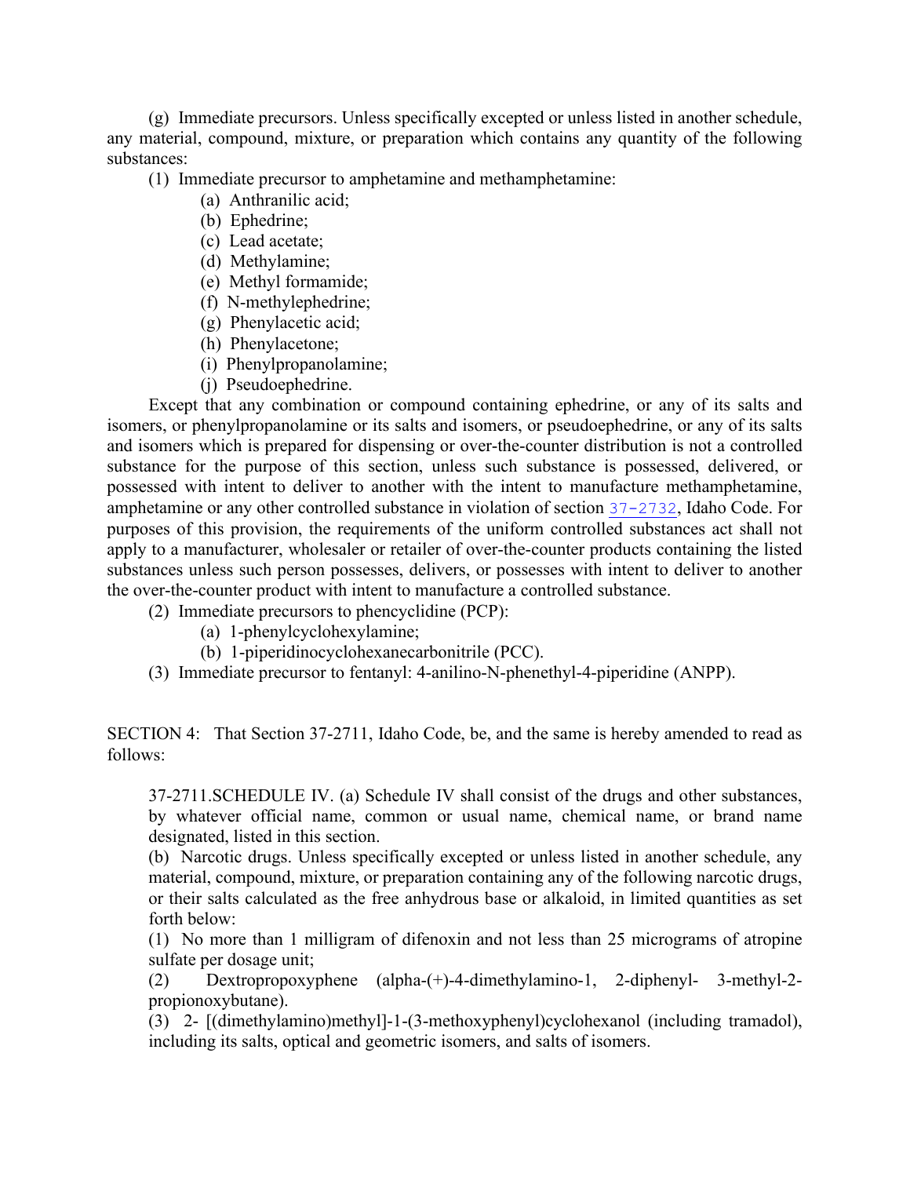(g) Immediate precursors. Unless specifically excepted or unless listed in another schedule, any material, compound, mixture, or preparation which contains any quantity of the following substances:

(1) Immediate precursor to amphetamine and methamphetamine:

(a) Anthranilic acid;
(b) Ephedrine;
(c) Lead acetate;
(d) Methylamine;
(e) Methyl formamide;
(f) N-methylephedrine;
(g) Phenylacetic acid;
(h) Phenylacetone;
(i) Phenylpropanolamine;
(j) Pseudoephedrine.

Except that any combination or compound containing ephedrine, or any of its salts and isomers, or phenylpropanolamine or its salts and isomers, or pseudoephedrine, or any of its salts and isomers which is prepared for dispensing or over-the-counter distribution is not a controlled substance for the purpose of this section, unless such substance is possessed, delivered, or possessed with intent to deliver to another with the intent to manufacture methamphetamine, amphetamine or any other controlled substance in violation of section 37-2732, Idaho Code. For purposes of this provision, the requirements of the uniform controlled substances act shall not apply to a manufacturer, wholesaler or retailer of over-the-counter products containing the listed substances unless such person possesses, delivers, or possesses with intent to deliver to another the over-the-counter product with intent to manufacture a controlled substance.

(2) Immediate precursors to phencyclidine (PCP):

(a) 1-phenylcyclohexylamine;
(b) 1-piperidinocyclohexanecarbonitrile (PCC).

(3) Immediate precursor to fentanyl: 4-anilino-N-phenethyl-4-piperidine (ANPP).

SECTION 4: That Section 37-2711, Idaho Code, be, and the same is hereby amended to read as follows:

37-2711.SCHEDULE IV. (a) Schedule IV shall consist of the drugs and other substances, by whatever official name, common or usual name, chemical name, or brand name designated, listed in this section.

(b) Narcotic drugs. Unless specifically excepted or unless listed in another schedule, any material, compound, mixture, or preparation containing any of the following narcotic drugs, or their salts calculated as the free anhydrous base or alkaloid, in limited quantities as set forth below:

(1) No more than 1 milligram of difenoxin and not less than 25 micrograms of atropine sulfate per dosage unit;

(2) Dextropropoxyphene (alpha-(+)-4-dimethylamino-1, 2-diphenyl- 3-methyl-2-propionoxybutane).

(3) 2- [(dimethylamino)methyl]-1-(3-methoxyphenyl)cyclohexanol (including tramadol), including its salts, optical and geometric isomers, and salts of isomers.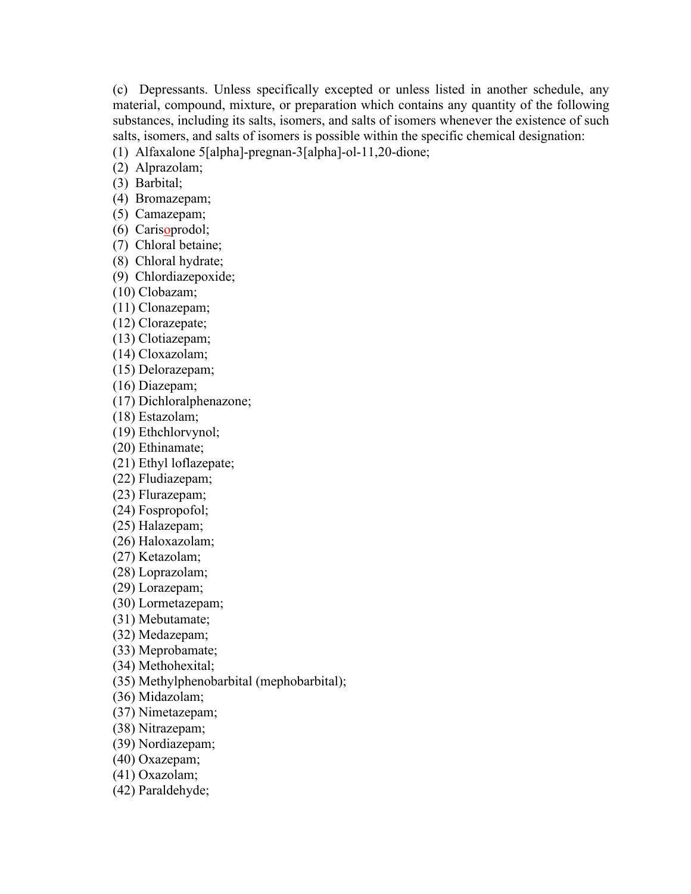(c) Depressants. Unless specifically excepted or unless listed in another schedule, any material, compound, mixture, or preparation which contains any quantity of the following substances, including its salts, isomers, and salts of isomers whenever the existence of such salts, isomers, and salts of isomers is possible within the specific chemical designation:

(1) Alfaxalone 5[alpha]-pregnan-3[alpha]-ol-11,20-dione;
(2) Alprazolam;
(3) Barbital;
(4) Bromazepam;
(5) Camazepam;
(6) Carisoprodol;
(7) Chloral betaine;
(8) Chloral hydrate;
(9) Chlordiazepoxide;
(10) Clobazam;
(11) Clonazepam;
(12) Clorazepate;
(13) Clotiazepam;
(14) Cloxazolam;
(15) Delorazepam;
(16) Diazepam;
(17) Dichloralphenazone;
(18) Estazolam;
(19) Ethchlorvynol;
(20) Ethinamate;
(21) Ethyl loflazepate;
(22) Fludiazepam;
(23) Flurazepam;
(24) Fospropofol;
(25) Halazepam;
(26) Haloxazolam;
(27) Ketazolam;
(28) Loprazolam;
(29) Lorazepam;
(30) Lormetazepam;
(31) Mebutamate;
(32) Medazepam;
(33) Meprobamate;
(34) Methohexital;
(35) Methylphenobarbital (mephobarbital);
(36) Midazolam;
(37) Nimetazepam;
(38) Nitrazepam;
(39) Nordiazepam;
(40) Oxazepam;
(41) Oxazolam;
(42) Paraldehyde;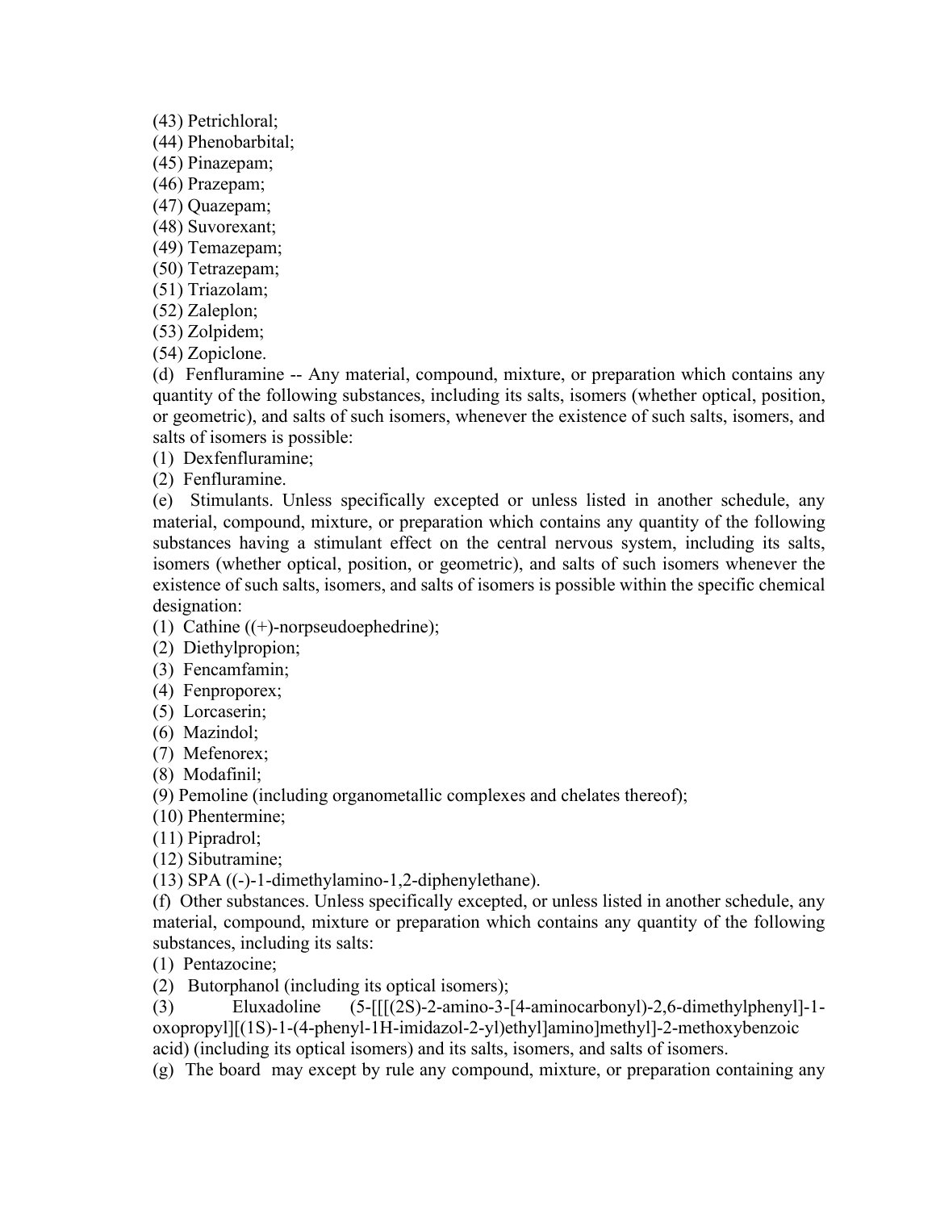(43) Petrichloral;  
(44) Phenobarbital;  
(45) Pinazepam;  
(46) Prazepam;  
(47) Quazepam;  
(48) Suvorexant;  
(49) Temazepam;  
(50) Tetrazepam;  
(51) Triazolam;  
(52) Zaleplon;  
(53) Zolpidem;  
(54) Zopiclone.

(d) Fenfluramine -- Any material, compound, mixture, or preparation which contains any quantity of the following substances, including its salts, isomers (whether optical, position, or geometric), and salts of such isomers, whenever the existence of such salts, isomers, and salts of isomers is possible:

(1) Dexfenfluramine;  
(2) Fenfluramine.

(e) Stimulants. Unless specifically excepted or unless listed in another schedule, any material, compound, mixture, or preparation which contains any quantity of the following substances having a stimulant effect on the central nervous system, including its salts, isomers (whether optical, position, or geometric), and salts of such isomers whenever the existence of such salts, isomers, and salts of isomers is possible within the specific chemical designation:

(1) Cathine ((+)-norpseudoephedrine);  
(2) Diethylpropion;  
(3) Fencamfamin;  
(4) Fenproporex;  
(5) Lorcaserin;  
(6) Mazindol;  
(7) Mefenorex;  
(8) Modafinil;  
(9) Pemoline (including organometallic complexes and chelates thereof);  
(10) Phentermine;  
(11) Pipradrol;  
(12) Sibutramine;  
(13) SPA ((-)-1-dimethylamino-1,2-diphenylethane).

(f) Other substances. Unless specifically excepted, or unless listed in another schedule, any material, compound, mixture or preparation which contains any quantity of the following substances, including its salts:

(1) Pentazocine;  
(2) Butorphanol (including its optical isomers);  
(3) Eluxadoline (5-[[[(2S)-2-amino-3-[4-aminocarbonyl)-2,6-dimethylphenyl]-1-oxopropyl][(1S)-1-(4-phenyl-1H-imidazol-2-yl)ethyl]amino]methyl]-2-methoxybenzoic acid) (including its optical isomers) and its salts, isomers, and salts of isomers.

(g) The board may except by rule any compound, mixture, or preparation containing any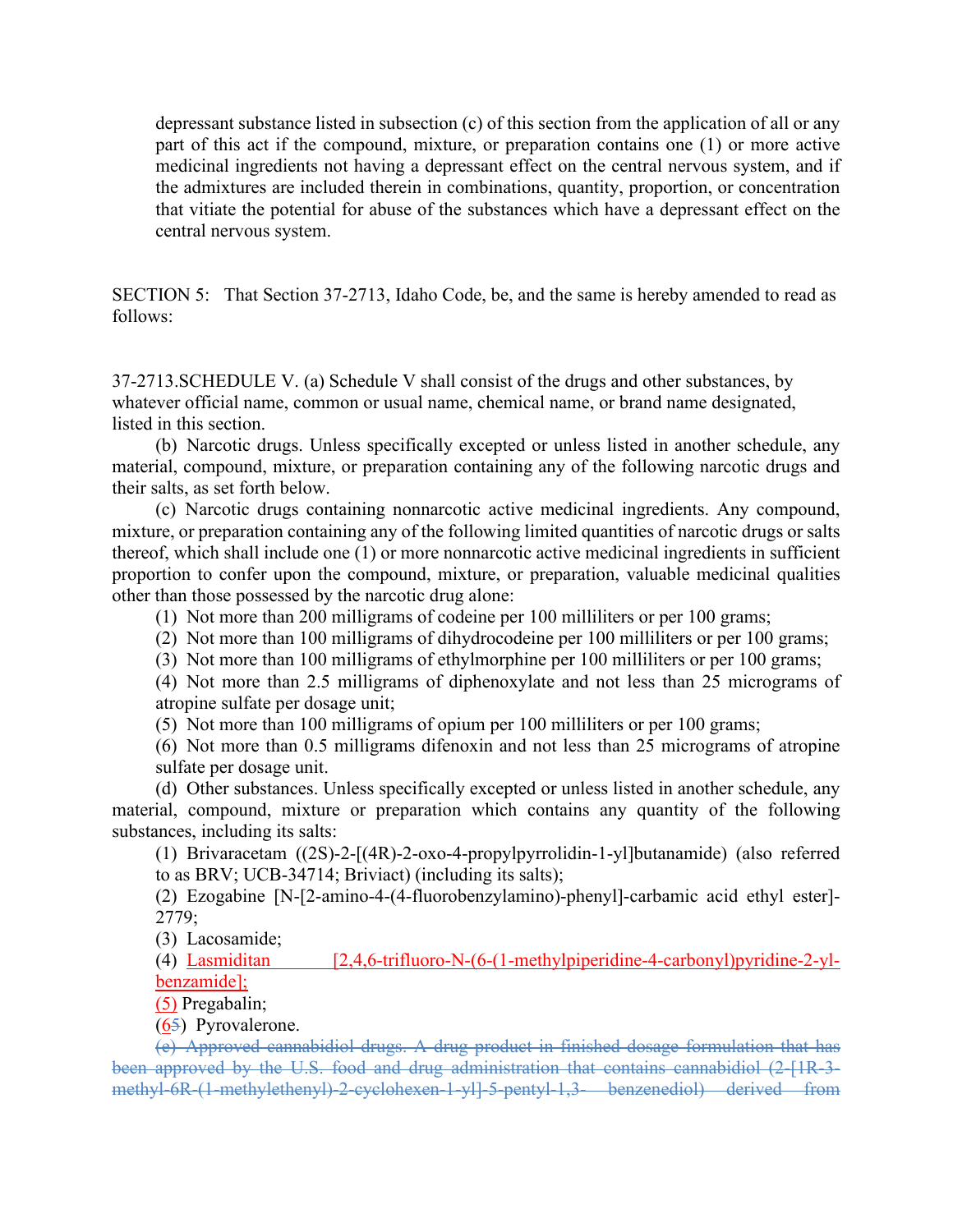depressant substance listed in subsection (c) of this section from the application of all or any part of this act if the compound, mixture, or preparation contains one (1) or more active medicinal ingredients not having a depressant effect on the central nervous system, and if the admixtures are included therein in combinations, quantity, proportion, or concentration that vitiate the potential for abuse of the substances which have a depressant effect on the central nervous system.

SECTION 5: That Section 37-2713, Idaho Code, be, and the same is hereby amended to read as follows:

37-2713.SCHEDULE V. (a) Schedule V shall consist of the drugs and other substances, by whatever official name, common or usual name, chemical name, or brand name designated, listed in this section.

(b) Narcotic drugs. Unless specifically excepted or unless listed in another schedule, any material, compound, mixture, or preparation containing any of the following narcotic drugs and their salts, as set forth below.

(c) Narcotic drugs containing nonnarcotic active medicinal ingredients. Any compound, mixture, or preparation containing any of the following limited quantities of narcotic drugs or salts thereof, which shall include one (1) or more nonnarcotic active medicinal ingredients in sufficient proportion to confer upon the compound, mixture, or preparation, valuable medicinal qualities other than those possessed by the narcotic drug alone:

(1) Not more than 200 milligrams of codeine per 100 milliliters or per 100 grams;

(2) Not more than 100 milligrams of dihydrocodeine per 100 milliliters or per 100 grams;

(3) Not more than 100 milligrams of ethylmorphine per 100 milliliters or per 100 grams;

(4) Not more than 2.5 milligrams of diphenoxylate and not less than 25 micrograms of atropine sulfate per dosage unit;

(5) Not more than 100 milligrams of opium per 100 milliliters or per 100 grams;

(6) Not more than 0.5 milligrams difenoxin and not less than 25 micrograms of atropine sulfate per dosage unit.

(d) Other substances. Unless specifically excepted or unless listed in another schedule, any material, compound, mixture or preparation which contains any quantity of the following substances, including its salts:

(1) Brivaracetam ((2S)-2-[(4R)-2-oxo-4-propylpyrrolidin-1-yl]butanamide) (also referred to as BRV; UCB-34714; Briviact) (including its salts);

(2) Ezogabine [N-[2-amino-4-(4-fluorobenzylamino)-phenyl]-carbamic acid ethyl ester]-2779;

(3) Lacosamide;

(4) Lasmiditan [2,4,6-trifluoro-N-(6-(1-methylpiperidine-4-carbonyl)pyridine-2-yl-benzamide];

(5) Pregabalin;

(6~~5~~) Pyrovalerone.

~~(e) Approved cannabidiol drugs. A drug product in finished dosage formulation that has been approved by the U.S. food and drug administration that contains cannabidiol (2-[1R-3-methyl-6R-(1-methylethenyl)-2-cyclohexen-1-yl]-5-pentyl-1,3- benzenediol) derived from~~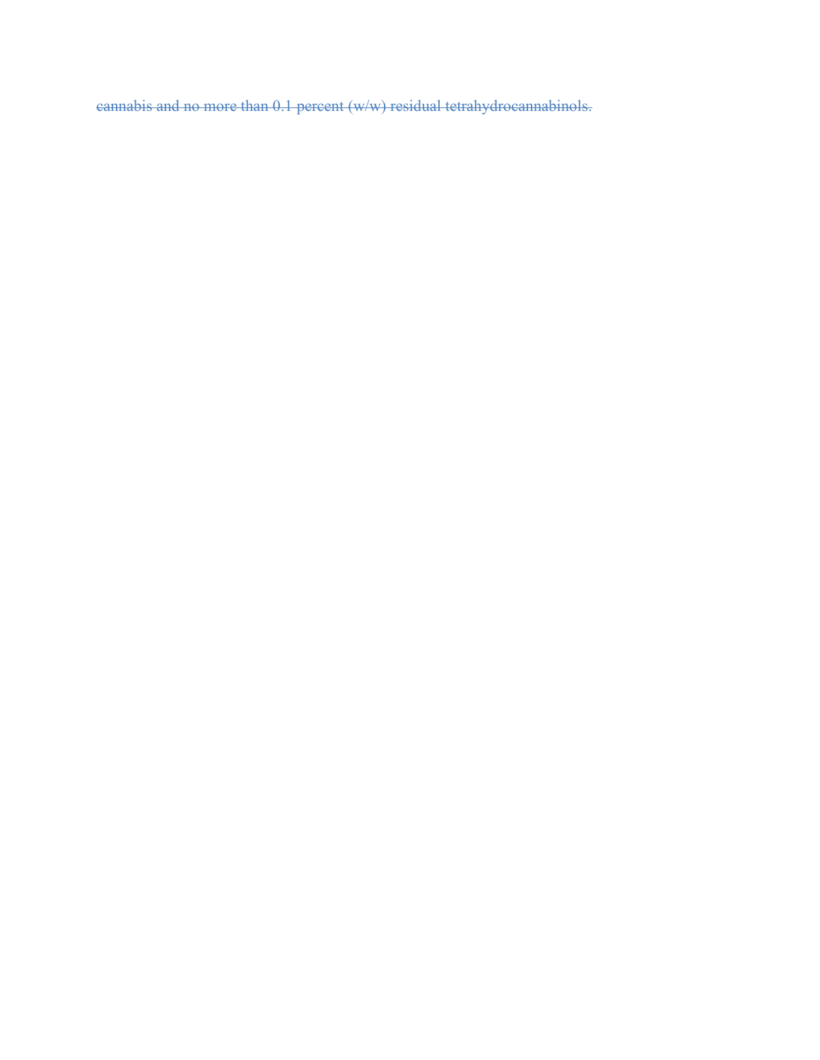~~cannabis and no more than 0.1 percent (w/w) residual tetrahydrocannabinols.~~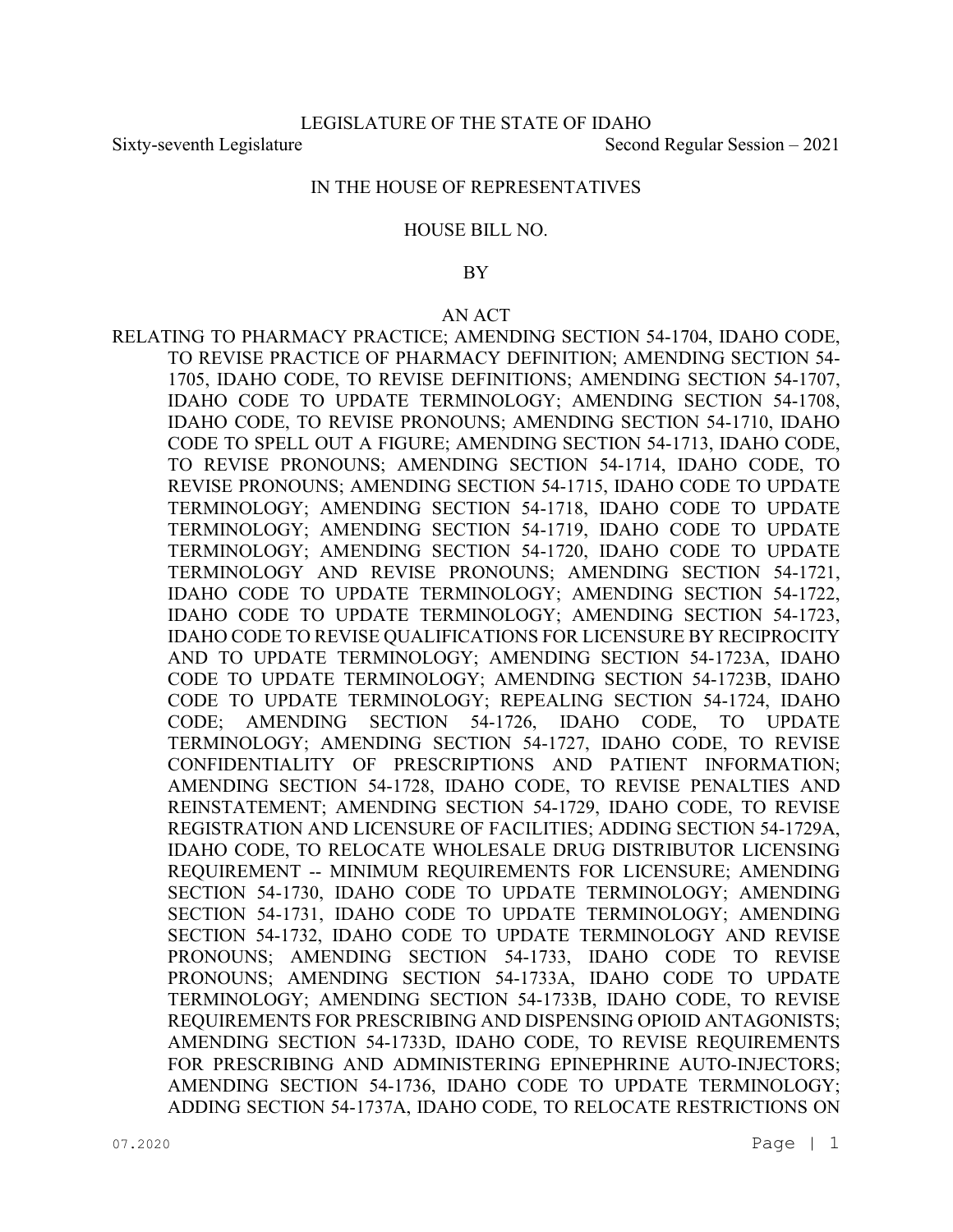LEGISLATURE OF THE STATE OF IDAHO

Sixty-seventh Legislature Second Regular Session – 2021

IN THE HOUSE OF REPRESENTATIVES

HOUSE BILL NO.

BY

AN ACT

RELATING TO PHARMACY PRACTICE; AMENDING SECTION 54-1704, IDAHO CODE, TO REVISE PRACTICE OF PHARMACY DEFINITION; AMENDING SECTION 54-1705, IDAHO CODE, TO REVISE DEFINITIONS; AMENDING SECTION 54-1707, IDAHO CODE TO UPDATE TERMINOLOGY; AMENDING SECTION 54-1708, IDAHO CODE, TO REVISE PRONOUNS; AMENDING SECTION 54-1710, IDAHO CODE TO SPELL OUT A FIGURE; AMENDING SECTION 54-1713, IDAHO CODE, TO REVISE PRONOUNS; AMENDING SECTION 54-1714, IDAHO CODE, TO REVISE PRONOUNS; AMENDING SECTION 54-1715, IDAHO CODE TO UPDATE TERMINOLOGY; AMENDING SECTION 54-1718, IDAHO CODE TO UPDATE TERMINOLOGY; AMENDING SECTION 54-1719, IDAHO CODE TO UPDATE TERMINOLOGY; AMENDING SECTION 54-1720, IDAHO CODE TO UPDATE TERMINOLOGY AND REVISE PRONOUNS; AMENDING SECTION 54-1721, IDAHO CODE TO UPDATE TERMINOLOGY; AMENDING SECTION 54-1722, IDAHO CODE TO UPDATE TERMINOLOGY; AMENDING SECTION 54-1723, IDAHO CODE TO REVISE QUALIFICATIONS FOR LICENSURE BY RECIPROCITY AND TO UPDATE TERMINOLOGY; AMENDING SECTION 54-1723A, IDAHO CODE TO UPDATE TERMINOLOGY; AMENDING SECTION 54-1723B, IDAHO CODE TO UPDATE TERMINOLOGY; REPEALING SECTION 54-1724, IDAHO CODE; AMENDING SECTION 54-1726, IDAHO CODE, TO UPDATE TERMINOLOGY; AMENDING SECTION 54-1727, IDAHO CODE, TO REVISE CONFIDENTIALITY OF PRESCRIPTIONS AND PATIENT INFORMATION; AMENDING SECTION 54-1728, IDAHO CODE, TO REVISE PENALTIES AND REINSTATEMENT; AMENDING SECTION 54-1729, IDAHO CODE, TO REVISE REGISTRATION AND LICENSURE OF FACILITIES; ADDING SECTION 54-1729A, IDAHO CODE, TO RELOCATE WHOLESALE DRUG DISTRIBUTOR LICENSING REQUIREMENT -- MINIMUM REQUIREMENTS FOR LICENSURE; AMENDING SECTION 54-1730, IDAHO CODE TO UPDATE TERMINOLOGY; AMENDING SECTION 54-1731, IDAHO CODE TO UPDATE TERMINOLOGY; AMENDING SECTION 54-1732, IDAHO CODE TO UPDATE TERMINOLOGY AND REVISE PRONOUNS; AMENDING SECTION 54-1733, IDAHO CODE TO REVISE PRONOUNS; AMENDING SECTION 54-1733A, IDAHO CODE TO UPDATE TERMINOLOGY; AMENDING SECTION 54-1733B, IDAHO CODE, TO REVISE REQUIREMENTS FOR PRESCRIBING AND DISPENSING OPIOID ANTAGONISTS; AMENDING SECTION 54-1733D, IDAHO CODE, TO REVISE REQUIREMENTS FOR PRESCRIBING AND ADMINISTERING EPINEPHRINE AUTO-INJECTORS; AMENDING SECTION 54-1736, IDAHO CODE TO UPDATE TERMINOLOGY; ADDING SECTION 54-1737A, IDAHO CODE, TO RELOCATE RESTRICTIONS ON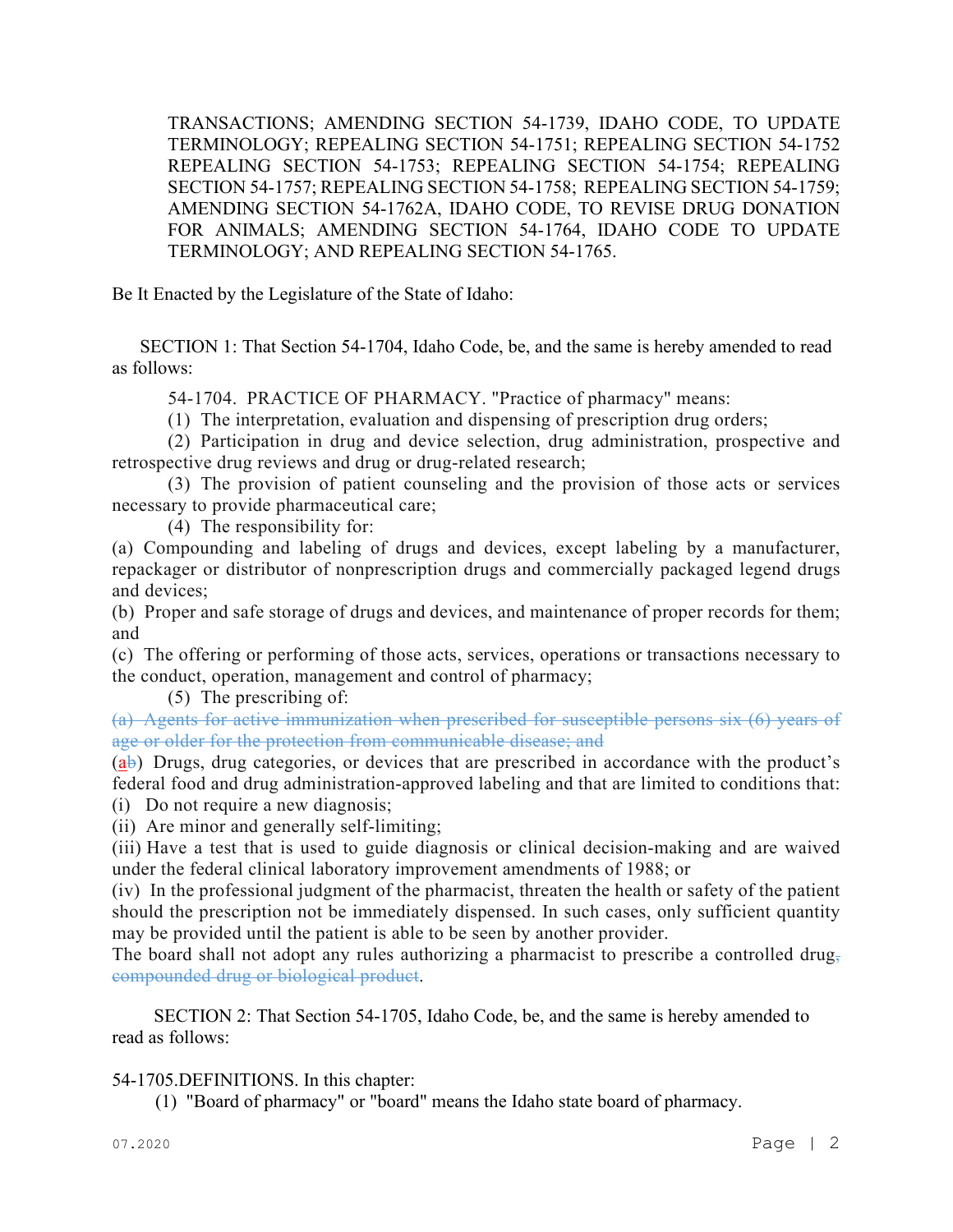TRANSACTIONS; AMENDING SECTION 54-1739, IDAHO CODE, TO UPDATE TERMINOLOGY; REPEALING SECTION 54-1751; REPEALING SECTION 54-1752 REPEALING SECTION 54-1753; REPEALING SECTION 54-1754; REPEALING SECTION 54-1757; REPEALING SECTION 54-1758; REPEALING SECTION 54-1759; AMENDING SECTION 54-1762A, IDAHO CODE, TO REVISE DRUG DONATION FOR ANIMALS; AMENDING SECTION 54-1764, IDAHO CODE TO UPDATE TERMINOLOGY; AND REPEALING SECTION 54-1765.

Be It Enacted by the Legislature of the State of Idaho:

SECTION 1: That Section 54-1704, Idaho Code, be, and the same is hereby amended to read as follows:

54-1704. PRACTICE OF PHARMACY. "Practice of pharmacy" means:

(1) The interpretation, evaluation and dispensing of prescription drug orders;

(2) Participation in drug and device selection, drug administration, prospective and retrospective drug reviews and drug or drug-related research;

(3) The provision of patient counseling and the provision of those acts or services necessary to provide pharmaceutical care;

(4) The responsibility for:

(a) Compounding and labeling of drugs and devices, except labeling by a manufacturer, repackager or distributor of nonprescription drugs and commercially packaged legend drugs and devices;

(b) Proper and safe storage of drugs and devices, and maintenance of proper records for them; and

(c) The offering or performing of those acts, services, operations or transactions necessary to the conduct, operation, management and control of pharmacy;

(5) The prescribing of:

~~(a) Agents for active immunization when prescribed for susceptible persons six (6) years of age or older for the protection from communicable disease; and~~

(a~~b~~) Drugs, drug categories, or devices that are prescribed in accordance with the product's federal food and drug administration-approved labeling and that are limited to conditions that:

(i) Do not require a new diagnosis;

(ii) Are minor and generally self-limiting;

(iii) Have a test that is used to guide diagnosis or clinical decision-making and are waived under the federal clinical laboratory improvement amendments of 1988; or

(iv) In the professional judgment of the pharmacist, threaten the health or safety of the patient should the prescription not be immediately dispensed. In such cases, only sufficient quantity may be provided until the patient is able to be seen by another provider.

The board shall not adopt any rules authorizing a pharmacist to prescribe a controlled drug~~, compounded drug or biological product~~.

SECTION 2: That Section 54-1705, Idaho Code, be, and the same is hereby amended to read as follows:

54-1705.DEFINITIONS. In this chapter:

(1) "Board of pharmacy" or "board" means the Idaho state board of pharmacy.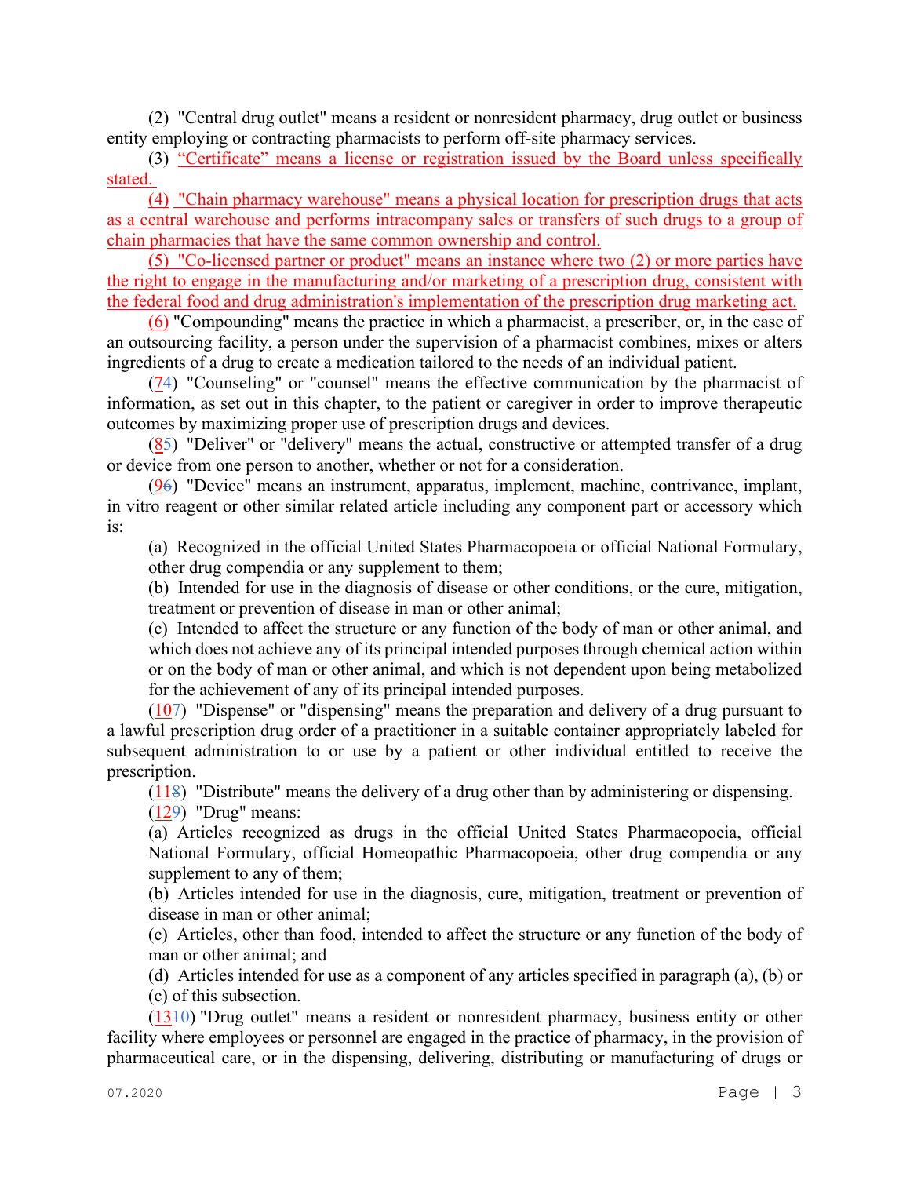(2) "Central drug outlet" means a resident or nonresident pharmacy, drug outlet or business entity employing or contracting pharmacists to perform off-site pharmacy services.

(3) "Certificate" means a license or registration issued by the Board unless specifically stated.

(4) "Chain pharmacy warehouse" means a physical location for prescription drugs that acts as a central warehouse and performs intracompany sales or transfers of such drugs to a group of chain pharmacies that have the same common ownership and control.

(5) "Co-licensed partner or product" means an instance where two (2) or more parties have the right to engage in the manufacturing and/or marketing of a prescription drug, consistent with the federal food and drug administration's implementation of the prescription drug marketing act.

(6) "Compounding" means the practice in which a pharmacist, a prescriber, or, in the case of an outsourcing facility, a person under the supervision of a pharmacist combines, mixes or alters ingredients of a drug to create a medication tailored to the needs of an individual patient.

(74) "Counseling" or "counsel" means the effective communication by the pharmacist of information, as set out in this chapter, to the patient or caregiver in order to improve therapeutic outcomes by maximizing proper use of prescription drugs and devices.

(85) "Deliver" or "delivery" means the actual, constructive or attempted transfer of a drug or device from one person to another, whether or not for a consideration.

(96) "Device" means an instrument, apparatus, implement, machine, contrivance, implant, in vitro reagent or other similar related article including any component part or accessory which is:

(a) Recognized in the official United States Pharmacopoeia or official National Formulary, other drug compendia or any supplement to them;

(b) Intended for use in the diagnosis of disease or other conditions, or the cure, mitigation, treatment or prevention of disease in man or other animal;

(c) Intended to affect the structure or any function of the body of man or other animal, and which does not achieve any of its principal intended purposes through chemical action within or on the body of man or other animal, and which is not dependent upon being metabolized for the achievement of any of its principal intended purposes.

(107) "Dispense" or "dispensing" means the preparation and delivery of a drug pursuant to a lawful prescription drug order of a practitioner in a suitable container appropriately labeled for subsequent administration to or use by a patient or other individual entitled to receive the prescription.

(118) "Distribute" means the delivery of a drug other than by administering or dispensing.

(129) "Drug" means:

(a) Articles recognized as drugs in the official United States Pharmacopoeia, official National Formulary, official Homeopathic Pharmacopoeia, other drug compendia or any supplement to any of them;

(b) Articles intended for use in the diagnosis, cure, mitigation, treatment or prevention of disease in man or other animal;

(c) Articles, other than food, intended to affect the structure or any function of the body of man or other animal; and

(d) Articles intended for use as a component of any articles specified in paragraph (a), (b) or (c) of this subsection.

(1310) "Drug outlet" means a resident or nonresident pharmacy, business entity or other facility where employees or personnel are engaged in the practice of pharmacy, in the provision of pharmaceutical care, or in the dispensing, delivering, distributing or manufacturing of drugs or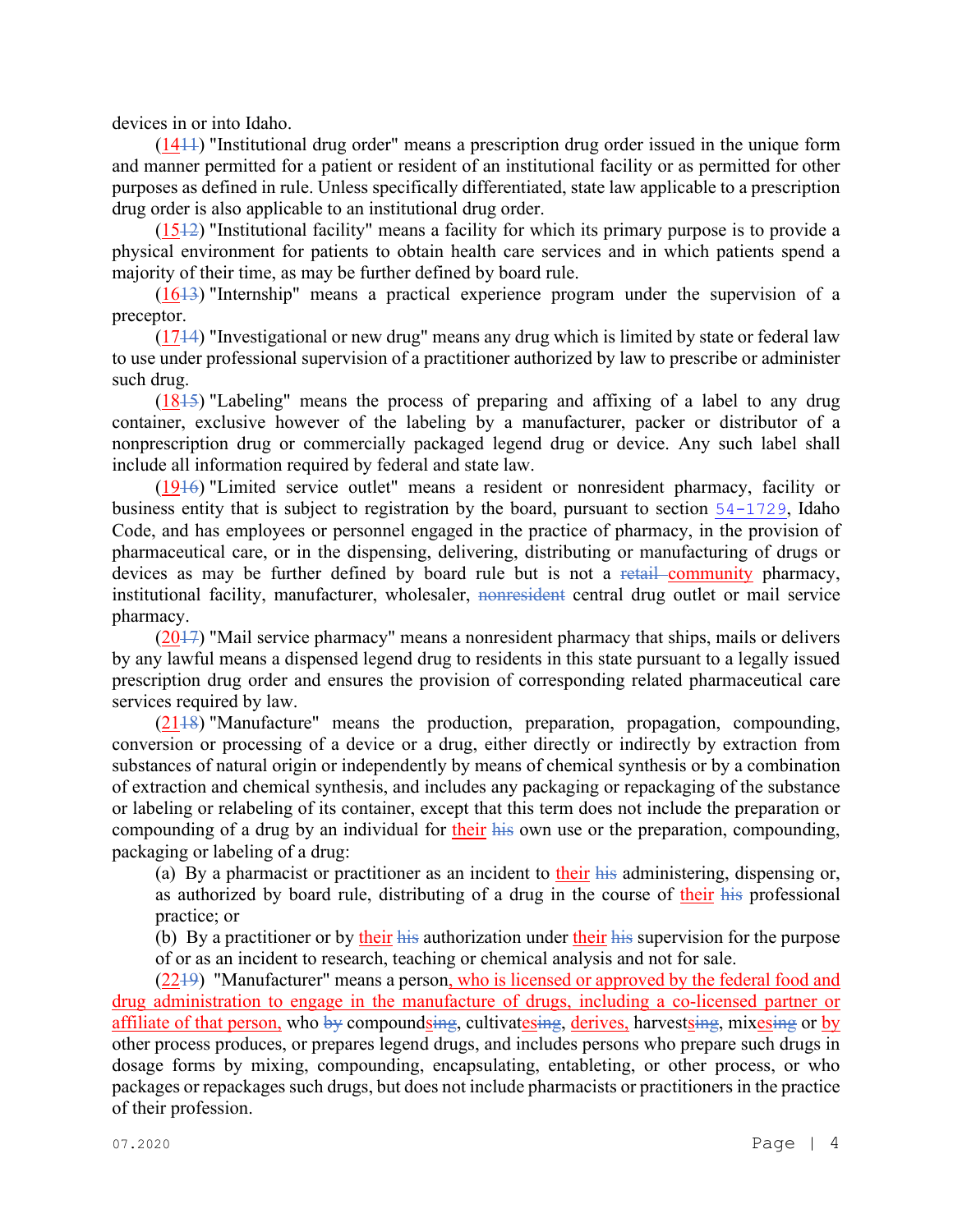devices in or into Idaho.

(14~~11~~) "Institutional drug order" means a prescription drug order issued in the unique form and manner permitted for a patient or resident of an institutional facility or as permitted for other purposes as defined in rule. Unless specifically differentiated, state law applicable to a prescription drug order is also applicable to an institutional drug order.

(15~~12~~) "Institutional facility" means a facility for which its primary purpose is to provide a physical environment for patients to obtain health care services and in which patients spend a majority of their time, as may be further defined by board rule.

(16~~13~~) "Internship" means a practical experience program under the supervision of a preceptor.

(17~~14~~) "Investigational or new drug" means any drug which is limited by state or federal law to use under professional supervision of a practitioner authorized by law to prescribe or administer such drug.

(18~~15~~) "Labeling" means the process of preparing and affixing of a label to any drug container, exclusive however of the labeling by a manufacturer, packer or distributor of a nonprescription drug or commercially packaged legend drug or device. Any such label shall include all information required by federal and state law.

(19~~16~~) "Limited service outlet" means a resident or nonresident pharmacy, facility or business entity that is subject to registration by the board, pursuant to section 54-1729, Idaho Code, and has employees or personnel engaged in the practice of pharmacy, in the provision of pharmaceutical care, or in the dispensing, delivering, distributing or manufacturing of drugs or devices as may be further defined by board rule but is not a ~~retail~~ community pharmacy, institutional facility, manufacturer, wholesaler, ~~nonresident~~ central drug outlet or mail service pharmacy.

(20~~17~~) "Mail service pharmacy" means a nonresident pharmacy that ships, mails or delivers by any lawful means a dispensed legend drug to residents in this state pursuant to a legally issued prescription drug order and ensures the provision of corresponding related pharmaceutical care services required by law.

(21~~18~~) "Manufacture" means the production, preparation, propagation, compounding, conversion or processing of a device or a drug, either directly or indirectly by extraction from substances of natural origin or independently by means of chemical synthesis or by a combination of extraction and chemical synthesis, and includes any packaging or repackaging of the substance or labeling or relabeling of its container, except that this term does not include the preparation or compounding of a drug by an individual for their ~~his~~ own use or the preparation, compounding, packaging or labeling of a drug:

(a) By a pharmacist or practitioner as an incident to their ~~his~~ administering, dispensing or, as authorized by board rule, distributing of a drug in the course of their ~~his~~ professional practice; or

(b) By a practitioner or by their ~~his~~ authorization under their ~~his~~ supervision for the purpose of or as an incident to research, teaching or chemical analysis and not for sale.

(22~~19~~) "Manufacturer" means a person, who is licensed or approved by the federal food and drug administration to engage in the manufacture of drugs, including a co-licensed partner or affiliate of that person, who ~~by~~ compounds~~ing~~, cultivates~~ing~~, derives, harvests~~ing~~, mixes~~ing~~ or by other process produces, or prepares legend drugs, and includes persons who prepare such drugs in dosage forms by mixing, compounding, encapsulating, entableting, or other process, or who packages or repackages such drugs, but does not include pharmacists or practitioners in the practice of their profession.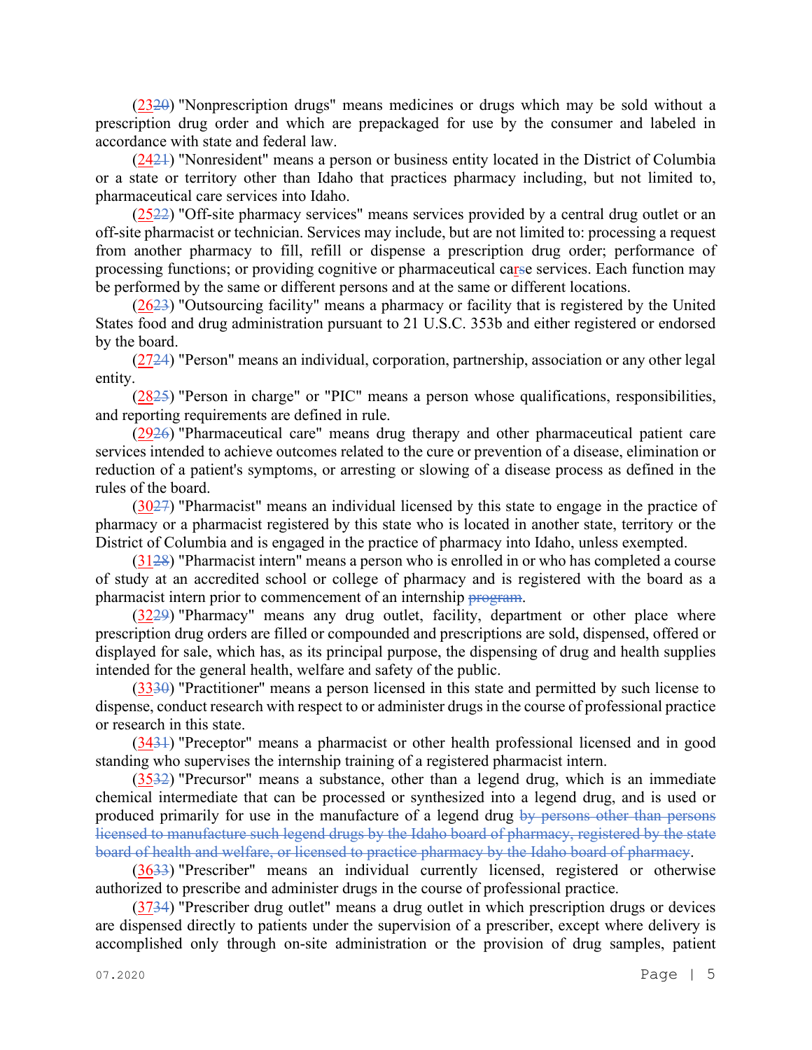(2320) "Nonprescription drugs" means medicines or drugs which may be sold without a prescription drug order and which are prepackaged for use by the consumer and labeled in accordance with state and federal law.

(2421) "Nonresident" means a person or business entity located in the District of Columbia or a state or territory other than Idaho that practices pharmacy including, but not limited to, pharmaceutical care services into Idaho.

(2522) "Off-site pharmacy services" means services provided by a central drug outlet or an off-site pharmacist or technician. Services may include, but are not limited to: processing a request from another pharmacy to fill, refill or dispense a prescription drug order; performance of processing functions; or providing cognitive or pharmaceutical carse services. Each function may be performed by the same or different persons and at the same or different locations.

(2623) "Outsourcing facility" means a pharmacy or facility that is registered by the United States food and drug administration pursuant to 21 U.S.C. 353b and either registered or endorsed by the board.

(2724) "Person" means an individual, corporation, partnership, association or any other legal entity.

(2825) "Person in charge" or "PIC" means a person whose qualifications, responsibilities, and reporting requirements are defined in rule.

(2926) "Pharmaceutical care" means drug therapy and other pharmaceutical patient care services intended to achieve outcomes related to the cure or prevention of a disease, elimination or reduction of a patient's symptoms, or arresting or slowing of a disease process as defined in the rules of the board.

(3027) "Pharmacist" means an individual licensed by this state to engage in the practice of pharmacy or a pharmacist registered by this state who is located in another state, territory or the District of Columbia and is engaged in the practice of pharmacy into Idaho, unless exempted.

(3128) "Pharmacist intern" means a person who is enrolled in or who has completed a course of study at an accredited school or college of pharmacy and is registered with the board as a pharmacist intern prior to commencement of an internship ~~program~~.

(3229) "Pharmacy" means any drug outlet, facility, department or other place where prescription drug orders are filled or compounded and prescriptions are sold, dispensed, offered or displayed for sale, which has, as its principal purpose, the dispensing of drug and health supplies intended for the general health, welfare and safety of the public.

(3330) "Practitioner" means a person licensed in this state and permitted by such license to dispense, conduct research with respect to or administer drugs in the course of professional practice or research in this state.

(3431) "Preceptor" means a pharmacist or other health professional licensed and in good standing who supervises the internship training of a registered pharmacist intern.

(3532) "Precursor" means a substance, other than a legend drug, which is an immediate chemical intermediate that can be processed or synthesized into a legend drug, and is used or produced primarily for use in the manufacture of a legend drug ~~by persons other than persons licensed to manufacture such legend drugs by the Idaho board of pharmacy, registered by the state board of health and welfare, or licensed to practice pharmacy by the Idaho board of pharmacy~~.

(3633) "Prescriber" means an individual currently licensed, registered or otherwise authorized to prescribe and administer drugs in the course of professional practice.

(3734) "Prescriber drug outlet" means a drug outlet in which prescription drugs or devices are dispensed directly to patients under the supervision of a prescriber, except where delivery is accomplished only through on-site administration or the provision of drug samples, patient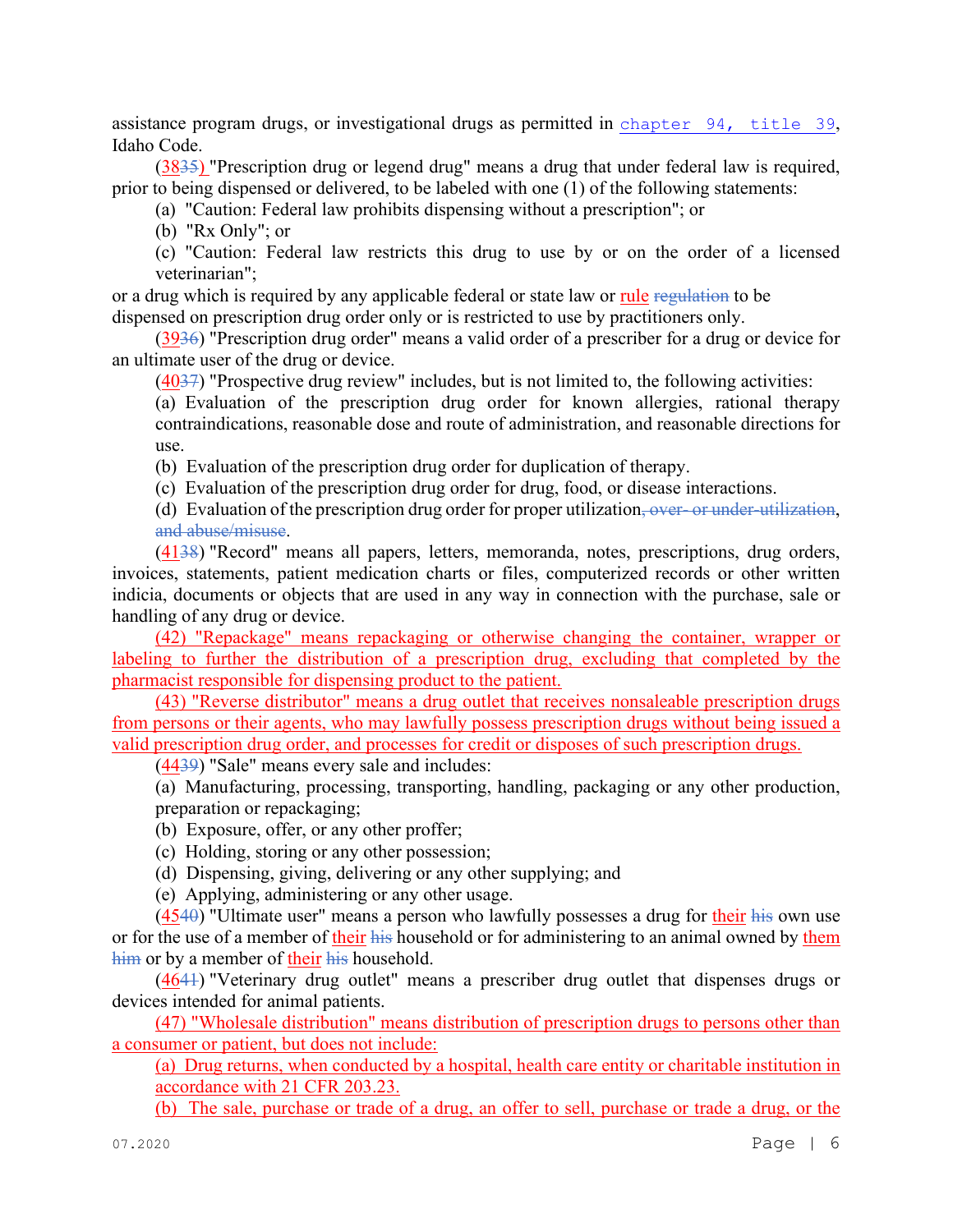assistance program drugs, or investigational drugs as permitted in chapter 94, title 39, Idaho Code.

(3835) "Prescription drug or legend drug" means a drug that under federal law is required, prior to being dispensed or delivered, to be labeled with one (1) of the following statements:

(a) "Caution: Federal law prohibits dispensing without a prescription"; or

(b) "Rx Only"; or

(c) "Caution: Federal law restricts this drug to use by or on the order of a licensed veterinarian";

or a drug which is required by any applicable federal or state law or rule regulation to be dispensed on prescription drug order only or is restricted to use by practitioners only.

(3936) "Prescription drug order" means a valid order of a prescriber for a drug or device for an ultimate user of the drug or device.

(4037) "Prospective drug review" includes, but is not limited to, the following activities:

(a) Evaluation of the prescription drug order for known allergies, rational therapy contraindications, reasonable dose and route of administration, and reasonable directions for use.

(b) Evaluation of the prescription drug order for duplication of therapy.

(c) Evaluation of the prescription drug order for drug, food, or disease interactions.

(d) Evaluation of the prescription drug order for proper utilization, over- or under-utilization, and abuse/misuse.

(4138) "Record" means all papers, letters, memoranda, notes, prescriptions, drug orders, invoices, statements, patient medication charts or files, computerized records or other written indicia, documents or objects that are used in any way in connection with the purchase, sale or handling of any drug or device.

(42) "Repackage" means repackaging or otherwise changing the container, wrapper or labeling to further the distribution of a prescription drug, excluding that completed by the pharmacist responsible for dispensing product to the patient.

(43) "Reverse distributor" means a drug outlet that receives nonsaleable prescription drugs from persons or their agents, who may lawfully possess prescription drugs without being issued a valid prescription drug order, and processes for credit or disposes of such prescription drugs.

(4439) "Sale" means every sale and includes:

(a) Manufacturing, processing, transporting, handling, packaging or any other production, preparation or repackaging;

(b) Exposure, offer, or any other proffer;

(c) Holding, storing or any other possession;

(d) Dispensing, giving, delivering or any other supplying; and

(e) Applying, administering or any other usage.

(4540) "Ultimate user" means a person who lawfully possesses a drug for their his own use or for the use of a member of their his household or for administering to an animal owned by them him or by a member of their his household.

(4641) "Veterinary drug outlet" means a prescriber drug outlet that dispenses drugs or devices intended for animal patients.

(47) "Wholesale distribution" means distribution of prescription drugs to persons other than a consumer or patient, but does not include:

(a) Drug returns, when conducted by a hospital, health care entity or charitable institution in accordance with 21 CFR 203.23.

(b) The sale, purchase or trade of a drug, an offer to sell, purchase or trade a drug, or the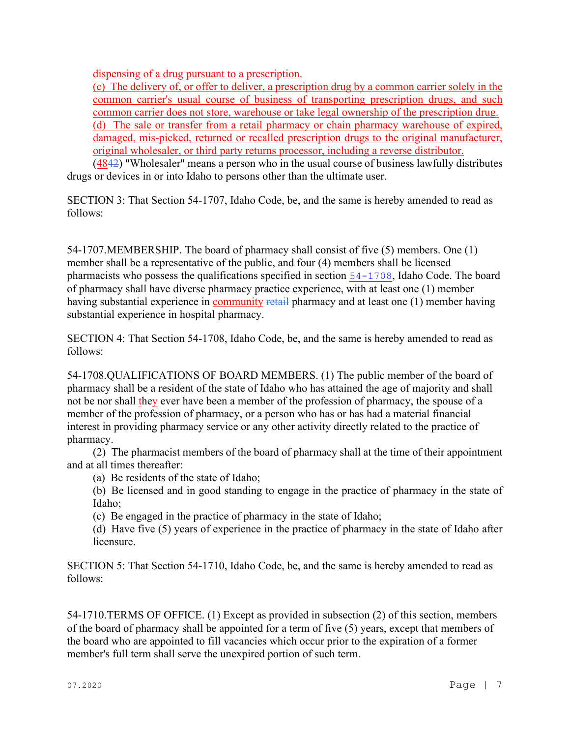dispensing of a drug pursuant to a prescription.

(c) The delivery of, or offer to deliver, a prescription drug by a common carrier solely in the common carrier's usual course of business of transporting prescription drugs, and such common carrier does not store, warehouse or take legal ownership of the prescription drug.

(d) The sale or transfer from a retail pharmacy or chain pharmacy warehouse of expired, damaged, mis-picked, returned or recalled prescription drugs to the original manufacturer, original wholesaler, or third party returns processor, including a reverse distributor.

(4842) "Wholesaler" means a person who in the usual course of business lawfully distributes drugs or devices in or into Idaho to persons other than the ultimate user.

SECTION 3: That Section 54-1707, Idaho Code, be, and the same is hereby amended to read as follows:

54-1707.MEMBERSHIP. The board of pharmacy shall consist of five (5) members. One (1) member shall be a representative of the public, and four (4) members shall be licensed pharmacists who possess the qualifications specified in section 54-1708, Idaho Code. The board of pharmacy shall have diverse pharmacy practice experience, with at least one (1) member having substantial experience in community ~~retail~~ pharmacy and at least one (1) member having substantial experience in hospital pharmacy.

SECTION 4: That Section 54-1708, Idaho Code, be, and the same is hereby amended to read as follows:

54-1708.QUALIFICATIONS OF BOARD MEMBERS. (1) The public member of the board of pharmacy shall be a resident of the state of Idaho who has attained the age of majority and shall not be nor shall they ever have been a member of the profession of pharmacy, the spouse of a member of the profession of pharmacy, or a person who has or has had a material financial interest in providing pharmacy service or any other activity directly related to the practice of pharmacy.

(2) The pharmacist members of the board of pharmacy shall at the time of their appointment and at all times thereafter:

(a) Be residents of the state of Idaho;

(b) Be licensed and in good standing to engage in the practice of pharmacy in the state of Idaho;

(c) Be engaged in the practice of pharmacy in the state of Idaho;

(d) Have five (5) years of experience in the practice of pharmacy in the state of Idaho after licensure.

SECTION 5: That Section 54-1710, Idaho Code, be, and the same is hereby amended to read as follows:

54-1710.TERMS OF OFFICE. (1) Except as provided in subsection (2) of this section, members of the board of pharmacy shall be appointed for a term of five (5) years, except that members of the board who are appointed to fill vacancies which occur prior to the expiration of a former member's full term shall serve the unexpired portion of such term.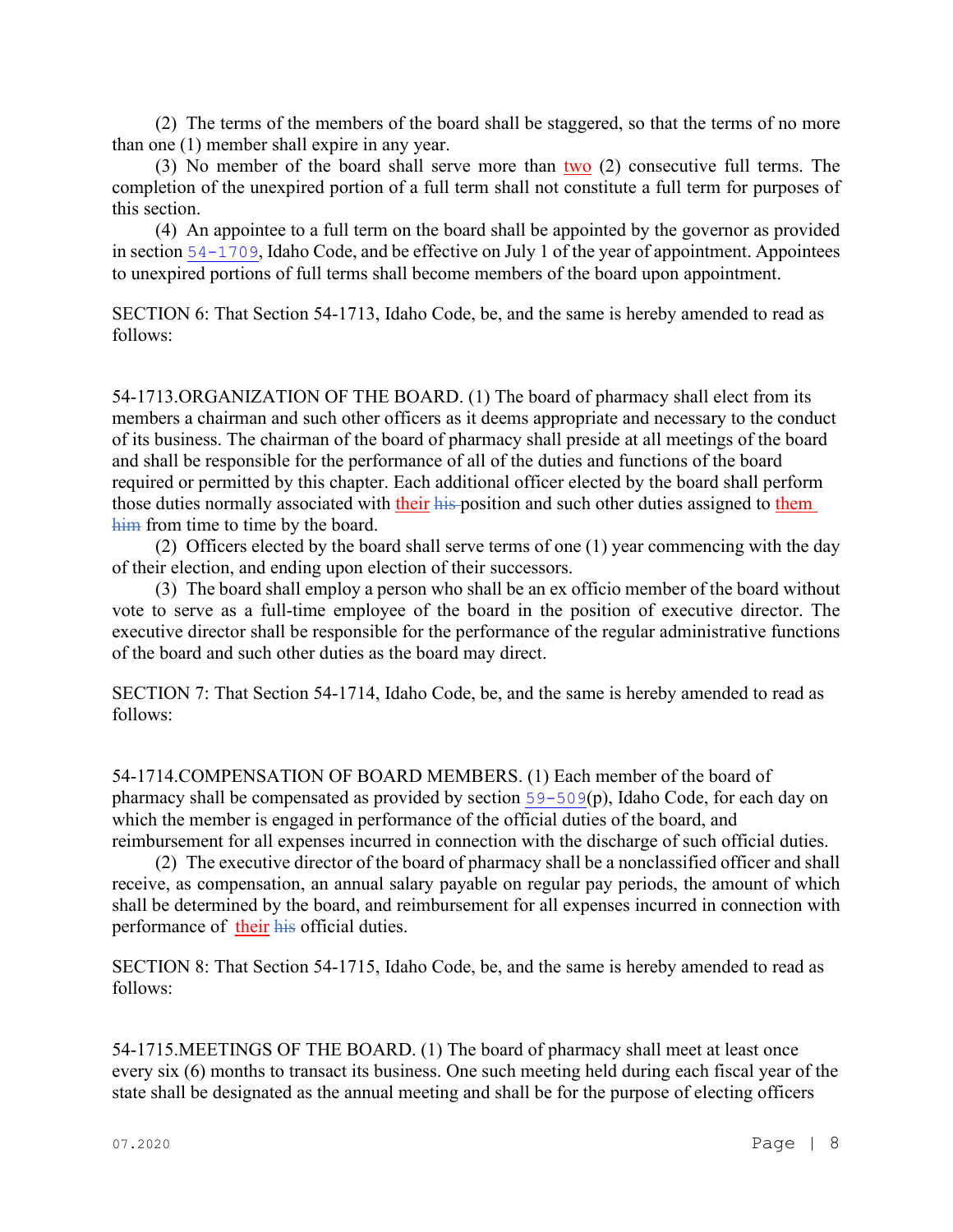(2) The terms of the members of the board shall be staggered, so that the terms of no more than one (1) member shall expire in any year.

(3) No member of the board shall serve more than two (2) consecutive full terms. The completion of the unexpired portion of a full term shall not constitute a full term for purposes of this section.

(4) An appointee to a full term on the board shall be appointed by the governor as provided in section 54-1709, Idaho Code, and be effective on July 1 of the year of appointment. Appointees to unexpired portions of full terms shall become members of the board upon appointment.

SECTION 6: That Section 54-1713, Idaho Code, be, and the same is hereby amended to read as follows:

54-1713.ORGANIZATION OF THE BOARD. (1) The board of pharmacy shall elect from its members a chairman and such other officers as it deems appropriate and necessary to the conduct of its business. The chairman of the board of pharmacy shall preside at all meetings of the board and shall be responsible for the performance of all of the duties and functions of the board required or permitted by this chapter. Each additional officer elected by the board shall perform those duties normally associated with their ~~his~~ position and such other duties assigned to them ~~him~~ from time to time by the board.

(2) Officers elected by the board shall serve terms of one (1) year commencing with the day of their election, and ending upon election of their successors.

(3) The board shall employ a person who shall be an ex officio member of the board without vote to serve as a full-time employee of the board in the position of executive director. The executive director shall be responsible for the performance of the regular administrative functions of the board and such other duties as the board may direct.

SECTION 7: That Section 54-1714, Idaho Code, be, and the same is hereby amended to read as follows:

54-1714.COMPENSATION OF BOARD MEMBERS. (1) Each member of the board of pharmacy shall be compensated as provided by section 59-509(p), Idaho Code, for each day on which the member is engaged in performance of the official duties of the board, and reimbursement for all expenses incurred in connection with the discharge of such official duties.

(2) The executive director of the board of pharmacy shall be a nonclassified officer and shall receive, as compensation, an annual salary payable on regular pay periods, the amount of which shall be determined by the board, and reimbursement for all expenses incurred in connection with performance of their ~~his~~ official duties.

SECTION 8: That Section 54-1715, Idaho Code, be, and the same is hereby amended to read as follows:

54-1715.MEETINGS OF THE BOARD. (1) The board of pharmacy shall meet at least once every six (6) months to transact its business. One such meeting held during each fiscal year of the state shall be designated as the annual meeting and shall be for the purpose of electing officers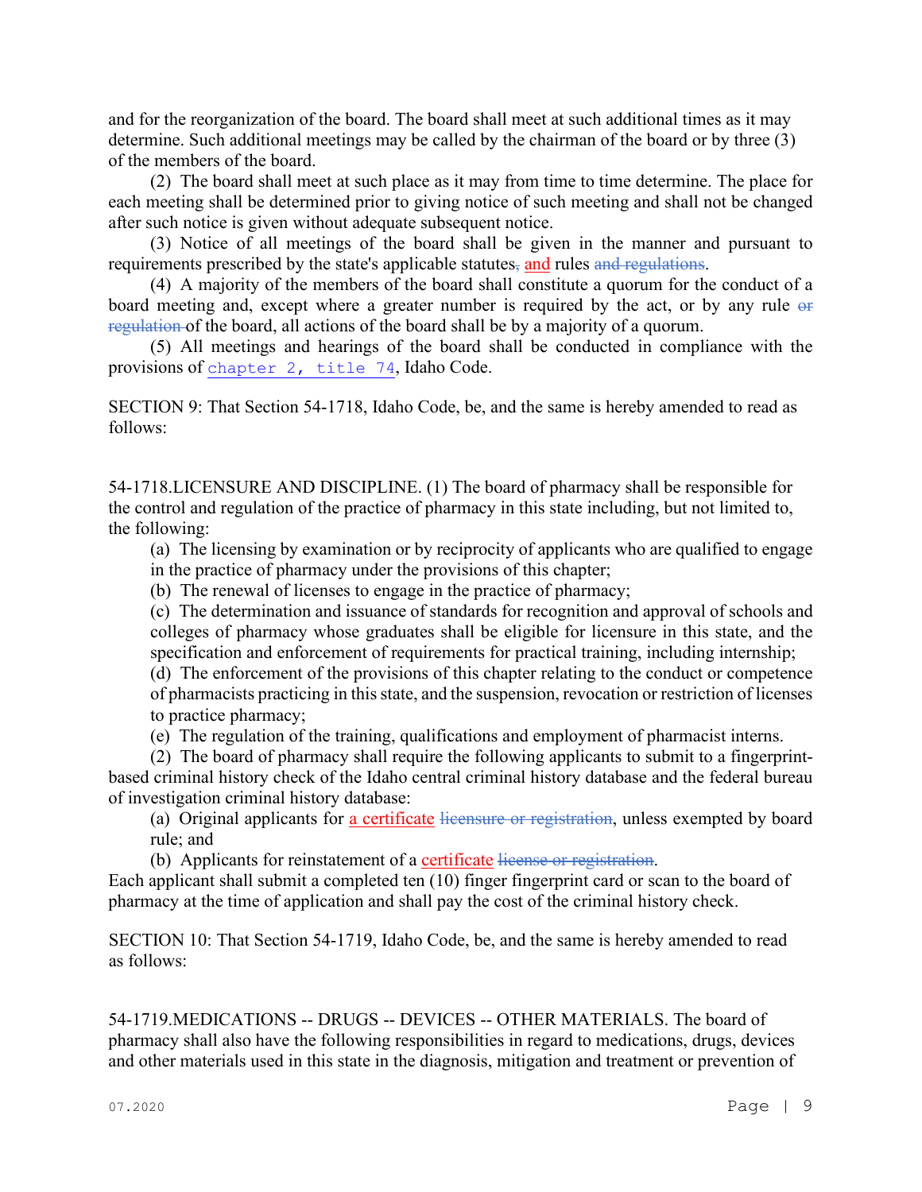and for the reorganization of the board. The board shall meet at such additional times as it may determine. Such additional meetings may be called by the chairman of the board or by three (3) of the members of the board.

(2) The board shall meet at such place as it may from time to time determine. The place for each meeting shall be determined prior to giving notice of such meeting and shall not be changed after such notice is given without adequate subsequent notice.

(3) Notice of all meetings of the board shall be given in the manner and pursuant to requirements prescribed by the state's applicable statutes~~,~~ and rules ~~and regulations~~.

(4) A majority of the members of the board shall constitute a quorum for the conduct of a board meeting and, except where a greater number is required by the act, or by any rule ~~or regulation~~ of the board, all actions of the board shall be by a majority of a quorum.

(5) All meetings and hearings of the board shall be conducted in compliance with the provisions of chapter 2, title 74, Idaho Code.

SECTION 9: That Section 54-1718, Idaho Code, be, and the same is hereby amended to read as follows:

54-1718.LICENSURE AND DISCIPLINE. (1) The board of pharmacy shall be responsible for the control and regulation of the practice of pharmacy in this state including, but not limited to, the following:

(a) The licensing by examination or by reciprocity of applicants who are qualified to engage in the practice of pharmacy under the provisions of this chapter;

(b) The renewal of licenses to engage in the practice of pharmacy;

(c) The determination and issuance of standards for recognition and approval of schools and colleges of pharmacy whose graduates shall be eligible for licensure in this state, and the specification and enforcement of requirements for practical training, including internship;

(d) The enforcement of the provisions of this chapter relating to the conduct or competence of pharmacists practicing in this state, and the suspension, revocation or restriction of licenses to practice pharmacy;

(e) The regulation of the training, qualifications and employment of pharmacist interns.

(2) The board of pharmacy shall require the following applicants to submit to a fingerprint-based criminal history check of the Idaho central criminal history database and the federal bureau of investigation criminal history database:

(a) Original applicants for a certificate ~~licensure or registration~~, unless exempted by board rule; and

(b) Applicants for reinstatement of a certificate ~~license or registration~~.

Each applicant shall submit a completed ten (10) finger fingerprint card or scan to the board of pharmacy at the time of application and shall pay the cost of the criminal history check.

SECTION 10: That Section 54-1719, Idaho Code, be, and the same is hereby amended to read as follows:

54-1719.MEDICATIONS -- DRUGS -- DEVICES -- OTHER MATERIALS. The board of pharmacy shall also have the following responsibilities in regard to medications, drugs, devices and other materials used in this state in the diagnosis, mitigation and treatment or prevention of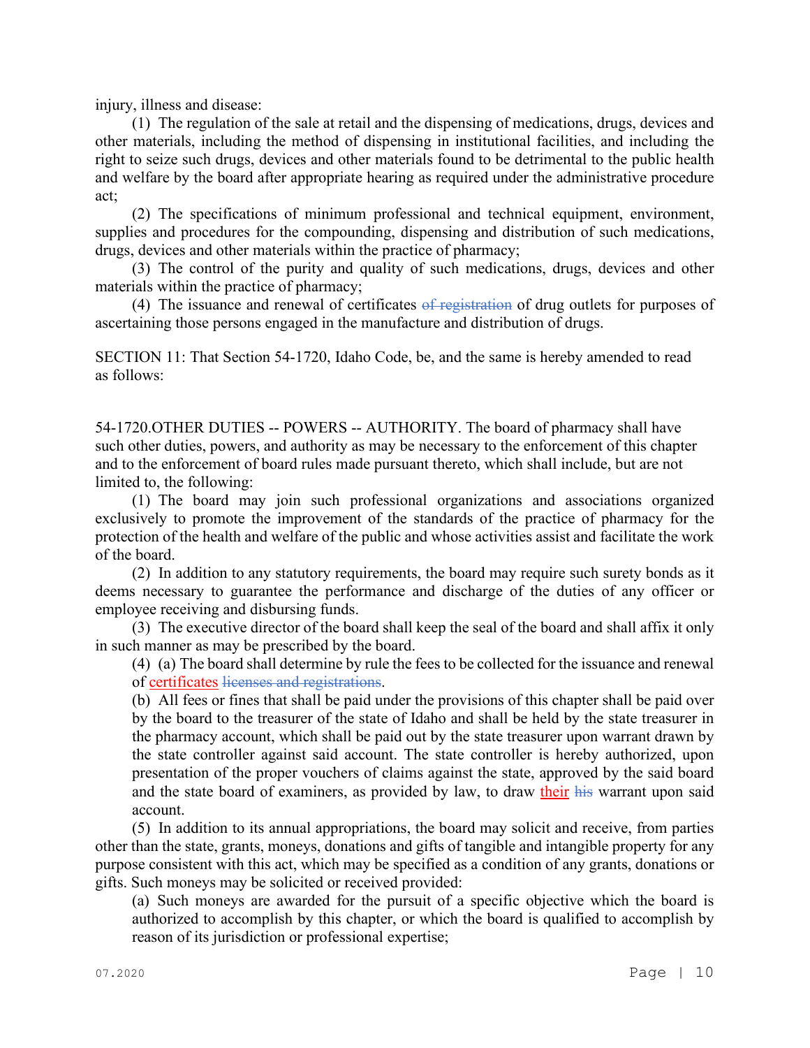injury, illness and disease:

(1) The regulation of the sale at retail and the dispensing of medications, drugs, devices and other materials, including the method of dispensing in institutional facilities, and including the right to seize such drugs, devices and other materials found to be detrimental to the public health and welfare by the board after appropriate hearing as required under the administrative procedure act;

(2) The specifications of minimum professional and technical equipment, environment, supplies and procedures for the compounding, dispensing and distribution of such medications, drugs, devices and other materials within the practice of pharmacy;

(3) The control of the purity and quality of such medications, drugs, devices and other materials within the practice of pharmacy;

(4) The issuance and renewal of certificates ~~of registration~~ of drug outlets for purposes of ascertaining those persons engaged in the manufacture and distribution of drugs.

SECTION 11: That Section 54-1720, Idaho Code, be, and the same is hereby amended to read as follows:

54-1720.OTHER DUTIES -- POWERS -- AUTHORITY. The board of pharmacy shall have such other duties, powers, and authority as may be necessary to the enforcement of this chapter and to the enforcement of board rules made pursuant thereto, which shall include, but are not limited to, the following:

(1) The board may join such professional organizations and associations organized exclusively to promote the improvement of the standards of the practice of pharmacy for the protection of the health and welfare of the public and whose activities assist and facilitate the work of the board.

(2) In addition to any statutory requirements, the board may require such surety bonds as it deems necessary to guarantee the performance and discharge of the duties of any officer or employee receiving and disbursing funds.

(3) The executive director of the board shall keep the seal of the board and shall affix it only in such manner as may be prescribed by the board.

(4) (a) The board shall determine by rule the fees to be collected for the issuance and renewal of <u>certificates</u> ~~licenses and registrations~~.

(b) All fees or fines that shall be paid under the provisions of this chapter shall be paid over by the board to the treasurer of the state of Idaho and shall be held by the state treasurer in the pharmacy account, which shall be paid out by the state treasurer upon warrant drawn by the state controller against said account. The state controller is hereby authorized, upon presentation of the proper vouchers of claims against the state, approved by the said board and the state board of examiners, as provided by law, to draw <u>their</u> ~~his~~ warrant upon said account.

(5) In addition to its annual appropriations, the board may solicit and receive, from parties other than the state, grants, moneys, donations and gifts of tangible and intangible property for any purpose consistent with this act, which may be specified as a condition of any grants, donations or gifts. Such moneys may be solicited or received provided:

(a) Such moneys are awarded for the pursuit of a specific objective which the board is authorized to accomplish by this chapter, or which the board is qualified to accomplish by reason of its jurisdiction or professional expertise;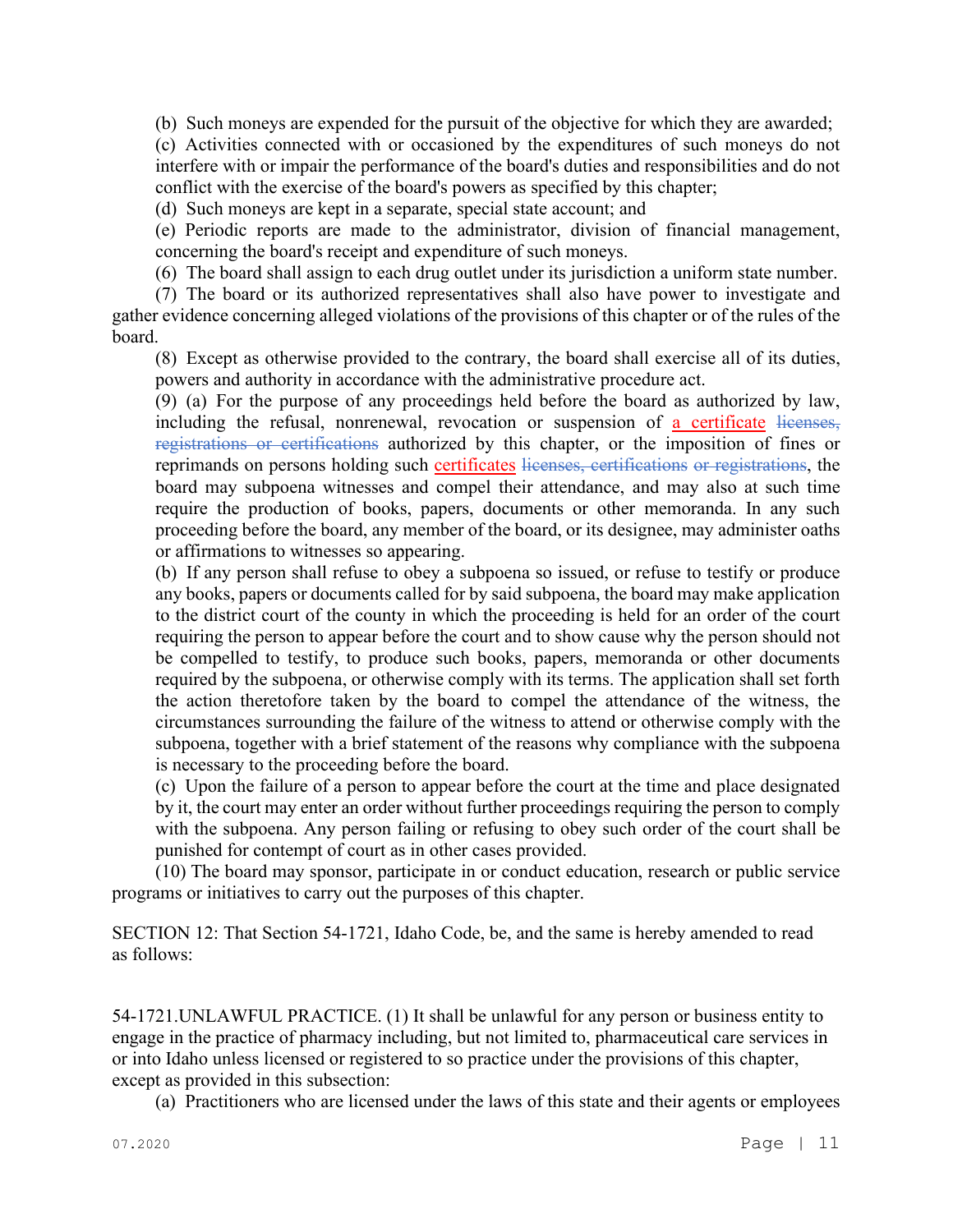(b) Such moneys are expended for the pursuit of the objective for which they are awarded;

(c) Activities connected with or occasioned by the expenditures of such moneys do not interfere with or impair the performance of the board's duties and responsibilities and do not conflict with the exercise of the board's powers as specified by this chapter;

(d) Such moneys are kept in a separate, special state account; and

(e) Periodic reports are made to the administrator, division of financial management, concerning the board's receipt and expenditure of such moneys.

(6) The board shall assign to each drug outlet under its jurisdiction a uniform state number.

(7) The board or its authorized representatives shall also have power to investigate and gather evidence concerning alleged violations of the provisions of this chapter or of the rules of the board.

(8) Except as otherwise provided to the contrary, the board shall exercise all of its duties, powers and authority in accordance with the administrative procedure act.

(9) (a) For the purpose of any proceedings held before the board as authorized by law, including the refusal, nonrenewal, revocation or suspension of <u>a certificate</u> ~~licenses, registrations or certifications~~ authorized by this chapter, or the imposition of fines or reprimands on persons holding such <u>certificates</u> ~~licenses, certifications or registrations~~, the board may subpoena witnesses and compel their attendance, and may also at such time require the production of books, papers, documents or other memoranda. In any such proceeding before the board, any member of the board, or its designee, may administer oaths or affirmations to witnesses so appearing.

(b) If any person shall refuse to obey a subpoena so issued, or refuse to testify or produce any books, papers or documents called for by said subpoena, the board may make application to the district court of the county in which the proceeding is held for an order of the court requiring the person to appear before the court and to show cause why the person should not be compelled to testify, to produce such books, papers, memoranda or other documents required by the subpoena, or otherwise comply with its terms. The application shall set forth the action theretofore taken by the board to compel the attendance of the witness, the circumstances surrounding the failure of the witness to attend or otherwise comply with the subpoena, together with a brief statement of the reasons why compliance with the subpoena is necessary to the proceeding before the board.

(c) Upon the failure of a person to appear before the court at the time and place designated by it, the court may enter an order without further proceedings requiring the person to comply with the subpoena. Any person failing or refusing to obey such order of the court shall be punished for contempt of court as in other cases provided.

(10) The board may sponsor, participate in or conduct education, research or public service programs or initiatives to carry out the purposes of this chapter.

SECTION 12: That Section 54-1721, Idaho Code, be, and the same is hereby amended to read as follows:

54-1721.UNLAWFUL PRACTICE. (1) It shall be unlawful for any person or business entity to engage in the practice of pharmacy including, but not limited to, pharmaceutical care services in or into Idaho unless licensed or registered to so practice under the provisions of this chapter, except as provided in this subsection:

(a) Practitioners who are licensed under the laws of this state and their agents or employees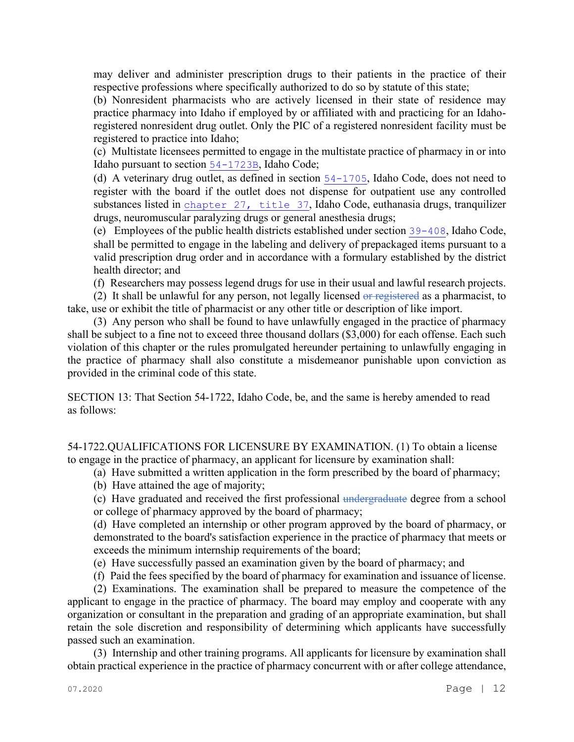may deliver and administer prescription drugs to their patients in the practice of their respective professions where specifically authorized to do so by statute of this state;

(b) Nonresident pharmacists who are actively licensed in their state of residence may practice pharmacy into Idaho if employed by or affiliated with and practicing for an Idaho-registered nonresident drug outlet. Only the PIC of a registered nonresident facility must be registered to practice into Idaho;

(c) Multistate licensees permitted to engage in the multistate practice of pharmacy in or into Idaho pursuant to section 54-1723B, Idaho Code;

(d) A veterinary drug outlet, as defined in section 54-1705, Idaho Code, does not need to register with the board if the outlet does not dispense for outpatient use any controlled substances listed in chapter 27, title 37, Idaho Code, euthanasia drugs, tranquilizer drugs, neuromuscular paralyzing drugs or general anesthesia drugs;

(e) Employees of the public health districts established under section 39-408, Idaho Code, shall be permitted to engage in the labeling and delivery of prepackaged items pursuant to a valid prescription drug order and in accordance with a formulary established by the district health director; and

(f) Researchers may possess legend drugs for use in their usual and lawful research projects.

(2) It shall be unlawful for any person, not legally licensed ~~or registered~~ as a pharmacist, to take, use or exhibit the title of pharmacist or any other title or description of like import.

(3) Any person who shall be found to have unlawfully engaged in the practice of pharmacy shall be subject to a fine not to exceed three thousand dollars ($3,000) for each offense. Each such violation of this chapter or the rules promulgated hereunder pertaining to unlawfully engaging in the practice of pharmacy shall also constitute a misdemeanor punishable upon conviction as provided in the criminal code of this state.

SECTION 13: That Section 54-1722, Idaho Code, be, and the same is hereby amended to read as follows:

54-1722.QUALIFICATIONS FOR LICENSURE BY EXAMINATION. (1) To obtain a license to engage in the practice of pharmacy, an applicant for licensure by examination shall:

(a) Have submitted a written application in the form prescribed by the board of pharmacy;

(b) Have attained the age of majority;

(c) Have graduated and received the first professional ~~undergraduate~~ degree from a school or college of pharmacy approved by the board of pharmacy;

(d) Have completed an internship or other program approved by the board of pharmacy, or demonstrated to the board's satisfaction experience in the practice of pharmacy that meets or exceeds the minimum internship requirements of the board;

(e) Have successfully passed an examination given by the board of pharmacy; and

(f) Paid the fees specified by the board of pharmacy for examination and issuance of license.

(2) Examinations. The examination shall be prepared to measure the competence of the applicant to engage in the practice of pharmacy. The board may employ and cooperate with any organization or consultant in the preparation and grading of an appropriate examination, but shall retain the sole discretion and responsibility of determining which applicants have successfully passed such an examination.

(3) Internship and other training programs. All applicants for licensure by examination shall obtain practical experience in the practice of pharmacy concurrent with or after college attendance,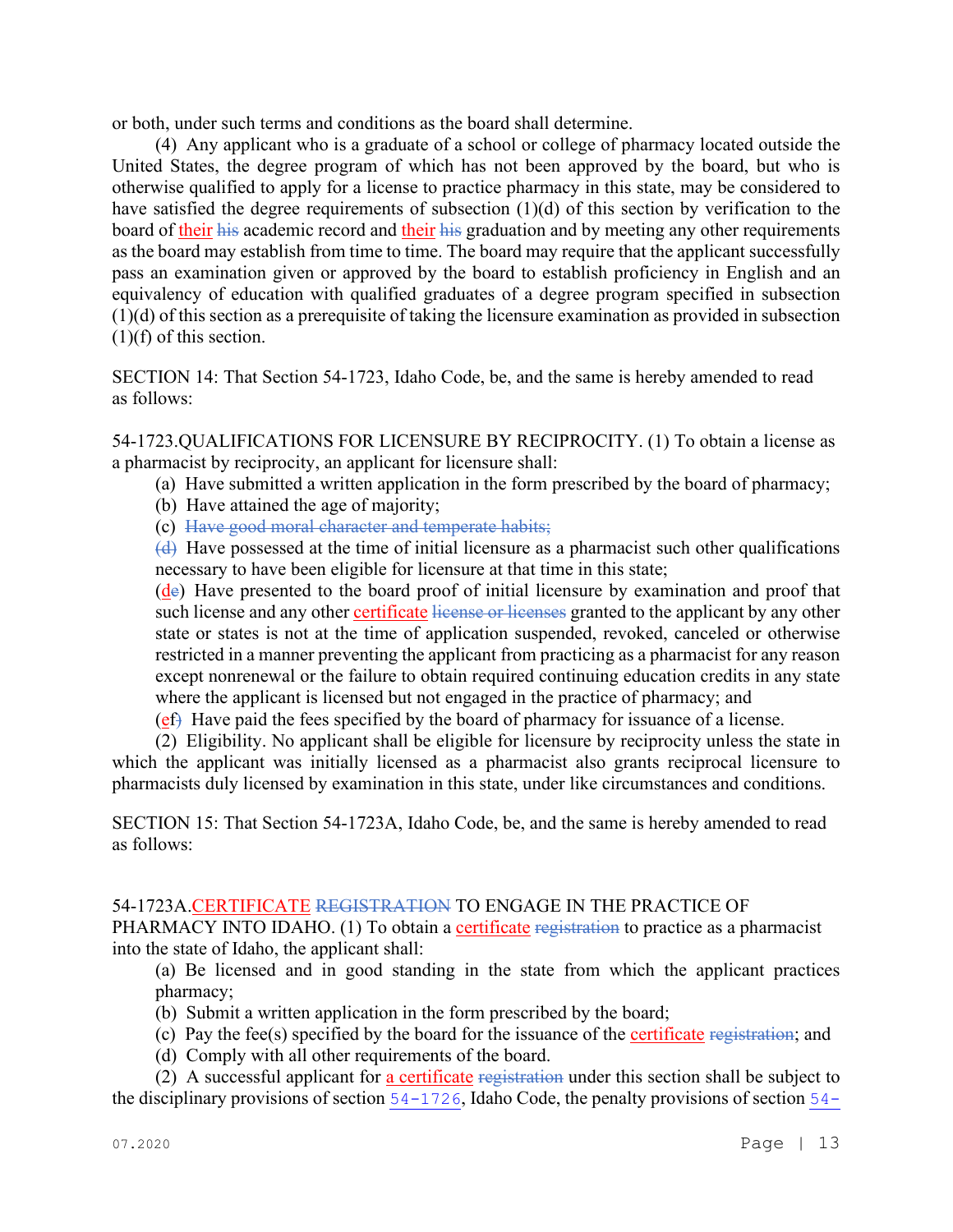or both, under such terms and conditions as the board shall determine.

(4) Any applicant who is a graduate of a school or college of pharmacy located outside the United States, the degree program of which has not been approved by the board, but who is otherwise qualified to apply for a license to practice pharmacy in this state, may be considered to have satisfied the degree requirements of subsection (1)(d) of this section by verification to the board of their ~~his~~ academic record and their ~~his~~ graduation and by meeting any other requirements as the board may establish from time to time. The board may require that the applicant successfully pass an examination given or approved by the board to establish proficiency in English and an equivalency of education with qualified graduates of a degree program specified in subsection (1)(d) of this section as a prerequisite of taking the licensure examination as provided in subsection (1)(f) of this section.

SECTION 14: That Section 54-1723, Idaho Code, be, and the same is hereby amended to read as follows:

54-1723.QUALIFICATIONS FOR LICENSURE BY RECIPROCITY. (1) To obtain a license as a pharmacist by reciprocity, an applicant for licensure shall:

(a) Have submitted a written application in the form prescribed by the board of pharmacy;

(b) Have attained the age of majority;

(c) ~~Have good moral character and temperate habits;~~

~~(d)~~ Have possessed at the time of initial licensure as a pharmacist such other qualifications necessary to have been eligible for licensure at that time in this state;

(d~~e~~) Have presented to the board proof of initial licensure by examination and proof that such license and any other certificate ~~license or licenses~~ granted to the applicant by any other state or states is not at the time of application suspended, revoked, canceled or otherwise restricted in a manner preventing the applicant from practicing as a pharmacist for any reason except nonrenewal or the failure to obtain required continuing education credits in any state where the applicant is licensed but not engaged in the practice of pharmacy; and

(e~~f~~) Have paid the fees specified by the board of pharmacy for issuance of a license.

(2) Eligibility. No applicant shall be eligible for licensure by reciprocity unless the state in which the applicant was initially licensed as a pharmacist also grants reciprocal licensure to pharmacists duly licensed by examination in this state, under like circumstances and conditions.

SECTION 15: That Section 54-1723A, Idaho Code, be, and the same is hereby amended to read as follows:

54-1723A.CERTIFICATE ~~REGISTRATION~~ TO ENGAGE IN THE PRACTICE OF PHARMACY INTO IDAHO. (1) To obtain a certificate ~~registration~~ to practice as a pharmacist into the state of Idaho, the applicant shall:

(a) Be licensed and in good standing in the state from which the applicant practices pharmacy;

(b) Submit a written application in the form prescribed by the board;

(c) Pay the fee(s) specified by the board for the issuance of the certificate ~~registration~~; and

(d) Comply with all other requirements of the board.

(2) A successful applicant for a certificate ~~registration~~ under this section shall be subject to the disciplinary provisions of section 54-1726, Idaho Code, the penalty provisions of section 54-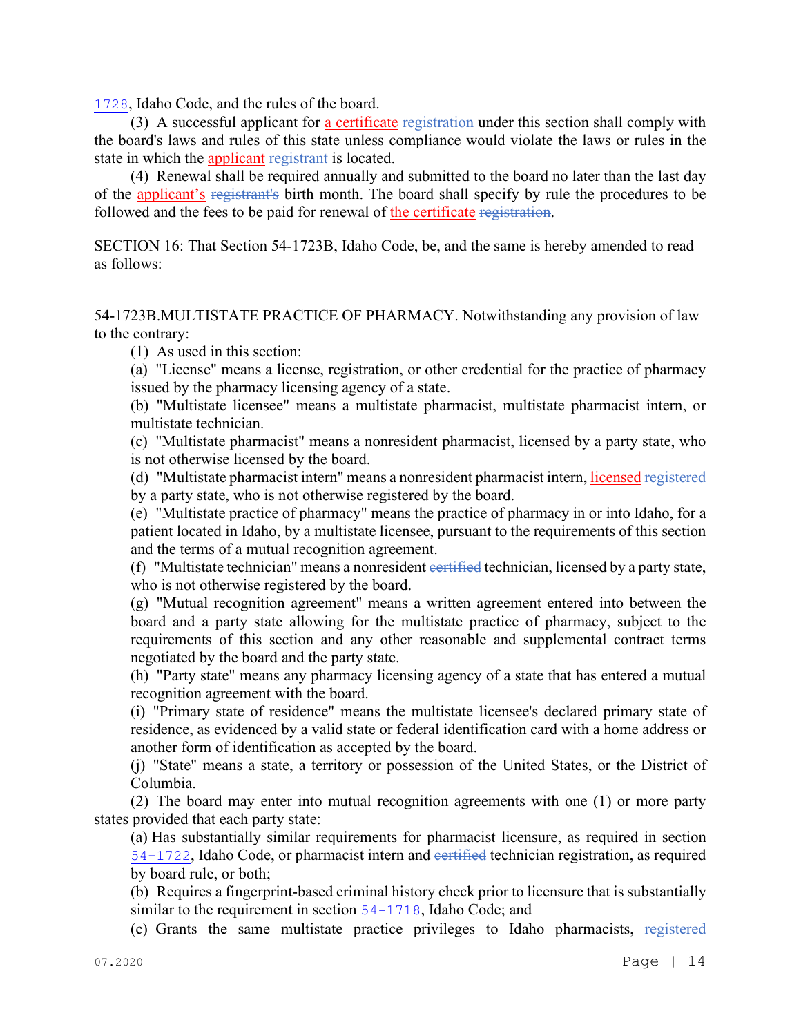1728, Idaho Code, and the rules of the board.

(3) A successful applicant for <u>a certificate</u> ~~registration~~ under this section shall comply with the board's laws and rules of this state unless compliance would violate the laws or rules in the state in which the <u>applicant</u> ~~registrant~~ is located.

(4) Renewal shall be required annually and submitted to the board no later than the last day of the <u>applicant's</u> ~~registrant's~~ birth month. The board shall specify by rule the procedures to be followed and the fees to be paid for renewal of <u>the certificate</u> ~~registration~~.

SECTION 16: That Section 54-1723B, Idaho Code, be, and the same is hereby amended to read as follows:

54-1723B.MULTISTATE PRACTICE OF PHARMACY. Notwithstanding any provision of law to the contrary:

(1) As used in this section:

(a) "License" means a license, registration, or other credential for the practice of pharmacy issued by the pharmacy licensing agency of a state.

(b) "Multistate licensee" means a multistate pharmacist, multistate pharmacist intern, or multistate technician.

(c) "Multistate pharmacist" means a nonresident pharmacist, licensed by a party state, who is not otherwise licensed by the board.

(d) "Multistate pharmacist intern" means a nonresident pharmacist intern, <u>licensed</u> ~~registered~~ by a party state, who is not otherwise registered by the board.

(e) "Multistate practice of pharmacy" means the practice of pharmacy in or into Idaho, for a patient located in Idaho, by a multistate licensee, pursuant to the requirements of this section and the terms of a mutual recognition agreement.

(f) "Multistate technician" means a nonresident ~~certified~~ technician, licensed by a party state, who is not otherwise registered by the board.

(g) "Mutual recognition agreement" means a written agreement entered into between the board and a party state allowing for the multistate practice of pharmacy, subject to the requirements of this section and any other reasonable and supplemental contract terms negotiated by the board and the party state.

(h) "Party state" means any pharmacy licensing agency of a state that has entered a mutual recognition agreement with the board.

(i) "Primary state of residence" means the multistate licensee's declared primary state of residence, as evidenced by a valid state or federal identification card with a home address or another form of identification as accepted by the board.

(j) "State" means a state, a territory or possession of the United States, or the District of Columbia.

(2) The board may enter into mutual recognition agreements with one (1) or more party states provided that each party state:

(a) Has substantially similar requirements for pharmacist licensure, as required in section 54-1722, Idaho Code, or pharmacist intern and ~~certified~~ technician registration, as required by board rule, or both;

(b) Requires a fingerprint-based criminal history check prior to licensure that is substantially similar to the requirement in section 54-1718, Idaho Code; and

(c) Grants the same multistate practice privileges to Idaho pharmacists, ~~registered~~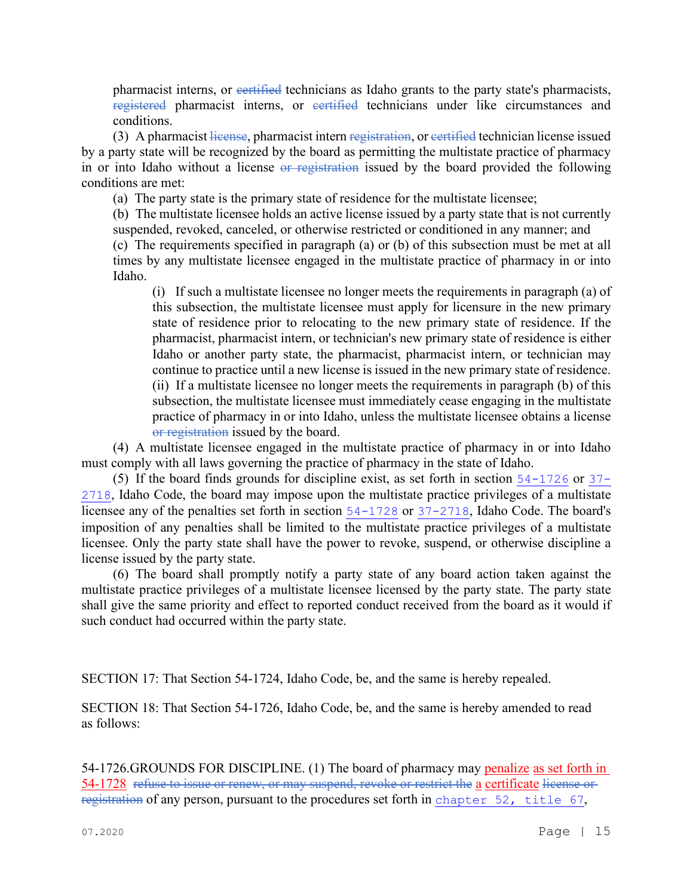pharmacist interns, or ~~certified~~ technicians as Idaho grants to the party state's pharmacists, ~~registered~~ pharmacist interns, or ~~certified~~ technicians under like circumstances and conditions.

(3) A pharmacist ~~license~~, pharmacist intern ~~registration~~, or ~~certified~~ technician license issued by a party state will be recognized by the board as permitting the multistate practice of pharmacy in or into Idaho without a license ~~or registration~~ issued by the board provided the following conditions are met:

(a) The party state is the primary state of residence for the multistate licensee;

(b) The multistate licensee holds an active license issued by a party state that is not currently suspended, revoked, canceled, or otherwise restricted or conditioned in any manner; and

(c) The requirements specified in paragraph (a) or (b) of this subsection must be met at all times by any multistate licensee engaged in the multistate practice of pharmacy in or into Idaho.

(i) If such a multistate licensee no longer meets the requirements in paragraph (a) of this subsection, the multistate licensee must apply for licensure in the new primary state of residence prior to relocating to the new primary state of residence. If the pharmacist, pharmacist intern, or technician's new primary state of residence is either Idaho or another party state, the pharmacist, pharmacist intern, or technician may continue to practice until a new license is issued in the new primary state of residence.

(ii) If a multistate licensee no longer meets the requirements in paragraph (b) of this subsection, the multistate licensee must immediately cease engaging in the multistate practice of pharmacy in or into Idaho, unless the multistate licensee obtains a license ~~or registration~~ issued by the board.

(4) A multistate licensee engaged in the multistate practice of pharmacy in or into Idaho must comply with all laws governing the practice of pharmacy in the state of Idaho.

(5) If the board finds grounds for discipline exist, as set forth in section 54-1726 or 37-2718, Idaho Code, the board may impose upon the multistate practice privileges of a multistate licensee any of the penalties set forth in section 54-1728 or 37-2718, Idaho Code. The board's imposition of any penalties shall be limited to the multistate practice privileges of a multistate licensee. Only the party state shall have the power to revoke, suspend, or otherwise discipline a license issued by the party state.

(6) The board shall promptly notify a party state of any board action taken against the multistate practice privileges of a multistate licensee licensed by the party state. The party state shall give the same priority and effect to reported conduct received from the board as it would if such conduct had occurred within the party state.

SECTION 17: That Section 54-1724, Idaho Code, be, and the same is hereby repealed.

SECTION 18: That Section 54-1726, Idaho Code, be, and the same is hereby amended to read as follows:

54-1726.GROUNDS FOR DISCIPLINE. (1) The board of pharmacy may penalize as set forth in 54-1728 ~~refuse to issue or renew, or may suspend, revoke or restrict the~~ a certificate ~~license or registration~~ of any person, pursuant to the procedures set forth in chapter 52, title 67,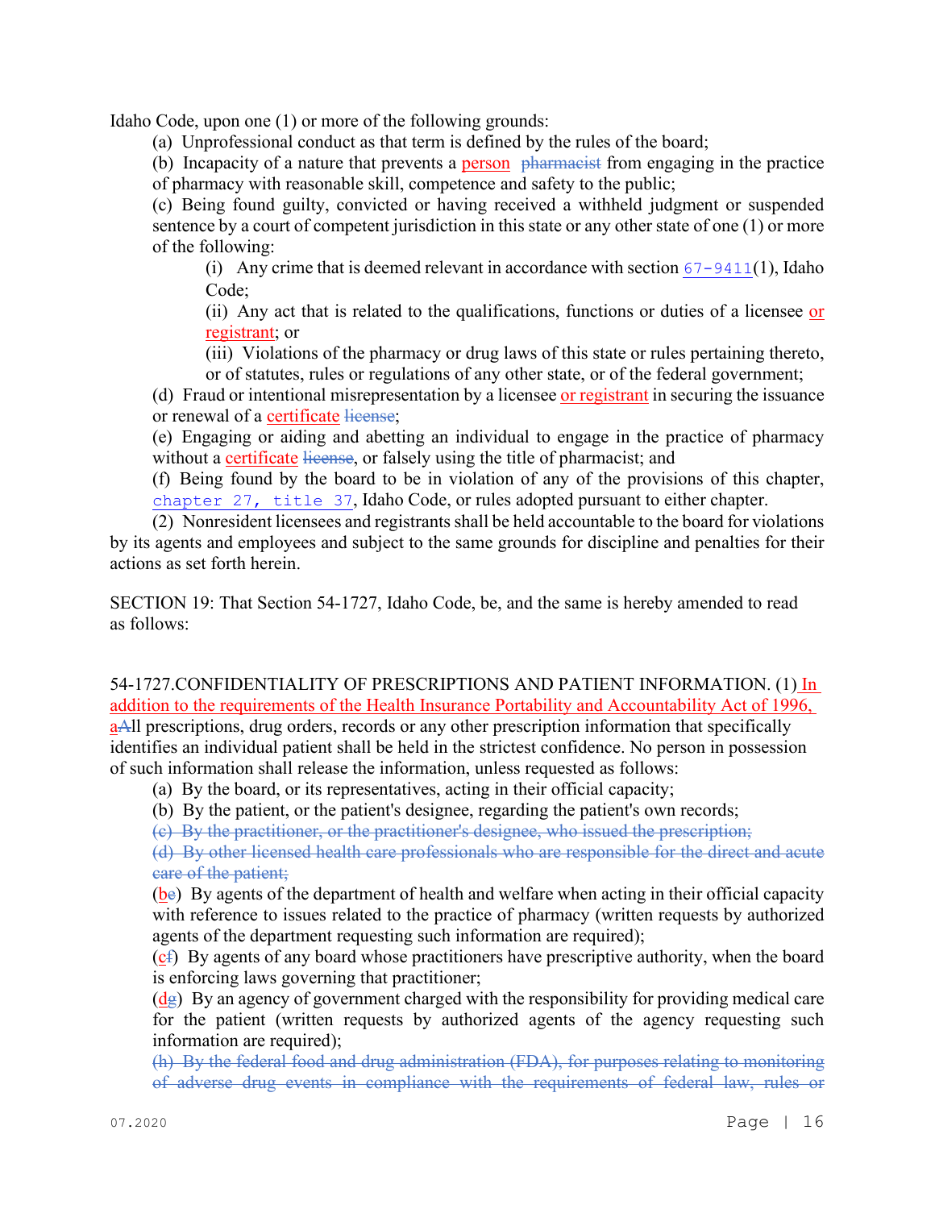Idaho Code, upon one (1) or more of the following grounds:

(a) Unprofessional conduct as that term is defined by the rules of the board;

(b) Incapacity of a nature that prevents a person ~~pharmacist~~ from engaging in the practice of pharmacy with reasonable skill, competence and safety to the public;

(c) Being found guilty, convicted or having received a withheld judgment or suspended sentence by a court of competent jurisdiction in this state or any other state of one (1) or more of the following:

(i) Any crime that is deemed relevant in accordance with section 67-9411(1), Idaho Code;

(ii) Any act that is related to the qualifications, functions or duties of a licensee or registrant; or

(iii) Violations of the pharmacy or drug laws of this state or rules pertaining thereto, or of statutes, rules or regulations of any other state, or of the federal government;

(d) Fraud or intentional misrepresentation by a licensee or registrant in securing the issuance or renewal of a certificate ~~license~~;

(e) Engaging or aiding and abetting an individual to engage in the practice of pharmacy without a certificate ~~license~~, or falsely using the title of pharmacist; and

(f) Being found by the board to be in violation of any of the provisions of this chapter, chapter 27, title 37, Idaho Code, or rules adopted pursuant to either chapter.

(2) Nonresident licensees and registrants shall be held accountable to the board for violations by its agents and employees and subject to the same grounds for discipline and penalties for their actions as set forth herein.

SECTION 19: That Section 54-1727, Idaho Code, be, and the same is hereby amended to read as follows:

54-1727.CONFIDENTIALITY OF PRESCRIPTIONS AND PATIENT INFORMATION. (1) In addition to the requirements of the Health Insurance Portability and Accountability Act of 1996, a~~A~~ll prescriptions, drug orders, records or any other prescription information that specifically identifies an individual patient shall be held in the strictest confidence. No person in possession of such information shall release the information, unless requested as follows:

(a) By the board, or its representatives, acting in their official capacity;

(b) By the patient, or the patient's designee, regarding the patient's own records;

~~(c) By the practitioner, or the practitioner's designee, who issued the prescription;~~

~~(d) By other licensed health care professionals who are responsible for the direct and acute care of the patient;~~

(b~~e~~) By agents of the department of health and welfare when acting in their official capacity with reference to issues related to the practice of pharmacy (written requests by authorized agents of the department requesting such information are required);

(c~~f~~) By agents of any board whose practitioners have prescriptive authority, when the board is enforcing laws governing that practitioner;

(d~~g~~) By an agency of government charged with the responsibility for providing medical care for the patient (written requests by authorized agents of the agency requesting such information are required);

~~(h) By the federal food and drug administration (FDA), for purposes relating to monitoring of adverse drug events in compliance with the requirements of federal law, rules or~~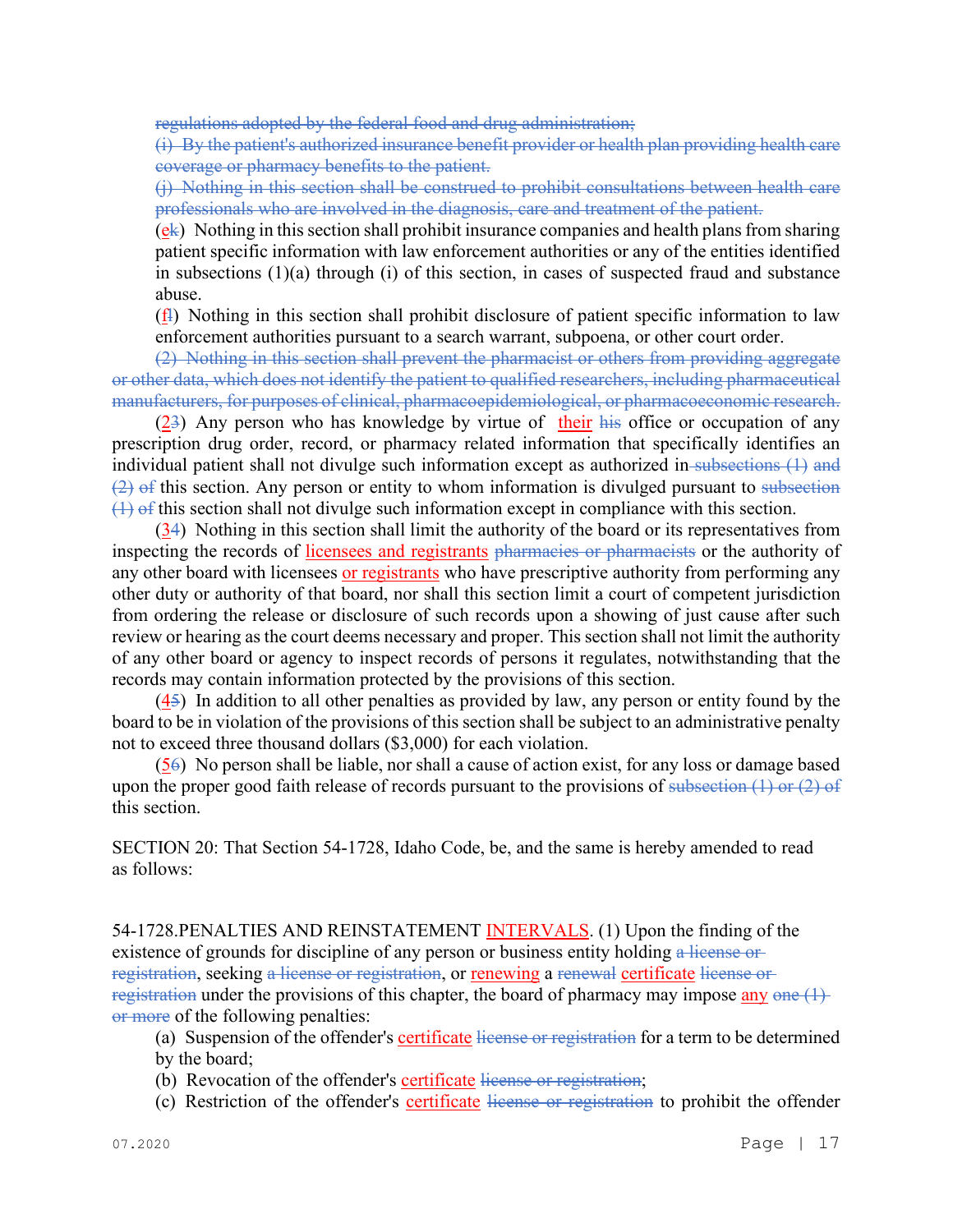~~regulations adopted by the federal food and drug administration;~~

~~(i) By the patient's authorized insurance benefit provider or health plan providing health care coverage or pharmacy benefits to the patient.~~

~~(j) Nothing in this section shall be construed to prohibit consultations between health care professionals who are involved in the diagnosis, care and treatment of the patient.~~

(<u>e</u>~~k~~) Nothing in this section shall prohibit insurance companies and health plans from sharing patient specific information with law enforcement authorities or any of the entities identified in subsections (1)(a) through (i) of this section, in cases of suspected fraud and substance abuse.

(<u>f</u>~~l~~) Nothing in this section shall prohibit disclosure of patient specific information to law enforcement authorities pursuant to a search warrant, subpoena, or other court order.

~~(2) Nothing in this section shall prevent the pharmacist or others from providing aggregate or other data, which does not identify the patient to qualified researchers, including pharmaceutical manufacturers, for purposes of clinical, pharmacoepidemiological, or pharmacoeconomic research.~~

(<u>2</u>~~3~~) Any person who has knowledge by virtue of <u>their</u> ~~his~~ office or occupation of any prescription drug order, record, or pharmacy related information that specifically identifies an individual patient shall not divulge such information except as authorized in ~~subsections (1) and (2) of~~ this section. Any person or entity to whom information is divulged pursuant to ~~subsection (1) of~~ this section shall not divulge such information except in compliance with this section.

(<u>3</u>~~4~~) Nothing in this section shall limit the authority of the board or its representatives from inspecting the records of <u>licensees and registrants</u> ~~pharmacies or pharmacists~~ or the authority of any other board with licensees <u>or registrants</u> who have prescriptive authority from performing any other duty or authority of that board, nor shall this section limit a court of competent jurisdiction from ordering the release or disclosure of such records upon a showing of just cause after such review or hearing as the court deems necessary and proper. This section shall not limit the authority of any other board or agency to inspect records of persons it regulates, notwithstanding that the records may contain information protected by the provisions of this section.

(<u>4</u>~~5~~) In addition to all other penalties as provided by law, any person or entity found by the board to be in violation of the provisions of this section shall be subject to an administrative penalty not to exceed three thousand dollars ($3,000) for each violation.

(<u>5</u>~~6~~) No person shall be liable, nor shall a cause of action exist, for any loss or damage based upon the proper good faith release of records pursuant to the provisions of ~~subsection (1) or (2) of~~ this section.

SECTION 20: That Section 54-1728, Idaho Code, be, and the same is hereby amended to read as follows:

54-1728.PENALTIES AND REINSTATEMENT <u>INTERVALS</u>. (1) Upon the finding of the existence of grounds for discipline of any person or business entity holding ~~a license or registration~~, seeking ~~a license or registration~~, or <u>renewing</u> a ~~renewal~~ <u>certificate</u> ~~license or registration~~ under the provisions of this chapter, the board of pharmacy may impose <u>any</u> ~~one (1) or more~~ of the following penalties:

(a) Suspension of the offender's <u>certificate</u> ~~license or registration~~ for a term to be determined by the board;

(b) Revocation of the offender's <u>certificate</u> ~~license or registration~~;

(c) Restriction of the offender's <u>certificate</u> ~~license or registration~~ to prohibit the offender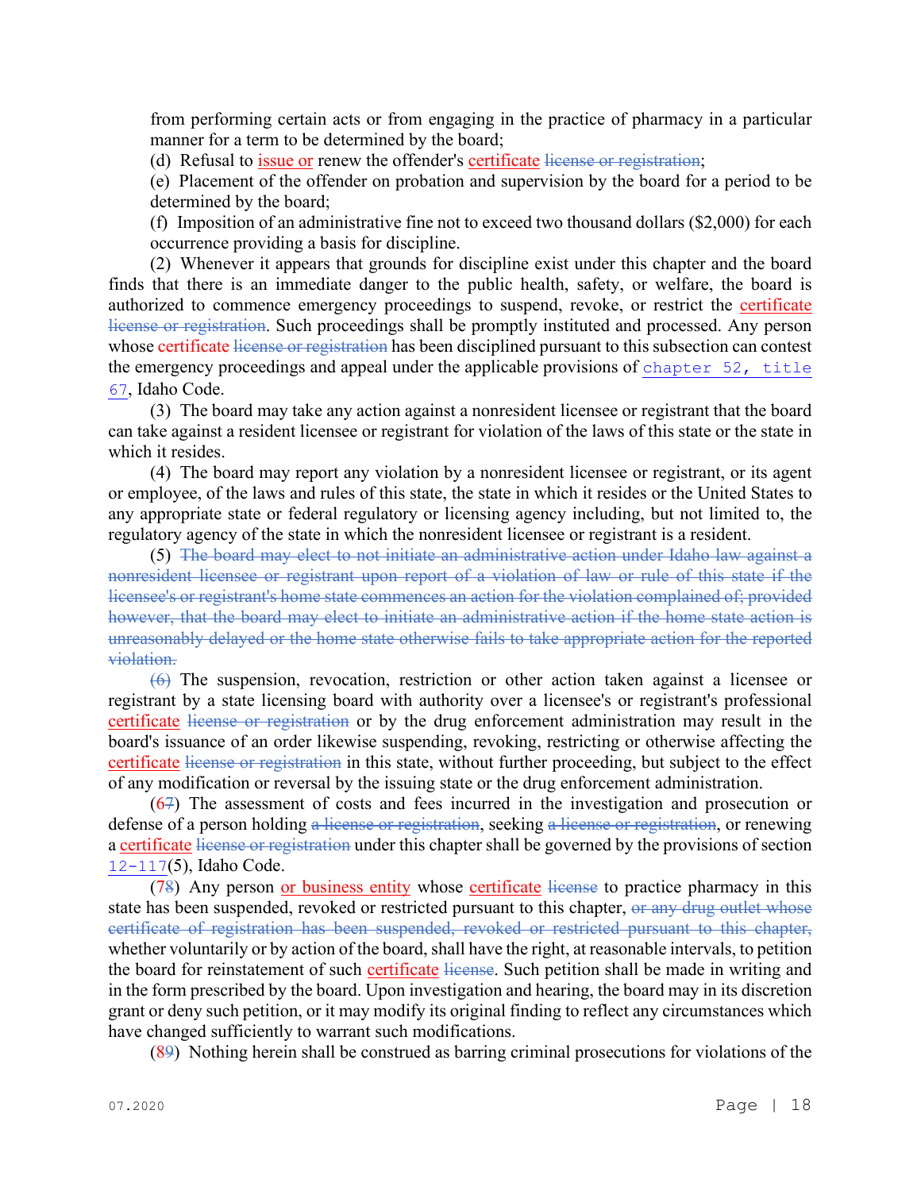from performing certain acts or from engaging in the practice of pharmacy in a particular manner for a term to be determined by the board;

(d) Refusal to issue or renew the offender's certificate ~~license or registration~~;

(e) Placement of the offender on probation and supervision by the board for a period to be determined by the board;

(f) Imposition of an administrative fine not to exceed two thousand dollars ($2,000) for each occurrence providing a basis for discipline.

(2) Whenever it appears that grounds for discipline exist under this chapter and the board finds that there is an immediate danger to the public health, safety, or welfare, the board is authorized to commence emergency proceedings to suspend, revoke, or restrict the certificate ~~license or registration~~. Such proceedings shall be promptly instituted and processed. Any person whose certificate ~~license or registration~~ has been disciplined pursuant to this subsection can contest the emergency proceedings and appeal under the applicable provisions of chapter 52, title 67, Idaho Code.

(3) The board may take any action against a nonresident licensee or registrant that the board can take against a resident licensee or registrant for violation of the laws of this state or the state in which it resides.

(4) The board may report any violation by a nonresident licensee or registrant, or its agent or employee, of the laws and rules of this state, the state in which it resides or the United States to any appropriate state or federal regulatory or licensing agency including, but not limited to, the regulatory agency of the state in which the nonresident licensee or registrant is a resident.

(5) ~~The board may elect to not initiate an administrative action under Idaho law against a nonresident licensee or registrant upon report of a violation of law or rule of this state if the licensee's or registrant's home state commences an action for the violation complained of; provided however, that the board may elect to initiate an administrative action if the home state action is unreasonably delayed or the home state otherwise fails to take appropriate action for the reported violation.~~

~~(6)~~ The suspension, revocation, restriction or other action taken against a licensee or registrant by a state licensing board with authority over a licensee's or registrant's professional certificate ~~license or registration~~ or by the drug enforcement administration may result in the board's issuance of an order likewise suspending, revoking, restricting or otherwise affecting the certificate ~~license or registration~~ in this state, without further proceeding, but subject to the effect of any modification or reversal by the issuing state or the drug enforcement administration.

(6~~7~~) The assessment of costs and fees incurred in the investigation and prosecution or defense of a person holding ~~a license or registration~~, seeking ~~a license or registration~~, or renewing a certificate ~~license or registration~~ under this chapter shall be governed by the provisions of section 12-117(5), Idaho Code.

(7~~8~~) Any person or business entity whose certificate ~~license~~ to practice pharmacy in this state has been suspended, revoked or restricted pursuant to this chapter, ~~or any drug outlet whose certificate of registration has been suspended, revoked or restricted pursuant to this chapter,~~ whether voluntarily or by action of the board, shall have the right, at reasonable intervals, to petition the board for reinstatement of such certificate ~~license~~. Such petition shall be made in writing and in the form prescribed by the board. Upon investigation and hearing, the board may in its discretion grant or deny such petition, or it may modify its original finding to reflect any circumstances which have changed sufficiently to warrant such modifications.

(8~~9~~) Nothing herein shall be construed as barring criminal prosecutions for violations of the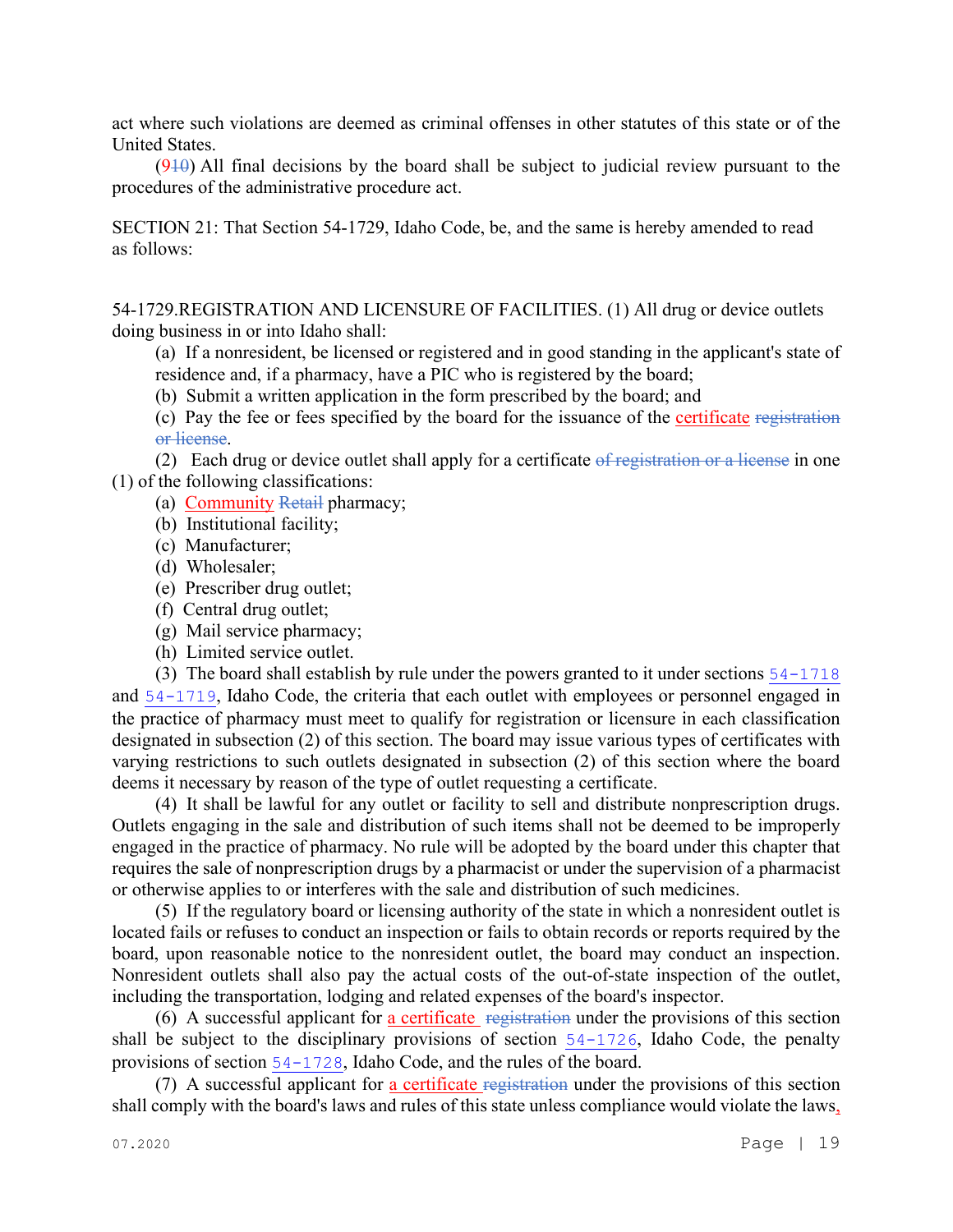act where such violations are deemed as criminal offenses in other statutes of this state or of the United States.

(9~~10~~) All final decisions by the board shall be subject to judicial review pursuant to the procedures of the administrative procedure act.

SECTION 21: That Section 54-1729, Idaho Code, be, and the same is hereby amended to read as follows:

54-1729.REGISTRATION AND LICENSURE OF FACILITIES. (1) All drug or device outlets doing business in or into Idaho shall:

(a) If a nonresident, be licensed or registered and in good standing in the applicant's state of residence and, if a pharmacy, have a PIC who is registered by the board;

(b) Submit a written application in the form prescribed by the board; and

(c) Pay the fee or fees specified by the board for the issuance of the <u>certificate</u> ~~registration or license~~.

(2) Each drug or device outlet shall apply for a certificate ~~of registration or a license~~ in one (1) of the following classifications:

(a) <u>Community</u> ~~Retail~~ pharmacy;

(b) Institutional facility;

(c) Manufacturer;

(d) Wholesaler;

(e) Prescriber drug outlet;

(f) Central drug outlet;

(g) Mail service pharmacy;

(h) Limited service outlet.

(3) The board shall establish by rule under the powers granted to it under sections 54-1718 and 54-1719, Idaho Code, the criteria that each outlet with employees or personnel engaged in the practice of pharmacy must meet to qualify for registration or licensure in each classification designated in subsection (2) of this section. The board may issue various types of certificates with varying restrictions to such outlets designated in subsection (2) of this section where the board deems it necessary by reason of the type of outlet requesting a certificate.

(4) It shall be lawful for any outlet or facility to sell and distribute nonprescription drugs. Outlets engaging in the sale and distribution of such items shall not be deemed to be improperly engaged in the practice of pharmacy. No rule will be adopted by the board under this chapter that requires the sale of nonprescription drugs by a pharmacist or under the supervision of a pharmacist or otherwise applies to or interferes with the sale and distribution of such medicines.

(5) If the regulatory board or licensing authority of the state in which a nonresident outlet is located fails or refuses to conduct an inspection or fails to obtain records or reports required by the board, upon reasonable notice to the nonresident outlet, the board may conduct an inspection. Nonresident outlets shall also pay the actual costs of the out-of-state inspection of the outlet, including the transportation, lodging and related expenses of the board's inspector.

(6) A successful applicant for <u>a certificate</u> ~~registration~~ under the provisions of this section shall be subject to the disciplinary provisions of section 54-1726, Idaho Code, the penalty provisions of section 54-1728, Idaho Code, and the rules of the board.

(7) A successful applicant for <u>a certificate</u> ~~registration~~ under the provisions of this section shall comply with the board's laws and rules of this state unless compliance would violate the laws<u>,</u>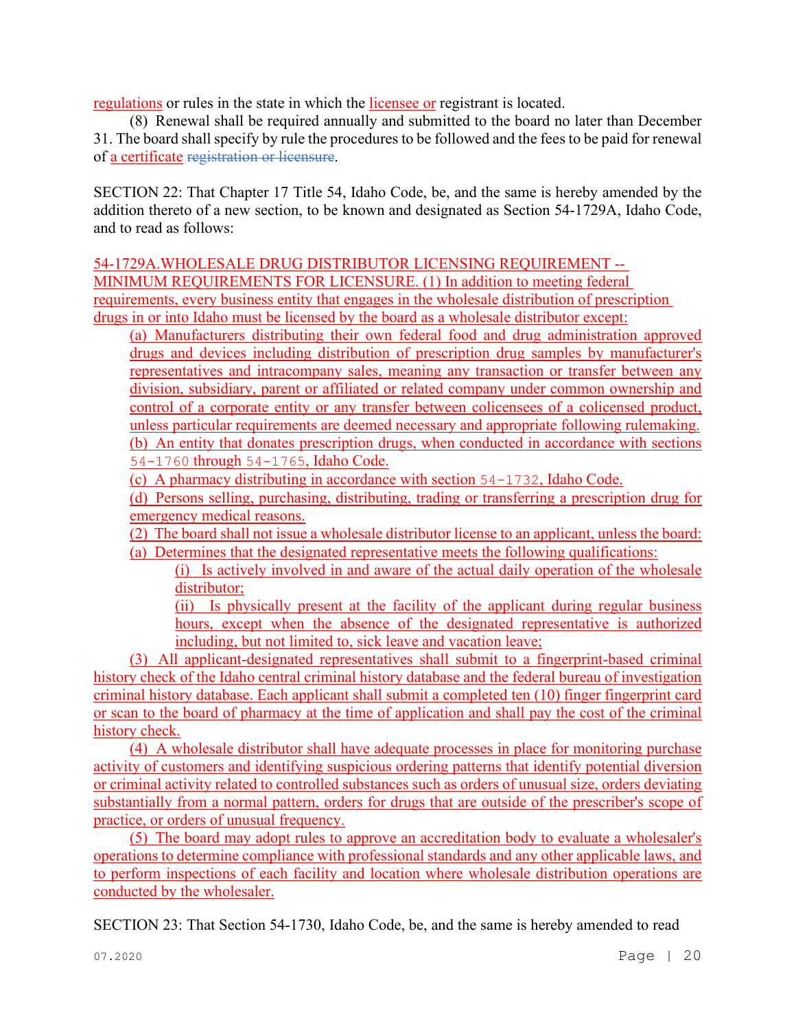regulations or rules in the state in which the licensee or registrant is located.

(8) Renewal shall be required annually and submitted to the board no later than December 31. The board shall specify by rule the procedures to be followed and the fees to be paid for renewal of a certificate ~~registration or licensure~~.

SECTION 22: That Chapter 17 Title 54, Idaho Code, be, and the same is hereby amended by the addition thereto of a new section, to be known and designated as Section 54-1729A, Idaho Code, and to read as follows:

54-1729A.WHOLESALE DRUG DISTRIBUTOR LICENSING REQUIREMENT -- MINIMUM REQUIREMENTS FOR LICENSURE. (1) In addition to meeting federal requirements, every business entity that engages in the wholesale distribution of prescription drugs in or into Idaho must be licensed by the board as a wholesale distributor except:

(a) Manufacturers distributing their own federal food and drug administration approved drugs and devices including distribution of prescription drug samples by manufacturer's representatives and intracompany sales, meaning any transaction or transfer between any division, subsidiary, parent or affiliated or related company under common ownership and control of a corporate entity or any transfer between colicensees of a colicensed product, unless particular requirements are deemed necessary and appropriate following rulemaking.

(b) An entity that donates prescription drugs, when conducted in accordance with sections 54-1760 through 54-1765, Idaho Code.

(c) A pharmacy distributing in accordance with section 54-1732, Idaho Code.

(d) Persons selling, purchasing, distributing, trading or transferring a prescription drug for emergency medical reasons.

(2) The board shall not issue a wholesale distributor license to an applicant, unless the board:

(a) Determines that the designated representative meets the following qualifications:

(i) Is actively involved in and aware of the actual daily operation of the wholesale distributor;

(ii) Is physically present at the facility of the applicant during regular business hours, except when the absence of the designated representative is authorized including, but not limited to, sick leave and vacation leave;

(3) All applicant-designated representatives shall submit to a fingerprint-based criminal history check of the Idaho central criminal history database and the federal bureau of investigation criminal history database. Each applicant shall submit a completed ten (10) finger fingerprint card or scan to the board of pharmacy at the time of application and shall pay the cost of the criminal history check.

(4) A wholesale distributor shall have adequate processes in place for monitoring purchase activity of customers and identifying suspicious ordering patterns that identify potential diversion or criminal activity related to controlled substances such as orders of unusual size, orders deviating substantially from a normal pattern, orders for drugs that are outside of the prescriber's scope of practice, or orders of unusual frequency.

(5) The board may adopt rules to approve an accreditation body to evaluate a wholesaler's operations to determine compliance with professional standards and any other applicable laws, and to perform inspections of each facility and location where wholesale distribution operations are conducted by the wholesaler.

SECTION 23: That Section 54-1730, Idaho Code, be, and the same is hereby amended to read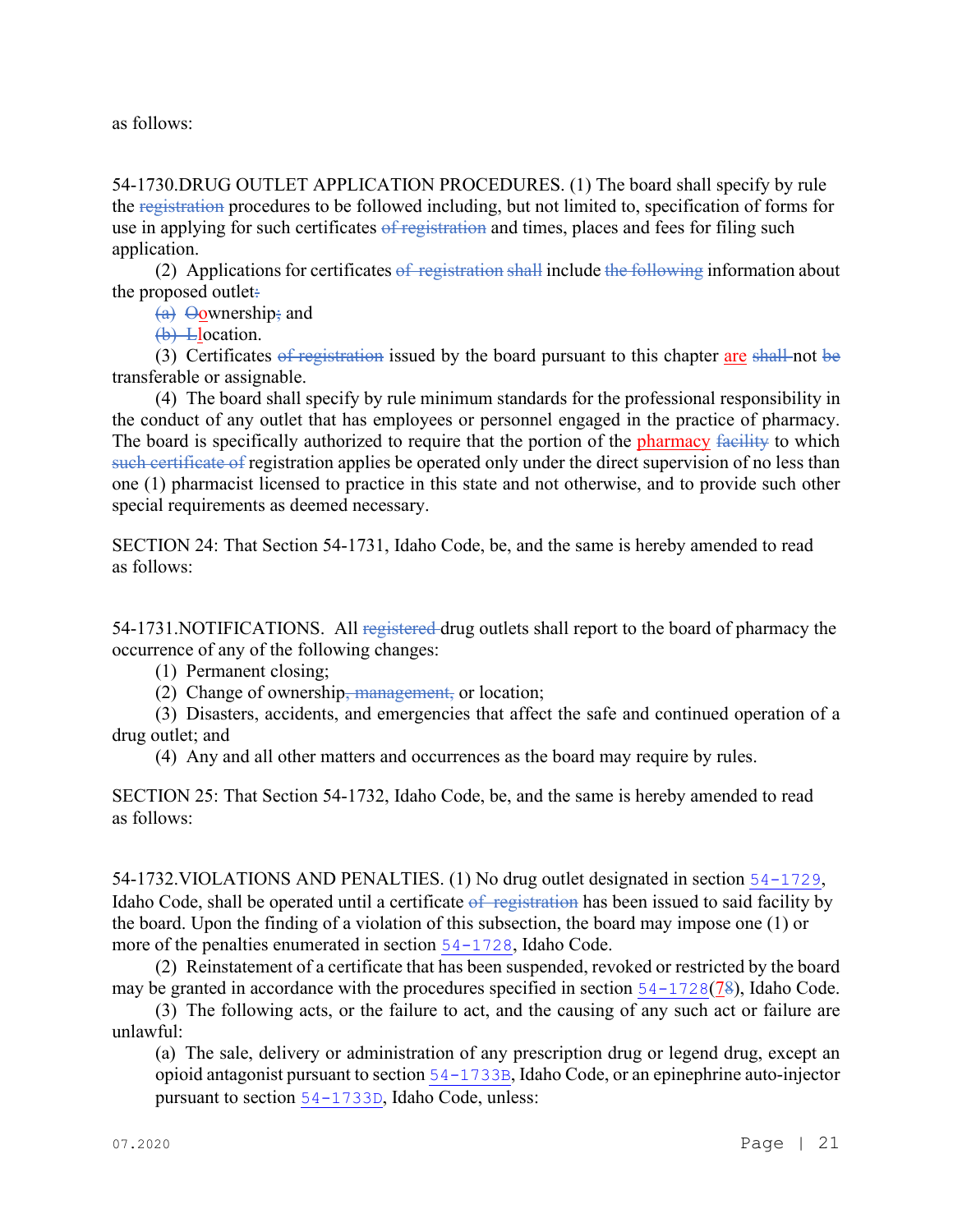as follows:

54-1730.DRUG OUTLET APPLICATION PROCEDURES. (1) The board shall specify by rule the ~~registration~~ procedures to be followed including, but not limited to, specification of forms for use in applying for such certificates ~~of registration~~ and times, places and fees for filing such application.

(2) Applications for certificates ~~of registration~~ ~~shall~~ include ~~the following~~ information about the proposed outlet~~:~~

~~(a)~~ ~~O~~ownership~~;~~ and

~~(b)~~ ~~L~~location.

(3) Certificates ~~of registration~~ issued by the board pursuant to this chapter are ~~shall~~ not ~~be~~ transferable or assignable.

(4) The board shall specify by rule minimum standards for the professional responsibility in the conduct of any outlet that has employees or personnel engaged in the practice of pharmacy. The board is specifically authorized to require that the portion of the pharmacy ~~facility~~ to which ~~such certificate of~~ registration applies be operated only under the direct supervision of no less than one (1) pharmacist licensed to practice in this state and not otherwise, and to provide such other special requirements as deemed necessary.

SECTION 24: That Section 54-1731, Idaho Code, be, and the same is hereby amended to read as follows:

54-1731.NOTIFICATIONS. All ~~registered~~ drug outlets shall report to the board of pharmacy the occurrence of any of the following changes:

(1) Permanent closing;

(2) Change of ownership~~, management,~~ or location;

(3) Disasters, accidents, and emergencies that affect the safe and continued operation of a drug outlet; and

(4) Any and all other matters and occurrences as the board may require by rules.

SECTION 25: That Section 54-1732, Idaho Code, be, and the same is hereby amended to read as follows:

54-1732.VIOLATIONS AND PENALTIES. (1) No drug outlet designated in section 54-1729, Idaho Code, shall be operated until a certificate ~~of registration~~ has been issued to said facility by the board. Upon the finding of a violation of this subsection, the board may impose one (1) or more of the penalties enumerated in section 54-1728, Idaho Code.

(2) Reinstatement of a certificate that has been suspended, revoked or restricted by the board may be granted in accordance with the procedures specified in section 54-1728(7~~8~~), Idaho Code.

(3) The following acts, or the failure to act, and the causing of any such act or failure are unlawful:

(a) The sale, delivery or administration of any prescription drug or legend drug, except an opioid antagonist pursuant to section 54-1733B, Idaho Code, or an epinephrine auto-injector pursuant to section 54-1733D, Idaho Code, unless: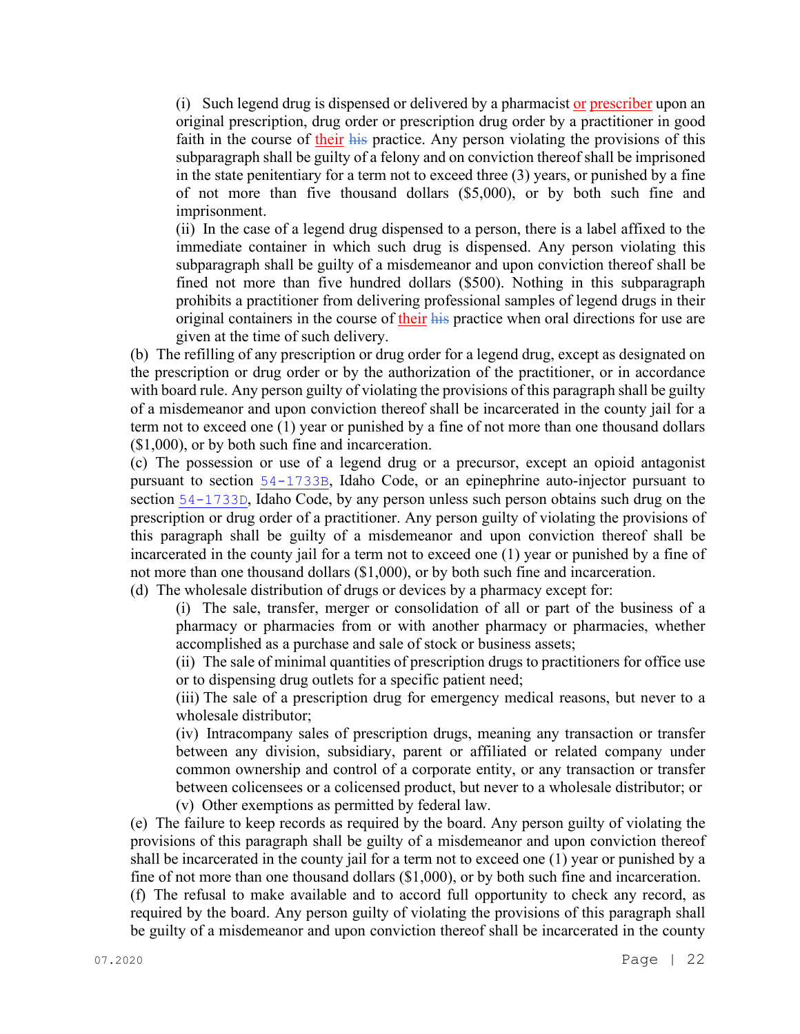(i) Such legend drug is dispensed or delivered by a pharmacist or prescriber upon an original prescription, drug order or prescription drug order by a practitioner in good faith in the course of their ~~his~~ practice. Any person violating the provisions of this subparagraph shall be guilty of a felony and on conviction thereof shall be imprisoned in the state penitentiary for a term not to exceed three (3) years, or punished by a fine of not more than five thousand dollars ($5,000), or by both such fine and imprisonment.

(ii) In the case of a legend drug dispensed to a person, there is a label affixed to the immediate container in which such drug is dispensed. Any person violating this subparagraph shall be guilty of a misdemeanor and upon conviction thereof shall be fined not more than five hundred dollars ($500). Nothing in this subparagraph prohibits a practitioner from delivering professional samples of legend drugs in their original containers in the course of their ~~his~~ practice when oral directions for use are given at the time of such delivery.

(b) The refilling of any prescription or drug order for a legend drug, except as designated on the prescription or drug order or by the authorization of the practitioner, or in accordance with board rule. Any person guilty of violating the provisions of this paragraph shall be guilty of a misdemeanor and upon conviction thereof shall be incarcerated in the county jail for a term not to exceed one (1) year or punished by a fine of not more than one thousand dollars ($1,000), or by both such fine and incarceration.

(c) The possession or use of a legend drug or a precursor, except an opioid antagonist pursuant to section 54-1733B, Idaho Code, or an epinephrine auto-injector pursuant to section 54-1733D, Idaho Code, by any person unless such person obtains such drug on the prescription or drug order of a practitioner. Any person guilty of violating the provisions of this paragraph shall be guilty of a misdemeanor and upon conviction thereof shall be incarcerated in the county jail for a term not to exceed one (1) year or punished by a fine of not more than one thousand dollars ($1,000), or by both such fine and incarceration.

(d) The wholesale distribution of drugs or devices by a pharmacy except for:

(i) The sale, transfer, merger or consolidation of all or part of the business of a pharmacy or pharmacies from or with another pharmacy or pharmacies, whether accomplished as a purchase and sale of stock or business assets;

(ii) The sale of minimal quantities of prescription drugs to practitioners for office use or to dispensing drug outlets for a specific patient need;

(iii) The sale of a prescription drug for emergency medical reasons, but never to a wholesale distributor;

(iv) Intracompany sales of prescription drugs, meaning any transaction or transfer between any division, subsidiary, parent or affiliated or related company under common ownership and control of a corporate entity, or any transaction or transfer between colicensees or a colicensed product, but never to a wholesale distributor; or

(v) Other exemptions as permitted by federal law.

(e) The failure to keep records as required by the board. Any person guilty of violating the provisions of this paragraph shall be guilty of a misdemeanor and upon conviction thereof shall be incarcerated in the county jail for a term not to exceed one (1) year or punished by a fine of not more than one thousand dollars ($1,000), or by both such fine and incarceration.

(f) The refusal to make available and to accord full opportunity to check any record, as required by the board. Any person guilty of violating the provisions of this paragraph shall be guilty of a misdemeanor and upon conviction thereof shall be incarcerated in the county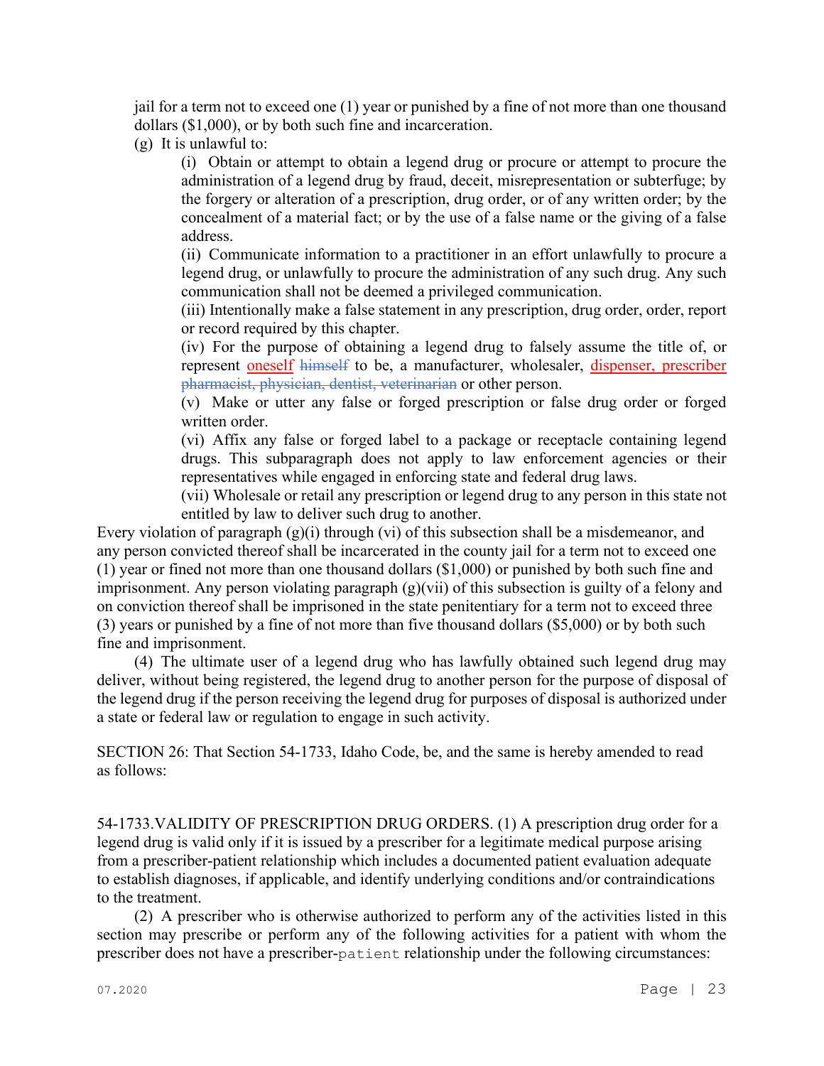jail for a term not to exceed one (1) year or punished by a fine of not more than one thousand dollars ($1,000), or by both such fine and incarceration.

(g) It is unlawful to:

(i) Obtain or attempt to obtain a legend drug or procure or attempt to procure the administration of a legend drug by fraud, deceit, misrepresentation or subterfuge; by the forgery or alteration of a prescription, drug order, or of any written order; by the concealment of a material fact; or by the use of a false name or the giving of a false address.

(ii) Communicate information to a practitioner in an effort unlawfully to procure a legend drug, or unlawfully to procure the administration of any such drug. Any such communication shall not be deemed a privileged communication.

(iii) Intentionally make a false statement in any prescription, drug order, order, report or record required by this chapter.

(iv) For the purpose of obtaining a legend drug to falsely assume the title of, or represent oneself ~~himself~~ to be, a manufacturer, wholesaler, dispenser, prescriber ~~pharmacist, physician, dentist, veterinarian~~ or other person.

(v) Make or utter any false or forged prescription or false drug order or forged written order.

(vi) Affix any false or forged label to a package or receptacle containing legend drugs. This subparagraph does not apply to law enforcement agencies or their representatives while engaged in enforcing state and federal drug laws.

(vii) Wholesale or retail any prescription or legend drug to any person in this state not entitled by law to deliver such drug to another.

Every violation of paragraph (g)(i) through (vi) of this subsection shall be a misdemeanor, and any person convicted thereof shall be incarcerated in the county jail for a term not to exceed one (1) year or fined not more than one thousand dollars ($1,000) or punished by both such fine and imprisonment. Any person violating paragraph (g)(vii) of this subsection is guilty of a felony and on conviction thereof shall be imprisoned in the state penitentiary for a term not to exceed three (3) years or punished by a fine of not more than five thousand dollars ($5,000) or by both such fine and imprisonment.

(4) The ultimate user of a legend drug who has lawfully obtained such legend drug may deliver, without being registered, the legend drug to another person for the purpose of disposal of the legend drug if the person receiving the legend drug for purposes of disposal is authorized under a state or federal law or regulation to engage in such activity.

SECTION 26: That Section 54-1733, Idaho Code, be, and the same is hereby amended to read as follows:

54-1733.VALIDITY OF PRESCRIPTION DRUG ORDERS. (1) A prescription drug order for a legend drug is valid only if it is issued by a prescriber for a legitimate medical purpose arising from a prescriber-patient relationship which includes a documented patient evaluation adequate to establish diagnoses, if applicable, and identify underlying conditions and/or contraindications to the treatment.

(2) A prescriber who is otherwise authorized to perform any of the activities listed in this section may prescribe or perform any of the following activities for a patient with whom the prescriber does not have a prescriber-patient relationship under the following circumstances: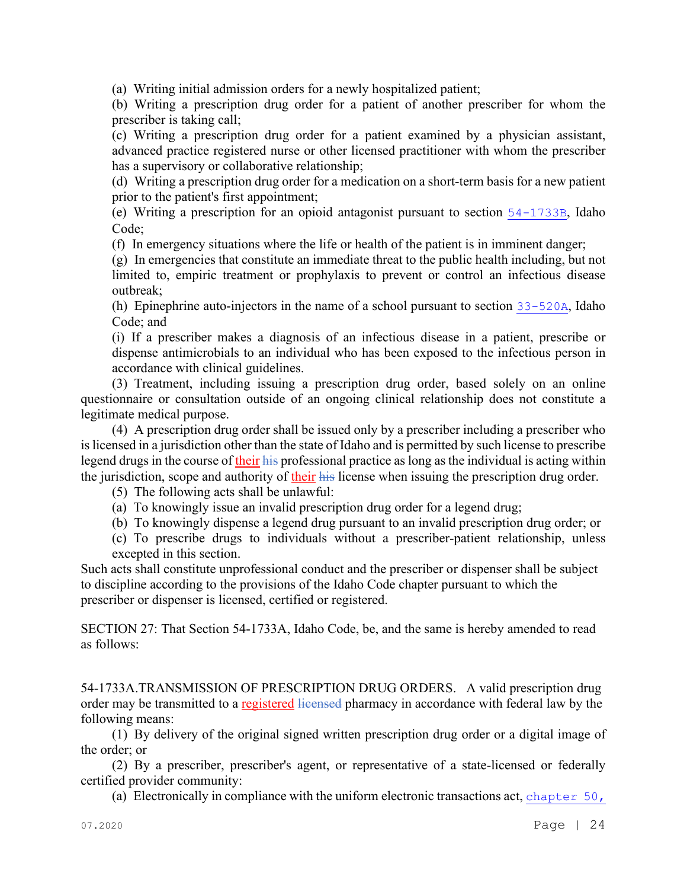(a) Writing initial admission orders for a newly hospitalized patient;

(b) Writing a prescription drug order for a patient of another prescriber for whom the prescriber is taking call;

(c) Writing a prescription drug order for a patient examined by a physician assistant, advanced practice registered nurse or other licensed practitioner with whom the prescriber has a supervisory or collaborative relationship;

(d) Writing a prescription drug order for a medication on a short-term basis for a new patient prior to the patient's first appointment;

(e) Writing a prescription for an opioid antagonist pursuant to section 54-1733B, Idaho Code;

(f) In emergency situations where the life or health of the patient is in imminent danger;

(g) In emergencies that constitute an immediate threat to the public health including, but not limited to, empiric treatment or prophylaxis to prevent or control an infectious disease outbreak;

(h) Epinephrine auto-injectors in the name of a school pursuant to section 33-520A, Idaho Code; and

(i) If a prescriber makes a diagnosis of an infectious disease in a patient, prescribe or dispense antimicrobials to an individual who has been exposed to the infectious person in accordance with clinical guidelines.

(3) Treatment, including issuing a prescription drug order, based solely on an online questionnaire or consultation outside of an ongoing clinical relationship does not constitute a legitimate medical purpose.

(4) A prescription drug order shall be issued only by a prescriber including a prescriber who is licensed in a jurisdiction other than the state of Idaho and is permitted by such license to prescribe legend drugs in the course of their ~~his~~ professional practice as long as the individual is acting within the jurisdiction, scope and authority of their ~~his~~ license when issuing the prescription drug order.

(5) The following acts shall be unlawful:

(a) To knowingly issue an invalid prescription drug order for a legend drug;

(b) To knowingly dispense a legend drug pursuant to an invalid prescription drug order; or

(c) To prescribe drugs to individuals without a prescriber-patient relationship, unless excepted in this section.

Such acts shall constitute unprofessional conduct and the prescriber or dispenser shall be subject to discipline according to the provisions of the Idaho Code chapter pursuant to which the prescriber or dispenser is licensed, certified or registered.

SECTION 27: That Section 54-1733A, Idaho Code, be, and the same is hereby amended to read as follows:

54-1733A.TRANSMISSION OF PRESCRIPTION DRUG ORDERS. A valid prescription drug order may be transmitted to a registered ~~licensed~~ pharmacy in accordance with federal law by the following means:

(1) By delivery of the original signed written prescription drug order or a digital image of the order; or

(2) By a prescriber, prescriber's agent, or representative of a state-licensed or federally certified provider community:

(a) Electronically in compliance with the uniform electronic transactions act, chapter 50,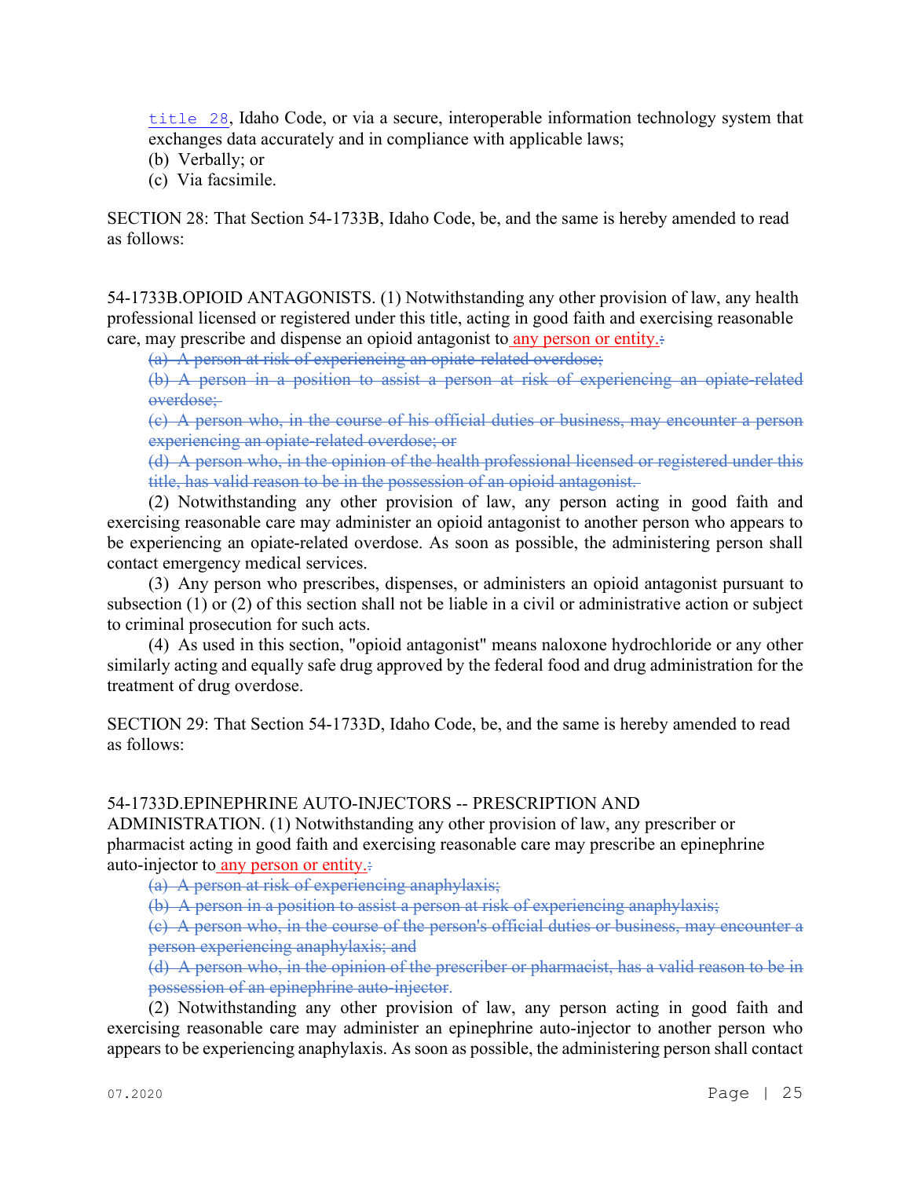title 28, Idaho Code, or via a secure, interoperable information technology system that exchanges data accurately and in compliance with applicable laws;

(b) Verbally; or

(c) Via facsimile.

SECTION 28: That Section 54-1733B, Idaho Code, be, and the same is hereby amended to read as follows:

54-1733B.OPIOID ANTAGONISTS. (1) Notwithstanding any other provision of law, any health professional licensed or registered under this title, acting in good faith and exercising reasonable care, may prescribe and dispense an opioid antagonist to any person or entity.~~:~~

~~(a) A person at risk of experiencing an opiate-related overdose;~~

~~(b) A person in a position to assist a person at risk of experiencing an opiate-related overdose;~~

~~(c) A person who, in the course of his official duties or business, may encounter a person experiencing an opiate-related overdose; or~~

~~(d) A person who, in the opinion of the health professional licensed or registered under this title, has valid reason to be in the possession of an opioid antagonist.~~

(2) Notwithstanding any other provision of law, any person acting in good faith and exercising reasonable care may administer an opioid antagonist to another person who appears to be experiencing an opiate-related overdose. As soon as possible, the administering person shall contact emergency medical services.

(3) Any person who prescribes, dispenses, or administers an opioid antagonist pursuant to subsection (1) or (2) of this section shall not be liable in a civil or administrative action or subject to criminal prosecution for such acts.

(4) As used in this section, "opioid antagonist" means naloxone hydrochloride or any other similarly acting and equally safe drug approved by the federal food and drug administration for the treatment of drug overdose.

SECTION 29: That Section 54-1733D, Idaho Code, be, and the same is hereby amended to read as follows:

54-1733D.EPINEPHRINE AUTO-INJECTORS -- PRESCRIPTION AND ADMINISTRATION. (1) Notwithstanding any other provision of law, any prescriber or pharmacist acting in good faith and exercising reasonable care may prescribe an epinephrine auto-injector to any person or entity.~~:~~

~~(a) A person at risk of experiencing anaphylaxis;~~

~~(b) A person in a position to assist a person at risk of experiencing anaphylaxis;~~

~~(c) A person who, in the course of the person's official duties or business, may encounter a person experiencing anaphylaxis; and~~

~~(d) A person who, in the opinion of the prescriber or pharmacist, has a valid reason to be in possession of an epinephrine auto-injector.~~

(2) Notwithstanding any other provision of law, any person acting in good faith and exercising reasonable care may administer an epinephrine auto-injector to another person who appears to be experiencing anaphylaxis. As soon as possible, the administering person shall contact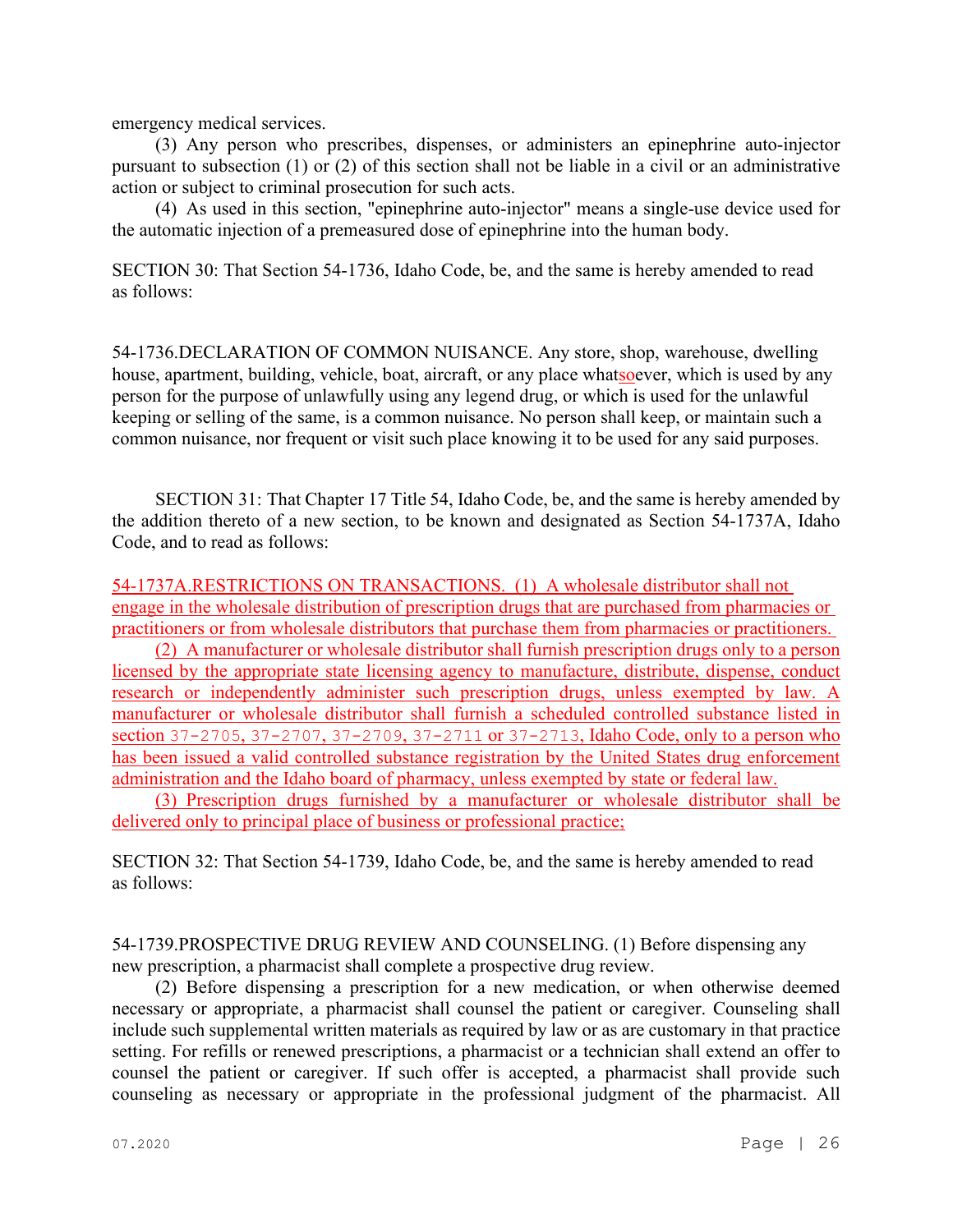emergency medical services.

(3) Any person who prescribes, dispenses, or administers an epinephrine auto-injector pursuant to subsection (1) or (2) of this section shall not be liable in a civil or an administrative action or subject to criminal prosecution for such acts.

(4) As used in this section, "epinephrine auto-injector" means a single-use device used for the automatic injection of a premeasured dose of epinephrine into the human body.

SECTION 30: That Section 54-1736, Idaho Code, be, and the same is hereby amended to read as follows:

54-1736.DECLARATION OF COMMON NUISANCE. Any store, shop, warehouse, dwelling house, apartment, building, vehicle, boat, aircraft, or any place whatsoever, which is used by any person for the purpose of unlawfully using any legend drug, or which is used for the unlawful keeping or selling of the same, is a common nuisance. No person shall keep, or maintain such a common nuisance, nor frequent or visit such place knowing it to be used for any said purposes.

SECTION 31: That Chapter 17 Title 54, Idaho Code, be, and the same is hereby amended by the addition thereto of a new section, to be known and designated as Section 54-1737A, Idaho Code, and to read as follows:

54-1737A.RESTRICTIONS ON TRANSACTIONS. (1) A wholesale distributor shall not engage in the wholesale distribution of prescription drugs that are purchased from pharmacies or practitioners or from wholesale distributors that purchase them from pharmacies or practitioners.

(2) A manufacturer or wholesale distributor shall furnish prescription drugs only to a person licensed by the appropriate state licensing agency to manufacture, distribute, dispense, conduct research or independently administer such prescription drugs, unless exempted by law. A manufacturer or wholesale distributor shall furnish a scheduled controlled substance listed in section 37-2705, 37-2707, 37-2709, 37-2711 or 37-2713, Idaho Code, only to a person who has been issued a valid controlled substance registration by the United States drug enforcement administration and the Idaho board of pharmacy, unless exempted by state or federal law.

(3) Prescription drugs furnished by a manufacturer or wholesale distributor shall be delivered only to principal place of business or professional practice;

SECTION 32: That Section 54-1739, Idaho Code, be, and the same is hereby amended to read as follows:

54-1739.PROSPECTIVE DRUG REVIEW AND COUNSELING. (1) Before dispensing any new prescription, a pharmacist shall complete a prospective drug review.

(2) Before dispensing a prescription for a new medication, or when otherwise deemed necessary or appropriate, a pharmacist shall counsel the patient or caregiver. Counseling shall include such supplemental written materials as required by law or as are customary in that practice setting. For refills or renewed prescriptions, a pharmacist or a technician shall extend an offer to counsel the patient or caregiver. If such offer is accepted, a pharmacist shall provide such counseling as necessary or appropriate in the professional judgment of the pharmacist. All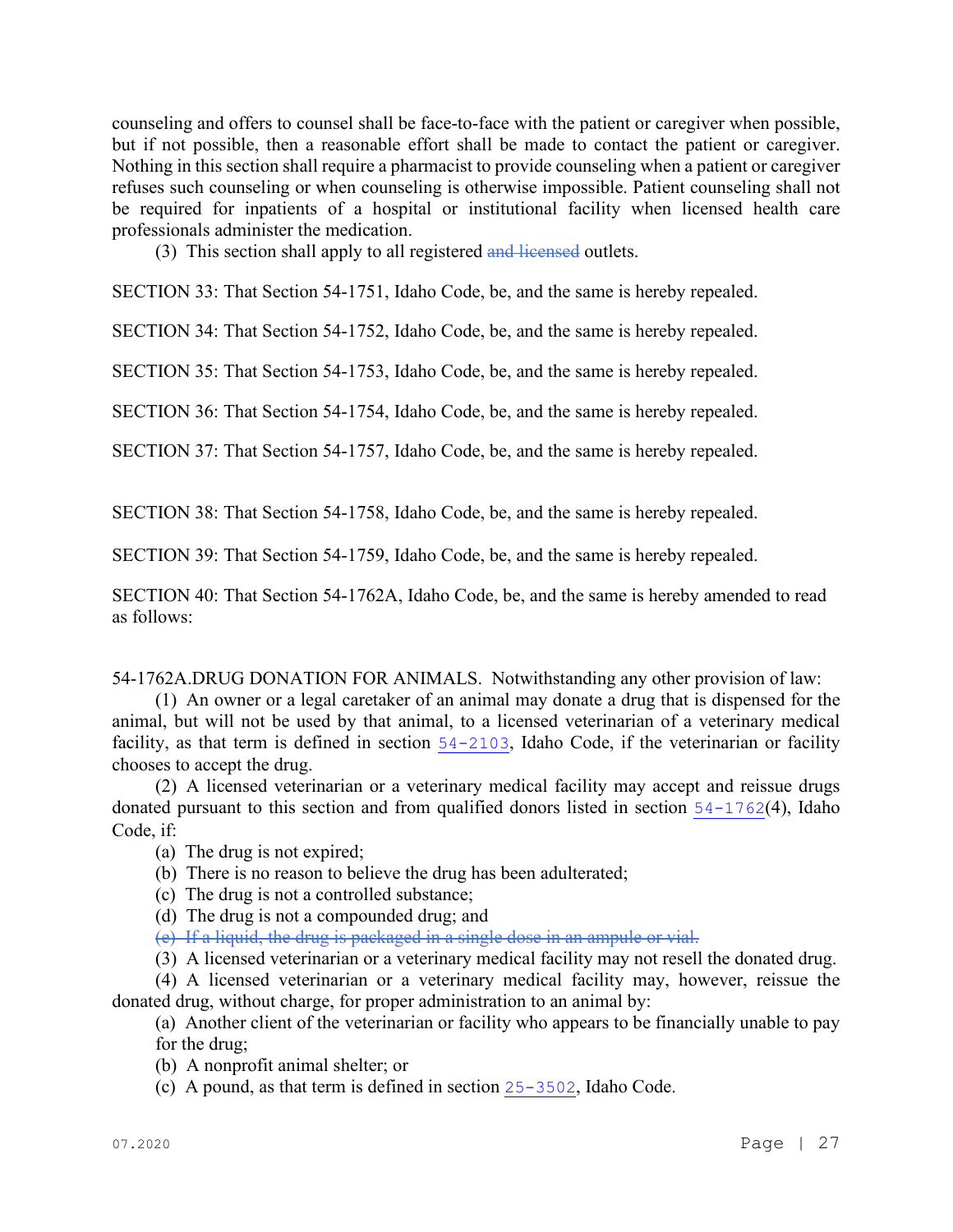counseling and offers to counsel shall be face-to-face with the patient or caregiver when possible, but if not possible, then a reasonable effort shall be made to contact the patient or caregiver. Nothing in this section shall require a pharmacist to provide counseling when a patient or caregiver refuses such counseling or when counseling is otherwise impossible. Patient counseling shall not be required for inpatients of a hospital or institutional facility when licensed health care professionals administer the medication.

(3) This section shall apply to all registered ~~and licensed~~ outlets.

SECTION 33: That Section 54-1751, Idaho Code, be, and the same is hereby repealed.

SECTION 34: That Section 54-1752, Idaho Code, be, and the same is hereby repealed.

SECTION 35: That Section 54-1753, Idaho Code, be, and the same is hereby repealed.

SECTION 36: That Section 54-1754, Idaho Code, be, and the same is hereby repealed.

SECTION 37: That Section 54-1757, Idaho Code, be, and the same is hereby repealed.

SECTION 38: That Section 54-1758, Idaho Code, be, and the same is hereby repealed.

SECTION 39: That Section 54-1759, Idaho Code, be, and the same is hereby repealed.

SECTION 40: That Section 54-1762A, Idaho Code, be, and the same is hereby amended to read as follows:

54-1762A.DRUG DONATION FOR ANIMALS. Notwithstanding any other provision of law:

(1) An owner or a legal caretaker of an animal may donate a drug that is dispensed for the animal, but will not be used by that animal, to a licensed veterinarian of a veterinary medical facility, as that term is defined in section 54-2103, Idaho Code, if the veterinarian or facility chooses to accept the drug.

(2) A licensed veterinarian or a veterinary medical facility may accept and reissue drugs donated pursuant to this section and from qualified donors listed in section 54-1762(4), Idaho Code, if:

- (a) The drug is not expired;
- (b) There is no reason to believe the drug has been adulterated;
- (c) The drug is not a controlled substance;
- (d) The drug is not a compounded drug; and
- ~~(e) If a liquid, the drug is packaged in a single dose in an ampule or vial.~~

(3) A licensed veterinarian or a veterinary medical facility may not resell the donated drug.

(4) A licensed veterinarian or a veterinary medical facility may, however, reissue the donated drug, without charge, for proper administration to an animal by:

- (a) Another client of the veterinarian or facility who appears to be financially unable to pay for the drug;
- (b) A nonprofit animal shelter; or
- (c) A pound, as that term is defined in section 25-3502, Idaho Code.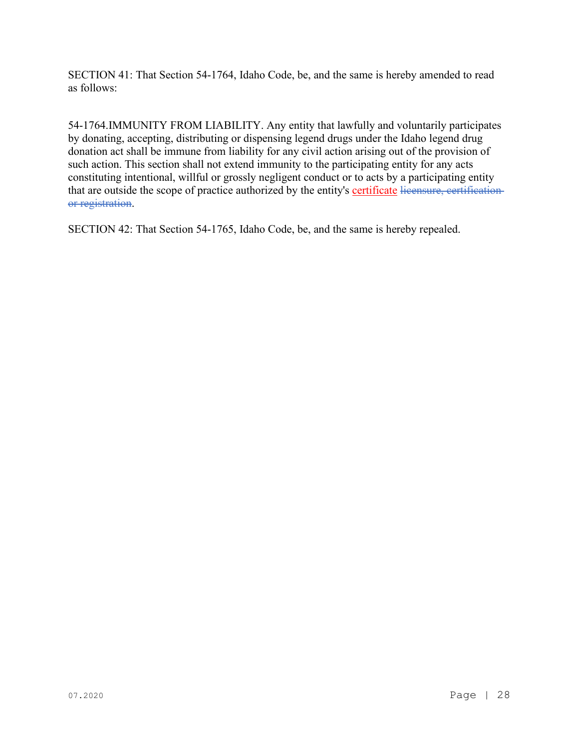SECTION 41: That Section 54-1764, Idaho Code, be, and the same is hereby amended to read as follows:

54-1764.IMMUNITY FROM LIABILITY. Any entity that lawfully and voluntarily participates by donating, accepting, distributing or dispensing legend drugs under the Idaho legend drug donation act shall be immune from liability for any civil action arising out of the provision of such action. This section shall not extend immunity to the participating entity for any acts constituting intentional, willful or grossly negligent conduct or to acts by a participating entity that are outside the scope of practice authorized by the entity's <u>certificate</u> ~~licensure, certification or registration~~.

SECTION 42: That Section 54-1765, Idaho Code, be, and the same is hereby repealed.